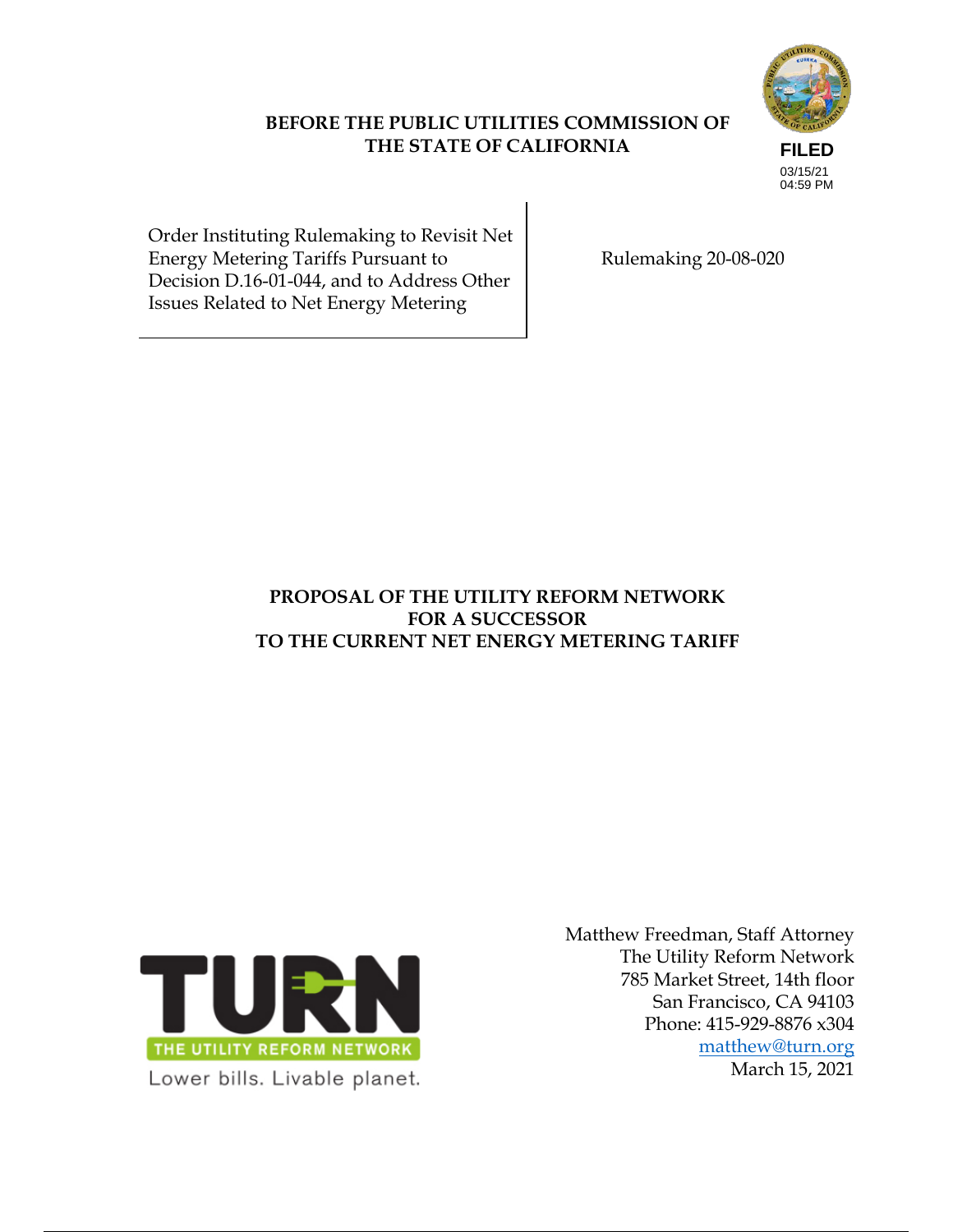**BEFORE THE PUBLIC UTILITIES COMMISSION OF THE STATE OF CALIFORNIA**

FILED
03/15/21
04:59 PM

| Order Instituting Rulemaking to Revisit Net Energy Metering Tariffs Pursuant to Decision D.16-01-044, and to Address Other Issues Related to Net Energy Metering | Rulemaking 20-08-020 |
| --- | --- |

**PROPOSAL OF THE UTILITY REFORM NETWORK FOR A SUCCESSOR TO THE CURRENT NET ENERGY METERING TARIFF**

TURN
THE UTILITY REFORM NETWORK
Lower bills. Livable planet.

Matthew Freedman, Staff Attorney
The Utility Reform Network
785 Market Street, 14th floor
San Francisco, CA 94103
Phone: 415-929-8876 x304
matthew@turn.org
March 15, 2021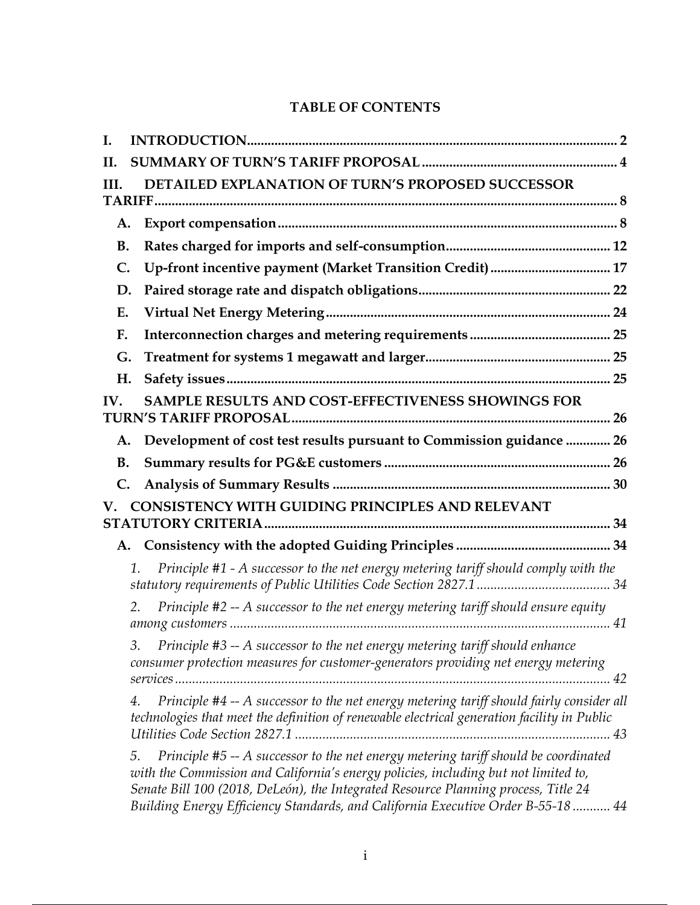# TABLE OF CONTENTS

**I. INTRODUCTION** .......... 2

**II. SUMMARY OF TURN'S TARIFF PROPOSAL** .......... 4

**III. DETAILED EXPLANATION OF TURN'S PROPOSED SUCCESSOR TARIFF** .......... 8

- **A. Export compensation** .......... 8
- **B. Rates charged for imports and self-consumption** .......... 12
- **C. Up-front incentive payment (Market Transition Credit)** .......... 17
- **D. Paired storage rate and dispatch obligations** .......... 22
- **E. Virtual Net Energy Metering** .......... 24
- **F. Interconnection charges and metering requirements** .......... 25
- **G. Treatment for systems 1 megawatt and larger** .......... 25
- **H. Safety issues** .......... 25

**IV. SAMPLE RESULTS AND COST-EFFECTIVENESS SHOWINGS FOR TURN'S TARIFF PROPOSAL** .......... 26

- **A. Development of cost test results pursuant to Commission guidance** .......... 26
- **B. Summary results for PG&E customers** .......... 26
- **C. Analysis of Summary Results** .......... 30

**V. CONSISTENCY WITH GUIDING PRINCIPLES AND RELEVANT STATUTORY CRITERIA** .......... 34

- **A. Consistency with the adopted Guiding Principles** .......... 34
  1. *Principle #1 - A successor to the net energy metering tariff should comply with the statutory requirements of Public Utilities Code Section 2827.1* .......... 34
  2. *Principle #2 -- A successor to the net energy metering tariff should ensure equity among customers* .......... 41
  3. *Principle #3 -- A successor to the net energy metering tariff should enhance consumer protection measures for customer-generators providing net energy metering services* .......... 42
  4. *Principle #4 -- A successor to the net energy metering tariff should fairly consider all technologies that meet the definition of renewable electrical generation facility in Public Utilities Code Section 2827.1* .......... 43
  5. *Principle #5 -- A successor to the net energy metering tariff should be coordinated with the Commission and California's energy policies, including but not limited to, Senate Bill 100 (2018, DeLeón), the Integrated Resource Planning process, Title 24 Building Energy Efficiency Standards, and California Executive Order B-55-18* .......... 44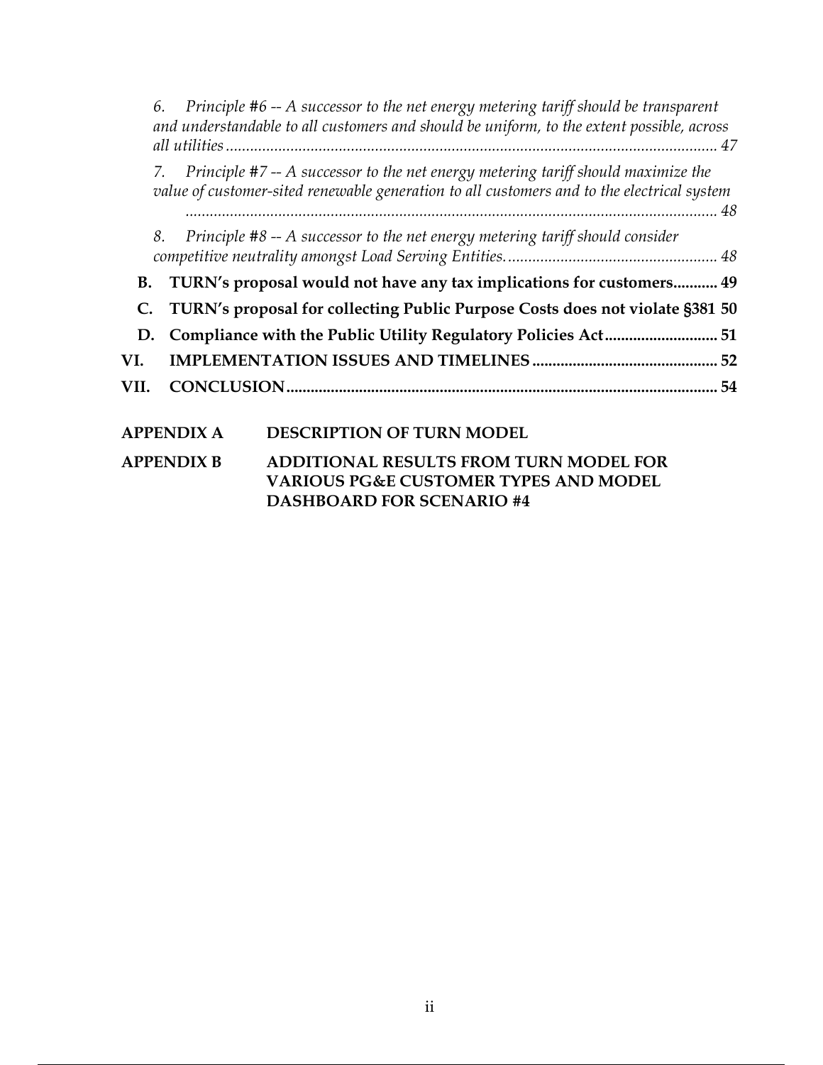6. *Principle #6 -- A successor to the net energy metering tariff should be transparent and understandable to all customers and should be uniform, to the extent possible, across all utilities* ........................................................................................................................ 47

7. *Principle #7 -- A successor to the net energy metering tariff should maximize the value of customer-sited renewable generation to all customers and to the electrical system* ........................................................................................................................ 48

8. *Principle #8 -- A successor to the net energy metering tariff should consider competitive neutrality amongst Load Serving Entities.* ................................................... 48

**B. TURN's proposal would not have any tax implications for customers........... 49**

**C. TURN's proposal for collecting Public Purpose Costs does not violate §381 50**

**D. Compliance with the Public Utility Regulatory Policies Act............................ 51**

**VI. IMPLEMENTATION ISSUES AND TIMELINES .............................................. 52**

**VII. CONCLUSION........................................................................................................... 54**

**APPENDIX A DESCRIPTION OF TURN MODEL**

**APPENDIX B ADDITIONAL RESULTS FROM TURN MODEL FOR VARIOUS PG&E CUSTOMER TYPES AND MODEL DASHBOARD FOR SCENARIO #4**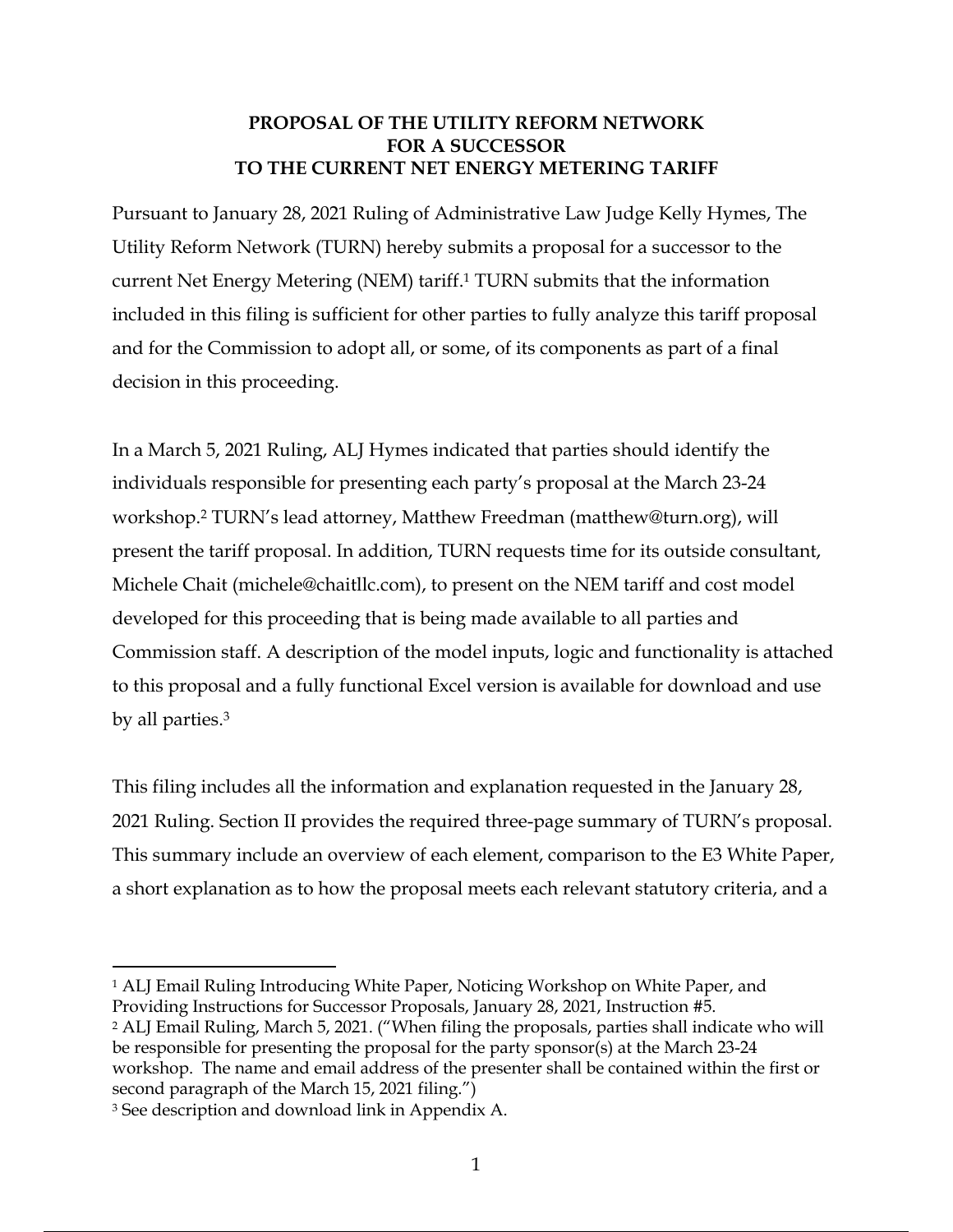**PROPOSAL OF THE UTILITY REFORM NETWORK FOR A SUCCESSOR TO THE CURRENT NET ENERGY METERING TARIFF**

Pursuant to January 28, 2021 Ruling of Administrative Law Judge Kelly Hymes, The Utility Reform Network (TURN) hereby submits a proposal for a successor to the current Net Energy Metering (NEM) tariff.[1] TURN submits that the information included in this filing is sufficient for other parties to fully analyze this tariff proposal and for the Commission to adopt all, or some, of its components as part of a final decision in this proceeding.

In a March 5, 2021 Ruling, ALJ Hymes indicated that parties should identify the individuals responsible for presenting each party's proposal at the March 23-24 workshop.[2] TURN's lead attorney, Matthew Freedman (matthew@turn.org), will present the tariff proposal. In addition, TURN requests time for its outside consultant, Michele Chait (michele@chaitllc.com), to present on the NEM tariff and cost model developed for this proceeding that is being made available to all parties and Commission staff. A description of the model inputs, logic and functionality is attached to this proposal and a fully functional Excel version is available for download and use by all parties.[3]

This filing includes all the information and explanation requested in the January 28, 2021 Ruling. Section II provides the required three-page summary of TURN's proposal. This summary include an overview of each element, comparison to the E3 White Paper, a short explanation as to how the proposal meets each relevant statutory criteria, and a

---

[1] ALJ Email Ruling Introducing White Paper, Noticing Workshop on White Paper, and Providing Instructions for Successor Proposals, January 28, 2021, Instruction #5.

[2] ALJ Email Ruling, March 5, 2021. ("When filing the proposals, parties shall indicate who will be responsible for presenting the proposal for the party sponsor(s) at the March 23-24 workshop. The name and email address of the presenter shall be contained within the first or second paragraph of the March 15, 2021 filing.")

[3] See description and download link in Appendix A.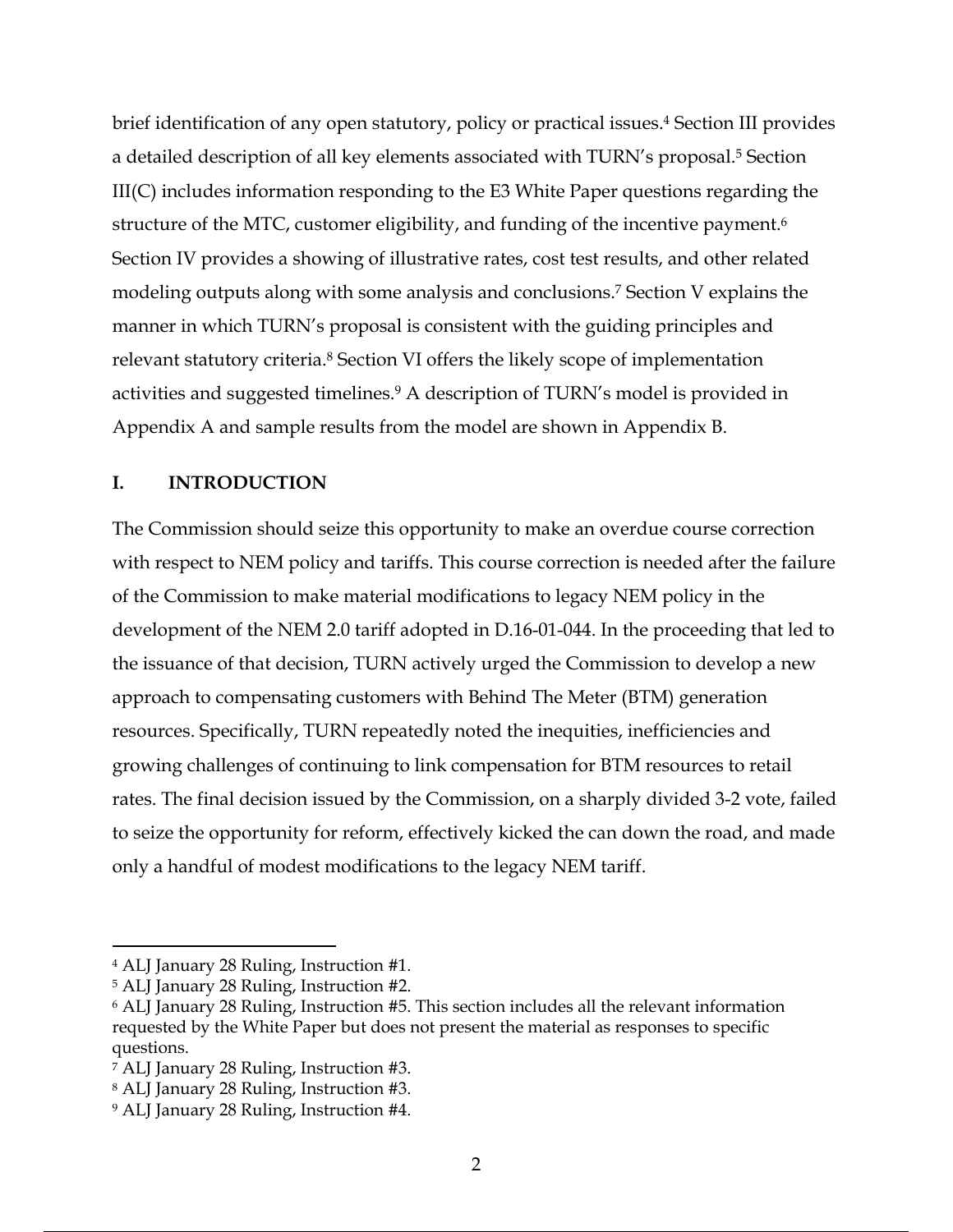brief identification of any open statutory, policy or practical issues.[4] Section III provides a detailed description of all key elements associated with TURN's proposal.[5] Section III(C) includes information responding to the E3 White Paper questions regarding the structure of the MTC, customer eligibility, and funding of the incentive payment.[6] Section IV provides a showing of illustrative rates, cost test results, and other related modeling outputs along with some analysis and conclusions.[7] Section V explains the manner in which TURN's proposal is consistent with the guiding principles and relevant statutory criteria.[8] Section VI offers the likely scope of implementation activities and suggested timelines.[9] A description of TURN's model is provided in Appendix A and sample results from the model are shown in Appendix B.

## I. INTRODUCTION

The Commission should seize this opportunity to make an overdue course correction with respect to NEM policy and tariffs. This course correction is needed after the failure of the Commission to make material modifications to legacy NEM policy in the development of the NEM 2.0 tariff adopted in D.16-01-044. In the proceeding that led to the issuance of that decision, TURN actively urged the Commission to develop a new approach to compensating customers with Behind The Meter (BTM) generation resources. Specifically, TURN repeatedly noted the inequities, inefficiencies and growing challenges of continuing to link compensation for BTM resources to retail rates. The final decision issued by the Commission, on a sharply divided 3-2 vote, failed to seize the opportunity for reform, effectively kicked the can down the road, and made only a handful of modest modifications to the legacy NEM tariff.

---

[4] ALJ January 28 Ruling, Instruction #1.

[5] ALJ January 28 Ruling, Instruction #2.

[6] ALJ January 28 Ruling, Instruction #5. This section includes all the relevant information requested by the White Paper but does not present the material as responses to specific questions.

[7] ALJ January 28 Ruling, Instruction #3.

[8] ALJ January 28 Ruling, Instruction #3.

[9] ALJ January 28 Ruling, Instruction #4.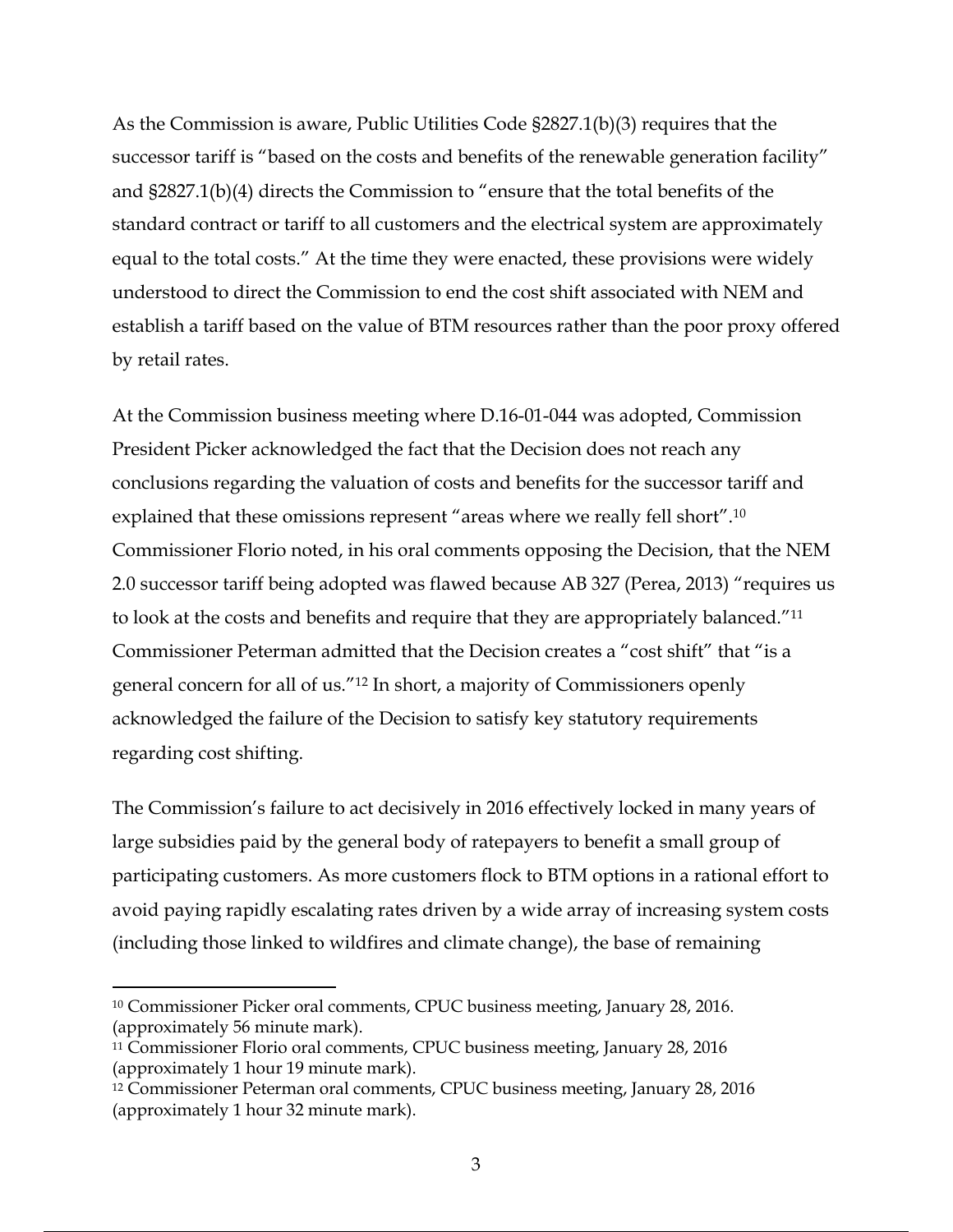As the Commission is aware, Public Utilities Code §2827.1(b)(3) requires that the successor tariff is "based on the costs and benefits of the renewable generation facility" and §2827.1(b)(4) directs the Commission to "ensure that the total benefits of the standard contract or tariff to all customers and the electrical system are approximately equal to the total costs." At the time they were enacted, these provisions were widely understood to direct the Commission to end the cost shift associated with NEM and establish a tariff based on the value of BTM resources rather than the poor proxy offered by retail rates.

At the Commission business meeting where D.16-01-044 was adopted, Commission President Picker acknowledged the fact that the Decision does not reach any conclusions regarding the valuation of costs and benefits for the successor tariff and explained that these omissions represent "areas where we really fell short".[10] Commissioner Florio noted, in his oral comments opposing the Decision, that the NEM 2.0 successor tariff being adopted was flawed because AB 327 (Perea, 2013) "requires us to look at the costs and benefits and require that they are appropriately balanced."[11] Commissioner Peterman admitted that the Decision creates a "cost shift" that "is a general concern for all of us."[12] In short, a majority of Commissioners openly acknowledged the failure of the Decision to satisfy key statutory requirements regarding cost shifting.

The Commission's failure to act decisively in 2016 effectively locked in many years of large subsidies paid by the general body of ratepayers to benefit a small group of participating customers. As more customers flock to BTM options in a rational effort to avoid paying rapidly escalating rates driven by a wide array of increasing system costs (including those linked to wildfires and climate change), the base of remaining

---

[10] Commissioner Picker oral comments, CPUC business meeting, January 28, 2016. (approximately 56 minute mark).

[11] Commissioner Florio oral comments, CPUC business meeting, January 28, 2016 (approximately 1 hour 19 minute mark).

[12] Commissioner Peterman oral comments, CPUC business meeting, January 28, 2016 (approximately 1 hour 32 minute mark).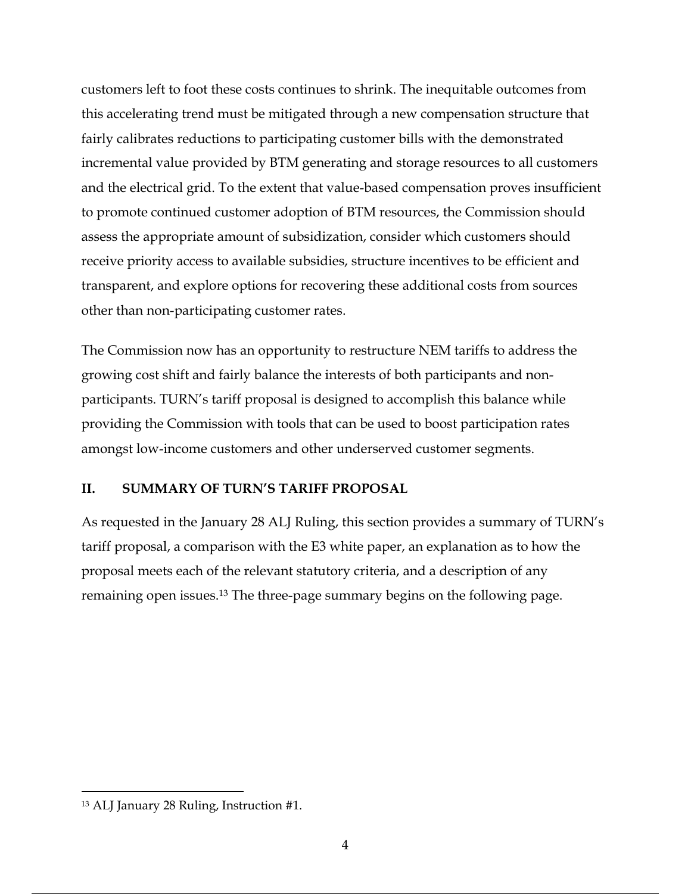customers left to foot these costs continues to shrink. The inequitable outcomes from this accelerating trend must be mitigated through a new compensation structure that fairly calibrates reductions to participating customer bills with the demonstrated incremental value provided by BTM generating and storage resources to all customers and the electrical grid. To the extent that value-based compensation proves insufficient to promote continued customer adoption of BTM resources, the Commission should assess the appropriate amount of subsidization, consider which customers should receive priority access to available subsidies, structure incentives to be efficient and transparent, and explore options for recovering these additional costs from sources other than non-participating customer rates.

The Commission now has an opportunity to restructure NEM tariffs to address the growing cost shift and fairly balance the interests of both participants and non-participants. TURN's tariff proposal is designed to accomplish this balance while providing the Commission with tools that can be used to boost participation rates amongst low-income customers and other underserved customer segments.

## II. SUMMARY OF TURN'S TARIFF PROPOSAL

As requested in the January 28 ALJ Ruling, this section provides a summary of TURN's tariff proposal, a comparison with the E3 white paper, an explanation as to how the proposal meets each of the relevant statutory criteria, and a description of any remaining open issues.[13] The three-page summary begins on the following page.

---

[13] ALJ January 28 Ruling, Instruction #1.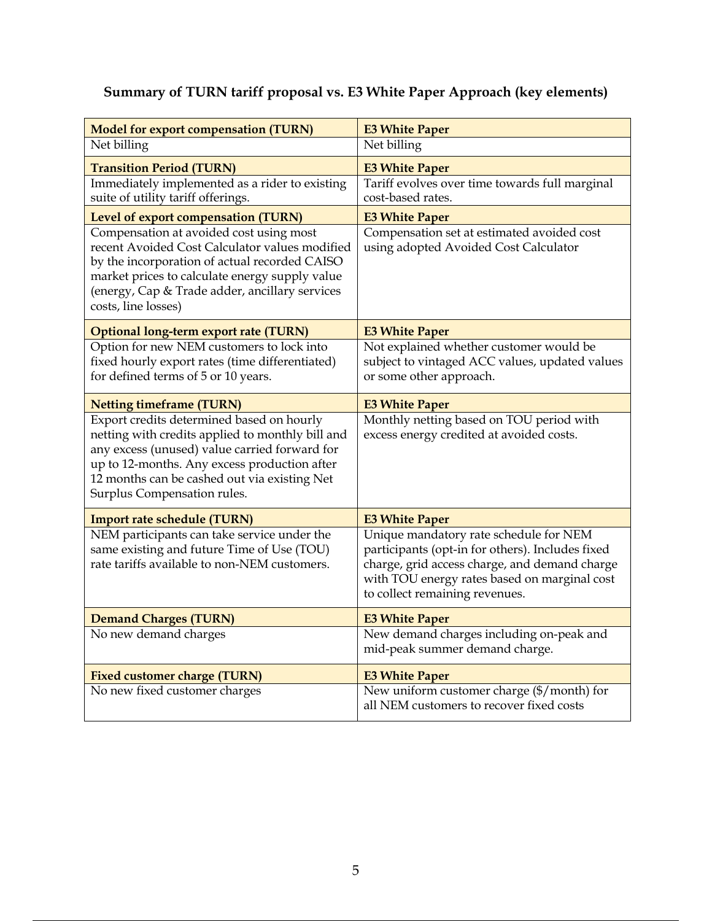## Summary of TURN tariff proposal vs. E3 White Paper Approach (key elements)

| **Model for export compensation (TURN)** | **E3 White Paper** |
|---|---|
| Net billing | Net billing |
| **Transition Period (TURN)** | **E3 White Paper** |
| Immediately implemented as a rider to existing suite of utility tariff offerings. | Tariff evolves over time towards full marginal cost-based rates. |
| **Level of export compensation (TURN)** | **E3 White Paper** |
| Compensation at avoided cost using most recent Avoided Cost Calculator values modified by the incorporation of actual recorded CAISO market prices to calculate energy supply value (energy, Cap & Trade adder, ancillary services costs, line losses) | Compensation set at estimated avoided cost using adopted Avoided Cost Calculator |
| **Optional long-term export rate (TURN)** | **E3 White Paper** |
| Option for new NEM customers to lock into fixed hourly export rates (time differentiated) for defined terms of 5 or 10 years. | Not explained whether customer would be subject to vintaged ACC values, updated values or some other approach. |
| **Netting timeframe (TURN)** | **E3 White Paper** |
| Export credits determined based on hourly netting with credits applied to monthly bill and any excess (unused) value carried forward for up to 12-months. Any excess production after 12 months can be cashed out via existing Net Surplus Compensation rules. | Monthly netting based on TOU period with excess energy credited at avoided costs. |
| **Import rate schedule (TURN)** | **E3 White Paper** |
| NEM participants can take service under the same existing and future Time of Use (TOU) rate tariffs available to non-NEM customers. | Unique mandatory rate schedule for NEM participants (opt-in for others). Includes fixed charge, grid access charge, and demand charge with TOU energy rates based on marginal cost to collect remaining revenues. |
| **Demand Charges (TURN)** | **E3 White Paper** |
| No new demand charges | New demand charges including on-peak and mid-peak summer demand charge. |
| **Fixed customer charge (TURN)** | **E3 White Paper** |
| No new fixed customer charges | New uniform customer charge ($/month) for all NEM customers to recover fixed costs |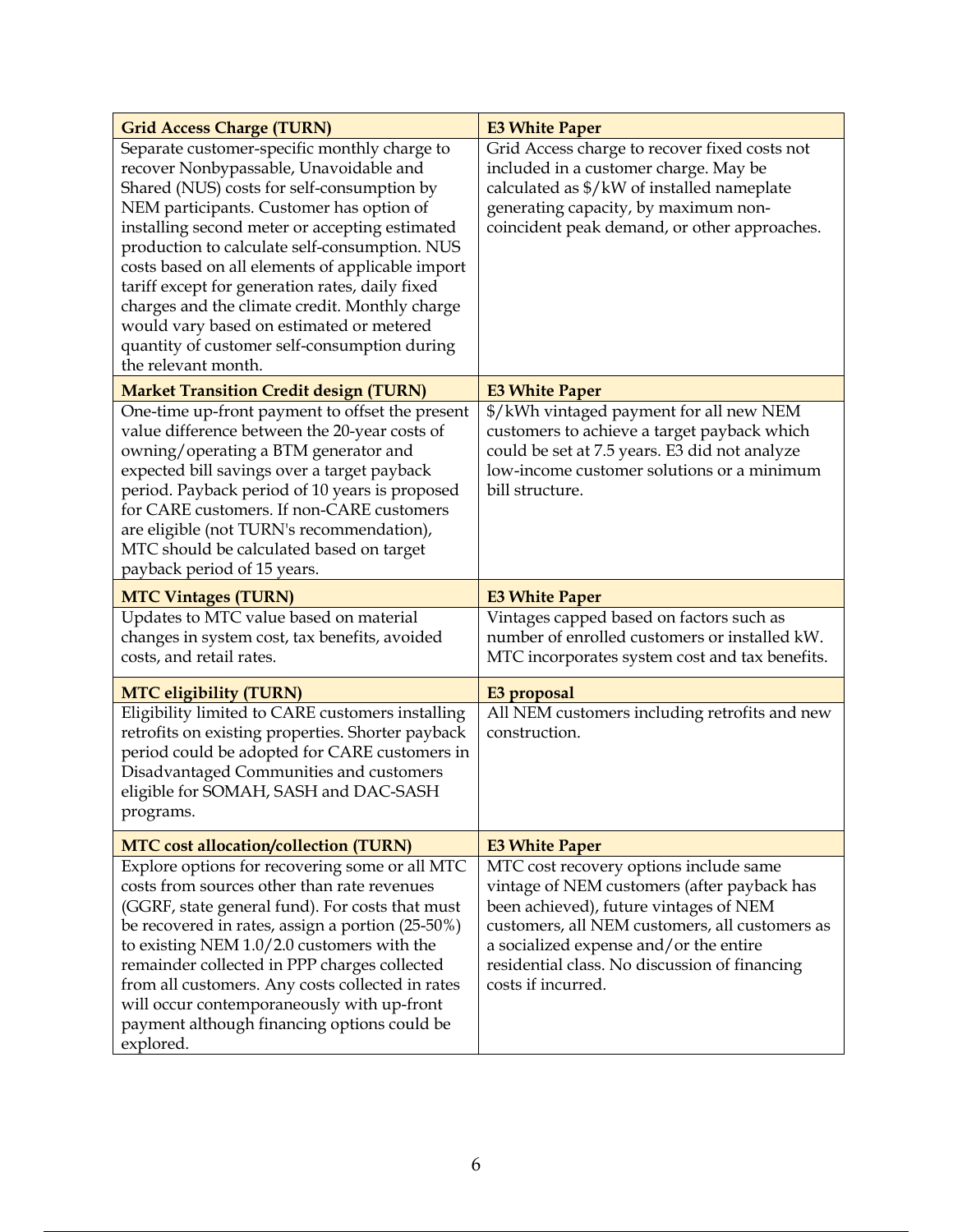| Grid Access Charge (TURN) | E3 White Paper |
|---|---|
| Separate customer-specific monthly charge to recover Nonbypassable, Unavoidable and Shared (NUS) costs for self-consumption by NEM participants. Customer has option of installing second meter or accepting estimated production to calculate self-consumption. NUS costs based on all elements of applicable import tariff except for generation rates, daily fixed charges and the climate credit. Monthly charge would vary based on estimated or metered quantity of customer self-consumption during the relevant month. | Grid Access charge to recover fixed costs not included in a customer charge. May be calculated as $/kW of installed nameplate generating capacity, by maximum non-coincident peak demand, or other approaches. |
| **Market Transition Credit design (TURN)** | **E3 White Paper** |
| One-time up-front payment to offset the present value difference between the 20-year costs of owning/operating a BTM generator and expected bill savings over a target payback period. Payback period of 10 years is proposed for CARE customers. If non-CARE customers are eligible (not TURN's recommendation), MTC should be calculated based on target payback period of 15 years. | $/kWh vintaged payment for all new NEM customers to achieve a target payback which could be set at 7.5 years. E3 did not analyze low-income customer solutions or a minimum bill structure. |
| **MTC Vintages (TURN)** | **E3 White Paper** |
| Updates to MTC value based on material changes in system cost, tax benefits, avoided costs, and retail rates. | Vintages capped based on factors such as number of enrolled customers or installed kW. MTC incorporates system cost and tax benefits. |
| **MTC eligibility (TURN)** | **E3 proposal** |
| Eligibility limited to CARE customers installing retrofits on existing properties. Shorter payback period could be adopted for CARE customers in Disadvantaged Communities and customers eligible for SOMAH, SASH and DAC-SASH programs. | All NEM customers including retrofits and new construction. |
| **MTC cost allocation/collection (TURN)** | **E3 White Paper** |
| Explore options for recovering some or all MTC costs from sources other than rate revenues (GGRF, state general fund). For costs that must be recovered in rates, assign a portion (25-50%) to existing NEM 1.0/2.0 customers with the remainder collected in PPP charges collected from all customers. Any costs collected in rates will occur contemporaneously with up-front payment although financing options could be explored. | MTC cost recovery options include same vintage of NEM customers (after payback has been achieved), future vintages of NEM customers, all NEM customers, all customers as a socialized expense and/or the entire residential class. No discussion of financing costs if incurred. |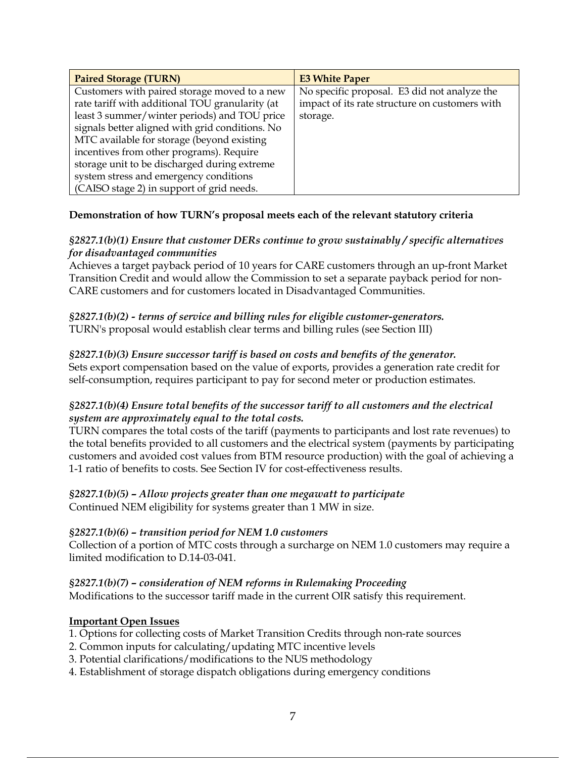| Paired Storage (TURN) | E3 White Paper |
| --- | --- |
| Customers with paired storage moved to a new rate tariff with additional TOU granularity (at least 3 summer/winter periods) and TOU price signals better aligned with grid conditions. No MTC available for storage (beyond existing incentives from other programs). Require storage unit to be discharged during extreme system stress and emergency conditions (CAISO stage 2) in support of grid needs. | No specific proposal. E3 did not analyze the impact of its rate structure on customers with storage. |

**Demonstration of how TURN's proposal meets each of the relevant statutory criteria**

***§2827.1(b)(1) Ensure that customer DERs continue to grow sustainably / specific alternatives for disadvantaged communities***
Achieves a target payback period of 10 years for CARE customers through an up-front Market Transition Credit and would allow the Commission to set a separate payback period for non-CARE customers and for customers located in Disadvantaged Communities.

***§2827.1(b)(2) - terms of service and billing rules for eligible customer-generators.***
TURN's proposal would establish clear terms and billing rules (see Section III)

***§2827.1(b)(3) Ensure successor tariff is based on costs and benefits of the generator.***
Sets export compensation based on the value of exports, provides a generation rate credit for self-consumption, requires participant to pay for second meter or production estimates.

***§2827.1(b)(4) Ensure total benefits of the successor tariff to all customers and the electrical system are approximately equal to the total costs.***
TURN compares the total costs of the tariff (payments to participants and lost rate revenues) to the total benefits provided to all customers and the electrical system (payments by participating customers and avoided cost values from BTM resource production) with the goal of achieving a 1-1 ratio of benefits to costs. See Section IV for cost-effectiveness results.

***§2827.1(b)(5) – Allow projects greater than one megawatt to participate***
Continued NEM eligibility for systems greater than 1 MW in size.

***§2827.1(b)(6) – transition period for NEM 1.0 customers***
Collection of a portion of MTC costs through a surcharge on NEM 1.0 customers may require a limited modification to D.14-03-041.

***§2827.1(b)(7) – consideration of NEM reforms in Rulemaking Proceeding***
Modifications to the successor tariff made in the current OIR satisfy this requirement.

**Important Open Issues**

1. Options for collecting costs of Market Transition Credits through non-rate sources
2. Common inputs for calculating/updating MTC incentive levels
3. Potential clarifications/modifications to the NUS methodology
4. Establishment of storage dispatch obligations during emergency conditions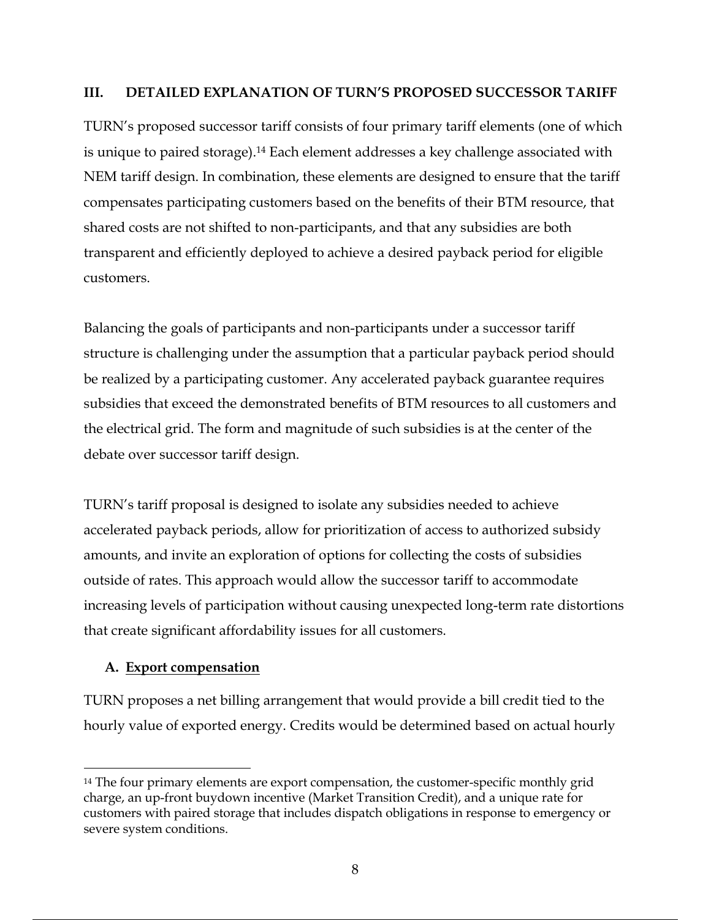## III. DETAILED EXPLANATION OF TURN'S PROPOSED SUCCESSOR TARIFF

TURN's proposed successor tariff consists of four primary tariff elements (one of which is unique to paired storage).[14] Each element addresses a key challenge associated with NEM tariff design. In combination, these elements are designed to ensure that the tariff compensates participating customers based on the benefits of their BTM resource, that shared costs are not shifted to non-participants, and that any subsidies are both transparent and efficiently deployed to achieve a desired payback period for eligible customers.

Balancing the goals of participants and non-participants under a successor tariff structure is challenging under the assumption that a particular payback period should be realized by a participating customer. Any accelerated payback guarantee requires subsidies that exceed the demonstrated benefits of BTM resources to all customers and the electrical grid. The form and magnitude of such subsidies is at the center of the debate over successor tariff design.

TURN's tariff proposal is designed to isolate any subsidies needed to achieve accelerated payback periods, allow for prioritization of access to authorized subsidy amounts, and invite an exploration of options for collecting the costs of subsidies outside of rates. This approach would allow the successor tariff to accommodate increasing levels of participation without causing unexpected long-term rate distortions that create significant affordability issues for all customers.

### A. <u>Export compensation</u>

TURN proposes a net billing arrangement that would provide a bill credit tied to the hourly value of exported energy. Credits would be determined based on actual hourly

---

[14] The four primary elements are export compensation, the customer-specific monthly grid charge, an up-front buydown incentive (Market Transition Credit), and a unique rate for customers with paired storage that includes dispatch obligations in response to emergency or severe system conditions.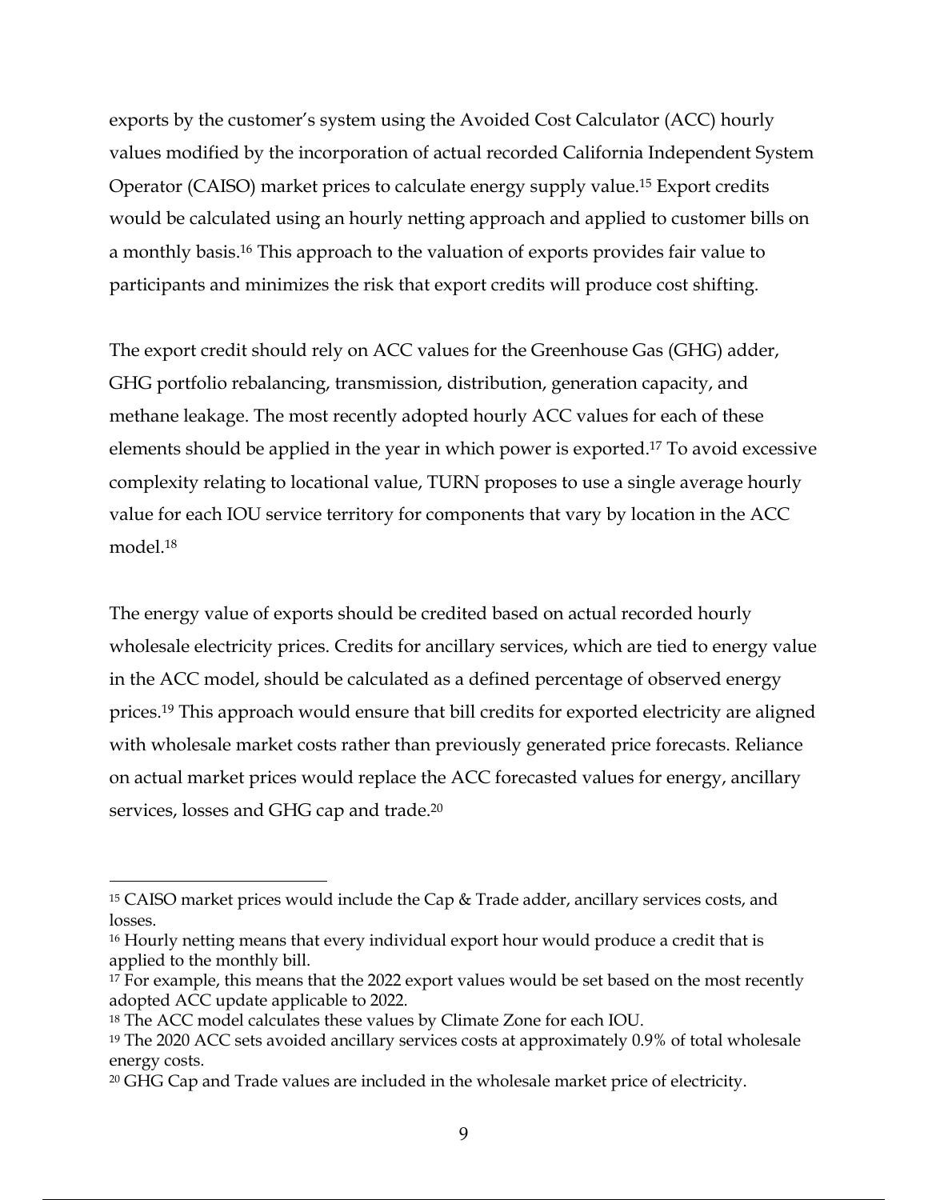exports by the customer's system using the Avoided Cost Calculator (ACC) hourly values modified by the incorporation of actual recorded California Independent System Operator (CAISO) market prices to calculate energy supply value.[15] Export credits would be calculated using an hourly netting approach and applied to customer bills on a monthly basis.[16] This approach to the valuation of exports provides fair value to participants and minimizes the risk that export credits will produce cost shifting.

The export credit should rely on ACC values for the Greenhouse Gas (GHG) adder, GHG portfolio rebalancing, transmission, distribution, generation capacity, and methane leakage. The most recently adopted hourly ACC values for each of these elements should be applied in the year in which power is exported.[17] To avoid excessive complexity relating to locational value, TURN proposes to use a single average hourly value for each IOU service territory for components that vary by location in the ACC model.[18]

The energy value of exports should be credited based on actual recorded hourly wholesale electricity prices. Credits for ancillary services, which are tied to energy value in the ACC model, should be calculated as a defined percentage of observed energy prices.[19] This approach would ensure that bill credits for exported electricity are aligned with wholesale market costs rather than previously generated price forecasts. Reliance on actual market prices would replace the ACC forecasted values for energy, ancillary services, losses and GHG cap and trade.[20]

---

[15] CAISO market prices would include the Cap & Trade adder, ancillary services costs, and losses.

[16] Hourly netting means that every individual export hour would produce a credit that is applied to the monthly bill.

[17] For example, this means that the 2022 export values would be set based on the most recently adopted ACC update applicable to 2022.

[18] The ACC model calculates these values by Climate Zone for each IOU.

[19] The 2020 ACC sets avoided ancillary services costs at approximately 0.9% of total wholesale energy costs.

[20] GHG Cap and Trade values are included in the wholesale market price of electricity.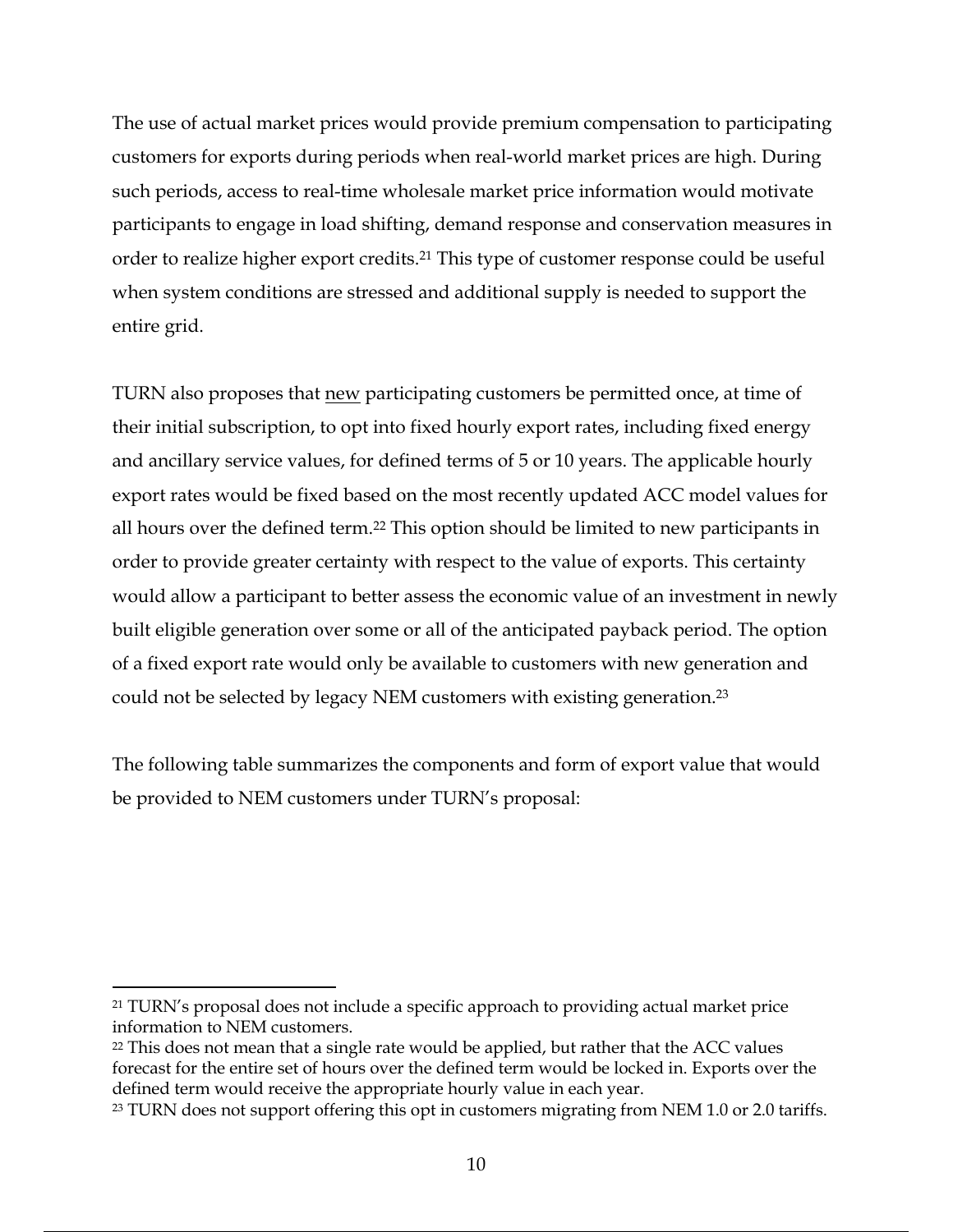The use of actual market prices would provide premium compensation to participating customers for exports during periods when real-world market prices are high. During such periods, access to real-time wholesale market price information would motivate participants to engage in load shifting, demand response and conservation measures in order to realize higher export credits.[21] This type of customer response could be useful when system conditions are stressed and additional supply is needed to support the entire grid.

TURN also proposes that new participating customers be permitted once, at time of their initial subscription, to opt into fixed hourly export rates, including fixed energy and ancillary service values, for defined terms of 5 or 10 years. The applicable hourly export rates would be fixed based on the most recently updated ACC model values for all hours over the defined term.[22] This option should be limited to new participants in order to provide greater certainty with respect to the value of exports. This certainty would allow a participant to better assess the economic value of an investment in newly built eligible generation over some or all of the anticipated payback period. The option of a fixed export rate would only be available to customers with new generation and could not be selected by legacy NEM customers with existing generation.[23]

The following table summarizes the components and form of export value that would be provided to NEM customers under TURN's proposal:

---

[21] TURN's proposal does not include a specific approach to providing actual market price information to NEM customers.

[22] This does not mean that a single rate would be applied, but rather that the ACC values forecast for the entire set of hours over the defined term would be locked in. Exports over the defined term would receive the appropriate hourly value in each year.

[23] TURN does not support offering this opt in customers migrating from NEM 1.0 or 2.0 tariffs.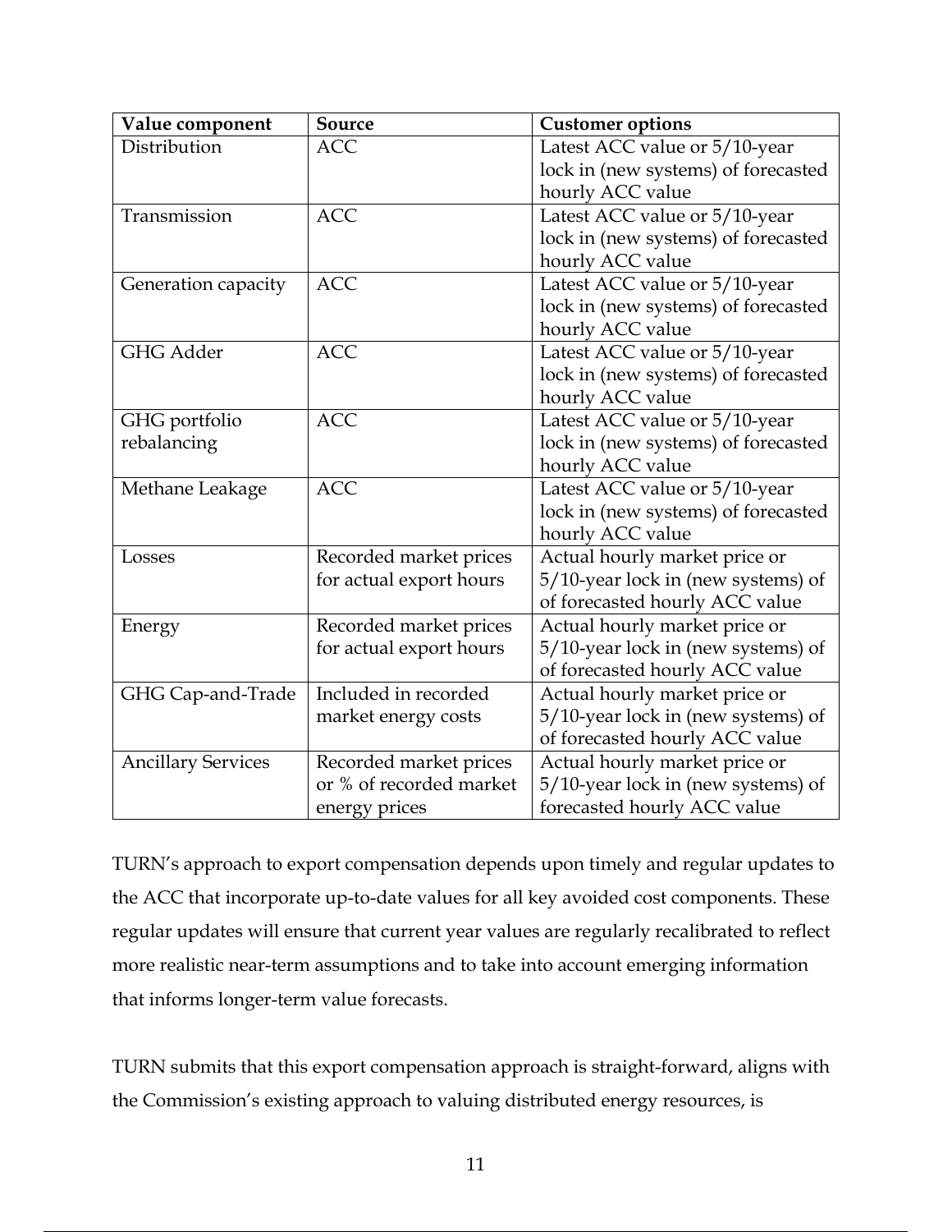| Value component | Source | Customer options |
|---|---|---|
| Distribution | ACC | Latest ACC value or 5/10-year lock in (new systems) of forecasted hourly ACC value |
| Transmission | ACC | Latest ACC value or 5/10-year lock in (new systems) of forecasted hourly ACC value |
| Generation capacity | ACC | Latest ACC value or 5/10-year lock in (new systems) of forecasted hourly ACC value |
| GHG Adder | ACC | Latest ACC value or 5/10-year lock in (new systems) of forecasted hourly ACC value |
| GHG portfolio rebalancing | ACC | Latest ACC value or 5/10-year lock in (new systems) of forecasted hourly ACC value |
| Methane Leakage | ACC | Latest ACC value or 5/10-year lock in (new systems) of forecasted hourly ACC value |
| Losses | Recorded market prices for actual export hours | Actual hourly market price or 5/10-year lock in (new systems) of of forecasted hourly ACC value |
| Energy | Recorded market prices for actual export hours | Actual hourly market price or 5/10-year lock in (new systems) of of forecasted hourly ACC value |
| GHG Cap-and-Trade | Included in recorded market energy costs | Actual hourly market price or 5/10-year lock in (new systems) of of forecasted hourly ACC value |
| Ancillary Services | Recorded market prices or % of recorded market energy prices | Actual hourly market price or 5/10-year lock in (new systems) of forecasted hourly ACC value |

TURN's approach to export compensation depends upon timely and regular updates to the ACC that incorporate up-to-date values for all key avoided cost components. These regular updates will ensure that current year values are regularly recalibrated to reflect more realistic near-term assumptions and to take into account emerging information that informs longer-term value forecasts.

TURN submits that this export compensation approach is straight-forward, aligns with the Commission's existing approach to valuing distributed energy resources, is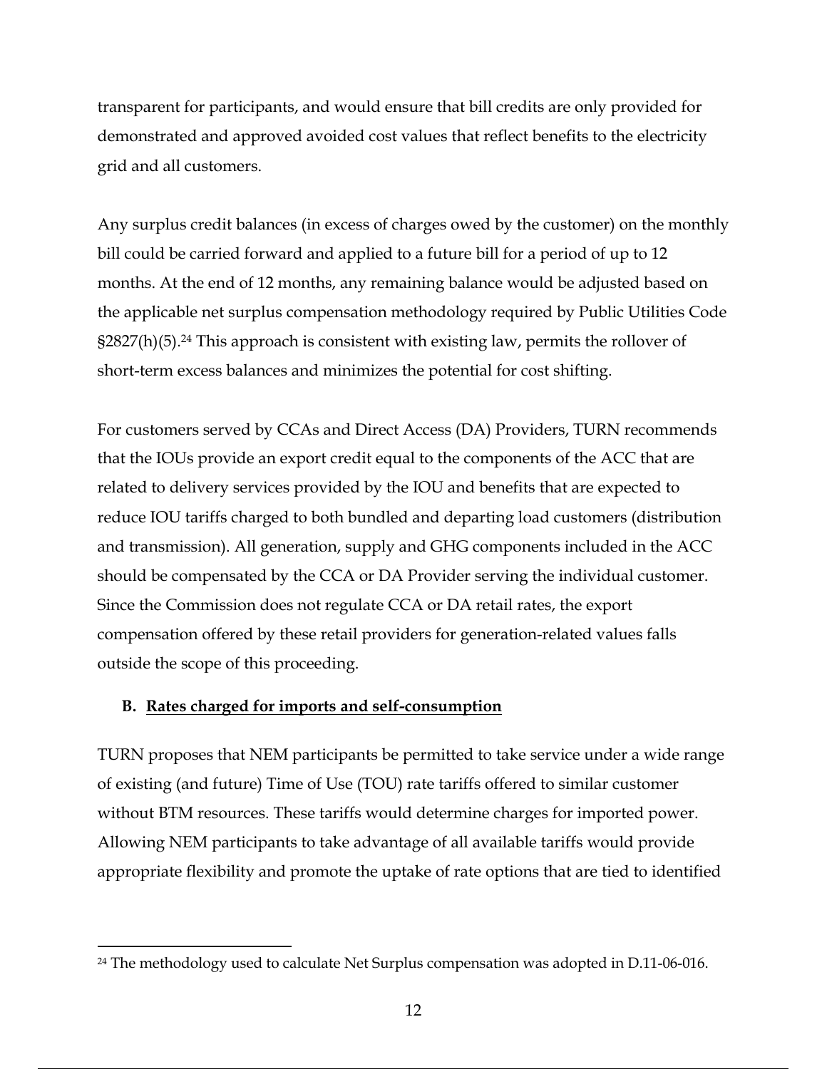transparent for participants, and would ensure that bill credits are only provided for demonstrated and approved avoided cost values that reflect benefits to the electricity grid and all customers.

Any surplus credit balances (in excess of charges owed by the customer) on the monthly bill could be carried forward and applied to a future bill for a period of up to 12 months. At the end of 12 months, any remaining balance would be adjusted based on the applicable net surplus compensation methodology required by Public Utilities Code §2827(h)(5).[24] This approach is consistent with existing law, permits the rollover of short-term excess balances and minimizes the potential for cost shifting.

For customers served by CCAs and Direct Access (DA) Providers, TURN recommends that the IOUs provide an export credit equal to the components of the ACC that are related to delivery services provided by the IOU and benefits that are expected to reduce IOU tariffs charged to both bundled and departing load customers (distribution and transmission). All generation, supply and GHG components included in the ACC should be compensated by the CCA or DA Provider serving the individual customer. Since the Commission does not regulate CCA or DA retail rates, the export compensation offered by these retail providers for generation-related values falls outside the scope of this proceeding.

### B. Rates charged for imports and self-consumption

TURN proposes that NEM participants be permitted to take service under a wide range of existing (and future) Time of Use (TOU) rate tariffs offered to similar customer without BTM resources. These tariffs would determine charges for imported power. Allowing NEM participants to take advantage of all available tariffs would provide appropriate flexibility and promote the uptake of rate options that are tied to identified

---

[24] The methodology used to calculate Net Surplus compensation was adopted in D.11-06-016.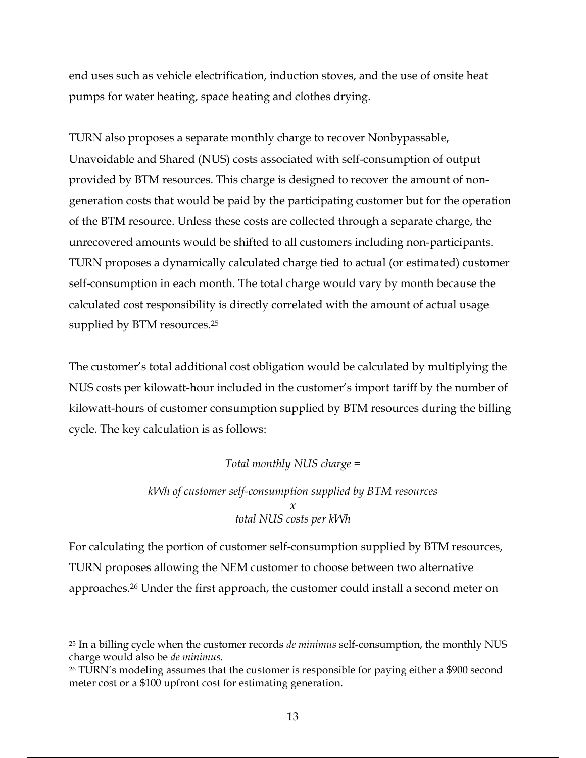end uses such as vehicle electrification, induction stoves, and the use of onsite heat pumps for water heating, space heating and clothes drying.

TURN also proposes a separate monthly charge to recover Nonbypassable, Unavoidable and Shared (NUS) costs associated with self-consumption of output provided by BTM resources. This charge is designed to recover the amount of non-generation costs that would be paid by the participating customer but for the operation of the BTM resource. Unless these costs are collected through a separate charge, the unrecovered amounts would be shifted to all customers including non-participants. TURN proposes a dynamically calculated charge tied to actual (or estimated) customer self-consumption in each month. The total charge would vary by month because the calculated cost responsibility is directly correlated with the amount of actual usage supplied by BTM resources.[25]

The customer's total additional cost obligation would be calculated by multiplying the NUS costs per kilowatt-hour included in the customer's import tariff by the number of kilowatt-hours of customer consumption supplied by BTM resources during the billing cycle. The key calculation is as follows:

*Total monthly NUS charge =*

*kWh of customer self-consumption supplied by BTM resources*
*x*
*total NUS costs per kWh*

For calculating the portion of customer self-consumption supplied by BTM resources, TURN proposes allowing the NEM customer to choose between two alternative approaches.[26] Under the first approach, the customer could install a second meter on

---

[25] In a billing cycle when the customer records *de minimus* self-consumption, the monthly NUS charge would also be *de minimus*.

[26] TURN's modeling assumes that the customer is responsible for paying either a $900 second meter cost or a $100 upfront cost for estimating generation.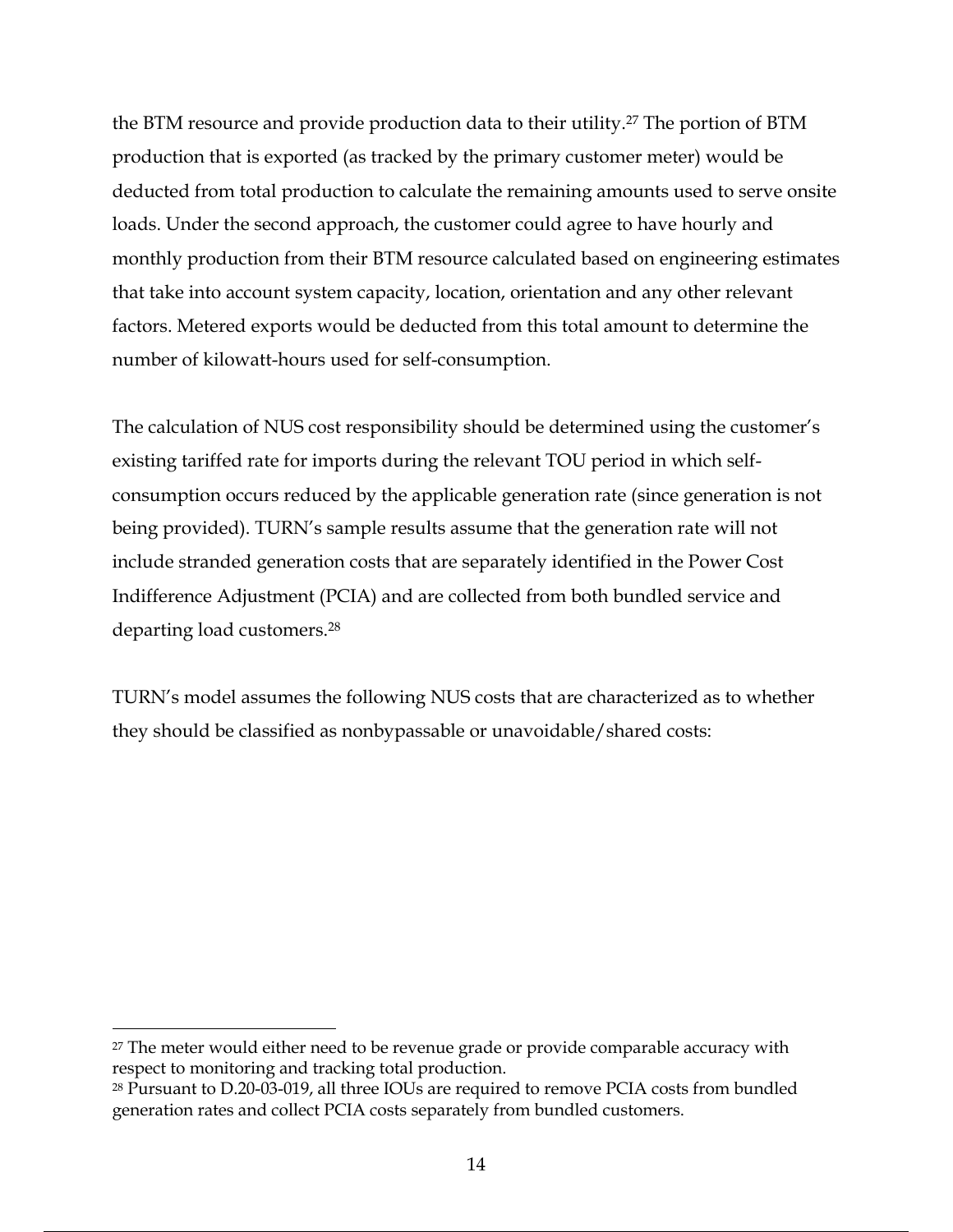the BTM resource and provide production data to their utility.[27] The portion of BTM production that is exported (as tracked by the primary customer meter) would be deducted from total production to calculate the remaining amounts used to serve onsite loads. Under the second approach, the customer could agree to have hourly and monthly production from their BTM resource calculated based on engineering estimates that take into account system capacity, location, orientation and any other relevant factors. Metered exports would be deducted from this total amount to determine the number of kilowatt-hours used for self-consumption.

The calculation of NUS cost responsibility should be determined using the customer's existing tariffed rate for imports during the relevant TOU period in which self-consumption occurs reduced by the applicable generation rate (since generation is not being provided). TURN's sample results assume that the generation rate will not include stranded generation costs that are separately identified in the Power Cost Indifference Adjustment (PCIA) and are collected from both bundled service and departing load customers.[28]

TURN's model assumes the following NUS costs that are characterized as to whether they should be classified as nonbypassable or unavoidable/shared costs:

---

[27] The meter would either need to be revenue grade or provide comparable accuracy with respect to monitoring and tracking total production.

[28] Pursuant to D.20-03-019, all three IOUs are required to remove PCIA costs from bundled generation rates and collect PCIA costs separately from bundled customers.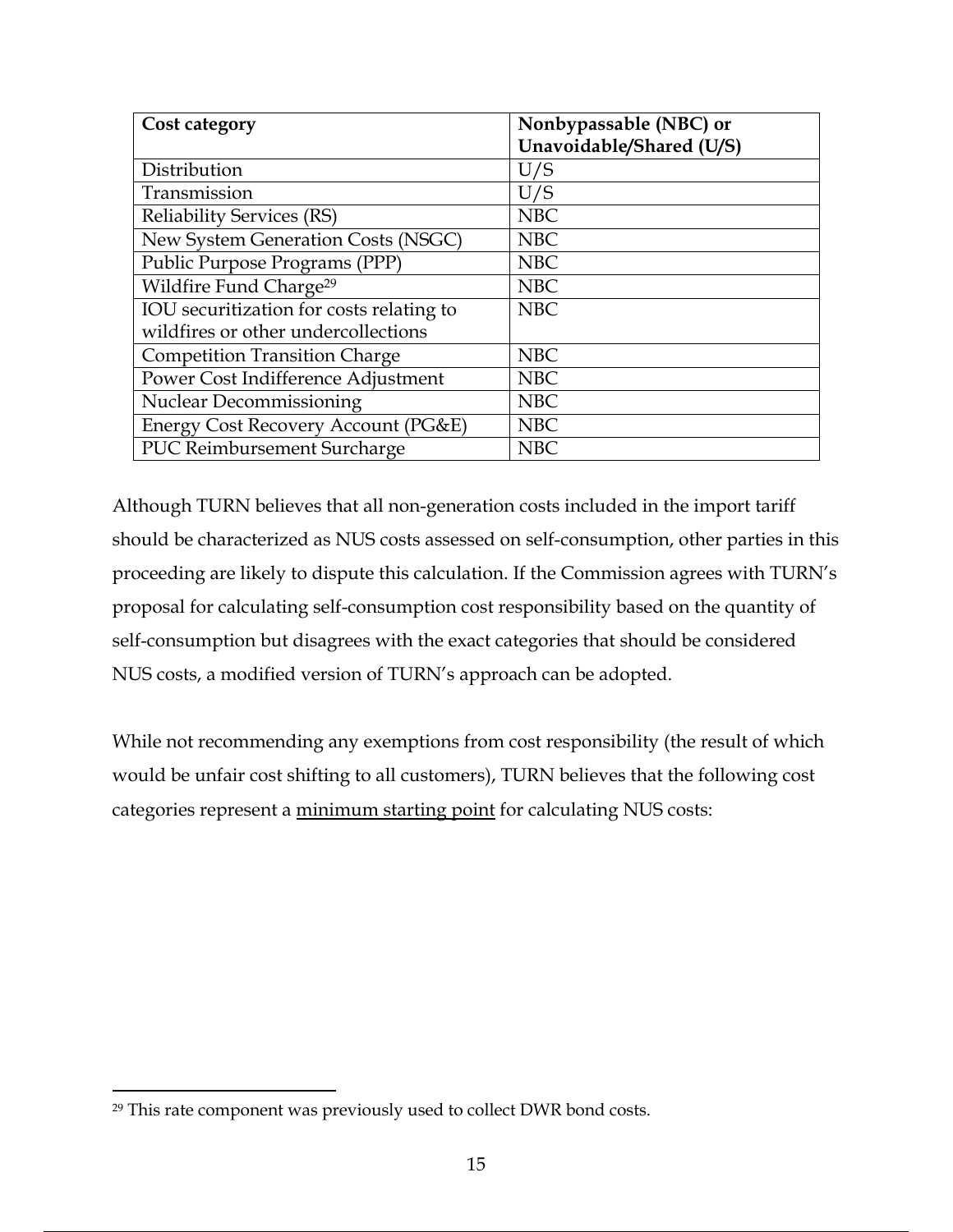| Cost category | Nonbypassable (NBC) or Unavoidable/Shared (U/S) |
|---|---|
| Distribution | U/S |
| Transmission | U/S |
| Reliability Services (RS) | NBC |
| New System Generation Costs (NSGC) | NBC |
| Public Purpose Programs (PPP) | NBC |
| Wildfire Fund Charge[29] | NBC |
| IOU securitization for costs relating to wildfires or other undercollections | NBC |
| Competition Transition Charge | NBC |
| Power Cost Indifference Adjustment | NBC |
| Nuclear Decommissioning | NBC |
| Energy Cost Recovery Account (PG&E) | NBC |
| PUC Reimbursement Surcharge | NBC |

Although TURN believes that all non-generation costs included in the import tariff should be characterized as NUS costs assessed on self-consumption, other parties in this proceeding are likely to dispute this calculation. If the Commission agrees with TURN's proposal for calculating self-consumption cost responsibility based on the quantity of self-consumption but disagrees with the exact categories that should be considered NUS costs, a modified version of TURN's approach can be adopted.

While not recommending any exemptions from cost responsibility (the result of which would be unfair cost shifting to all customers), TURN believes that the following cost categories represent a <u>minimum starting point</u> for calculating NUS costs:

[29] This rate component was previously used to collect DWR bond costs.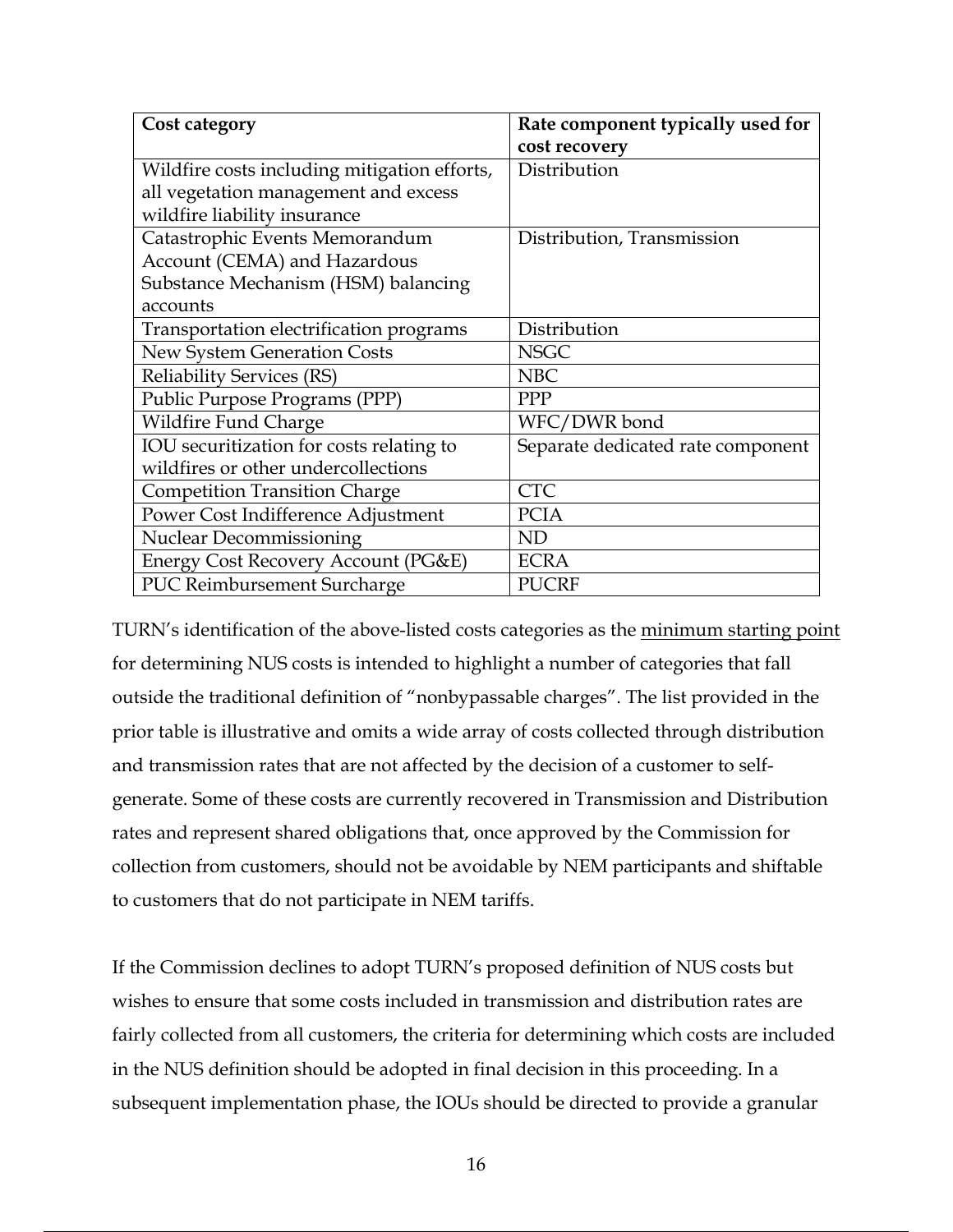| Cost category | Rate component typically used for cost recovery |
| --- | --- |
| Wildfire costs including mitigation efforts, all vegetation management and excess wildfire liability insurance | Distribution |
| Catastrophic Events Memorandum Account (CEMA) and Hazardous Substance Mechanism (HSM) balancing accounts | Distribution, Transmission |
| Transportation electrification programs | Distribution |
| New System Generation Costs | NSGC |
| Reliability Services (RS) | NBC |
| Public Purpose Programs (PPP) | PPP |
| Wildfire Fund Charge | WFC/DWR bond |
| IOU securitization for costs relating to wildfires or other undercollections | Separate dedicated rate component |
| Competition Transition Charge | CTC |
| Power Cost Indifference Adjustment | PCIA |
| Nuclear Decommissioning | ND |
| Energy Cost Recovery Account (PG&E) | ECRA |
| PUC Reimbursement Surcharge | PUCRF |

TURN's identification of the above-listed costs categories as the <u>minimum starting point</u> for determining NUS costs is intended to highlight a number of categories that fall outside the traditional definition of "nonbypassable charges". The list provided in the prior table is illustrative and omits a wide array of costs collected through distribution and transmission rates that are not affected by the decision of a customer to self-generate. Some of these costs are currently recovered in Transmission and Distribution rates and represent shared obligations that, once approved by the Commission for collection from customers, should not be avoidable by NEM participants and shiftable to customers that do not participate in NEM tariffs.

If the Commission declines to adopt TURN's proposed definition of NUS costs but wishes to ensure that some costs included in transmission and distribution rates are fairly collected from all customers, the criteria for determining which costs are included in the NUS definition should be adopted in final decision in this proceeding. In a subsequent implementation phase, the IOUs should be directed to provide a granular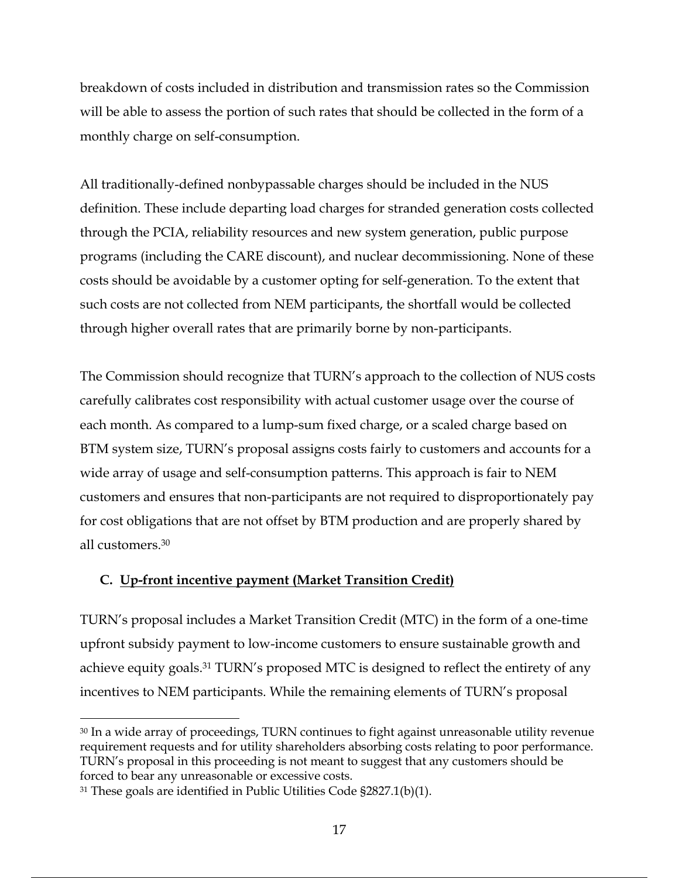breakdown of costs included in distribution and transmission rates so the Commission will be able to assess the portion of such rates that should be collected in the form of a monthly charge on self-consumption.

All traditionally-defined nonbypassable charges should be included in the NUS definition. These include departing load charges for stranded generation costs collected through the PCIA, reliability resources and new system generation, public purpose programs (including the CARE discount), and nuclear decommissioning. None of these costs should be avoidable by a customer opting for self-generation. To the extent that such costs are not collected from NEM participants, the shortfall would be collected through higher overall rates that are primarily borne by non-participants.

The Commission should recognize that TURN's approach to the collection of NUS costs carefully calibrates cost responsibility with actual customer usage over the course of each month. As compared to a lump-sum fixed charge, or a scaled charge based on BTM system size, TURN's proposal assigns costs fairly to customers and accounts for a wide array of usage and self-consumption patterns. This approach is fair to NEM customers and ensures that non-participants are not required to disproportionately pay for cost obligations that are not offset by BTM production and are properly shared by all customers.[30]

### C. <u>Up-front incentive payment (Market Transition Credit)</u>

TURN's proposal includes a Market Transition Credit (MTC) in the form of a one-time upfront subsidy payment to low-income customers to ensure sustainable growth and achieve equity goals.[31] TURN's proposed MTC is designed to reflect the entirety of any incentives to NEM participants. While the remaining elements of TURN's proposal

---

[30] In a wide array of proceedings, TURN continues to fight against unreasonable utility revenue requirement requests and for utility shareholders absorbing costs relating to poor performance. TURN's proposal in this proceeding is not meant to suggest that any customers should be forced to bear any unreasonable or excessive costs.

[31] These goals are identified in Public Utilities Code §2827.1(b)(1).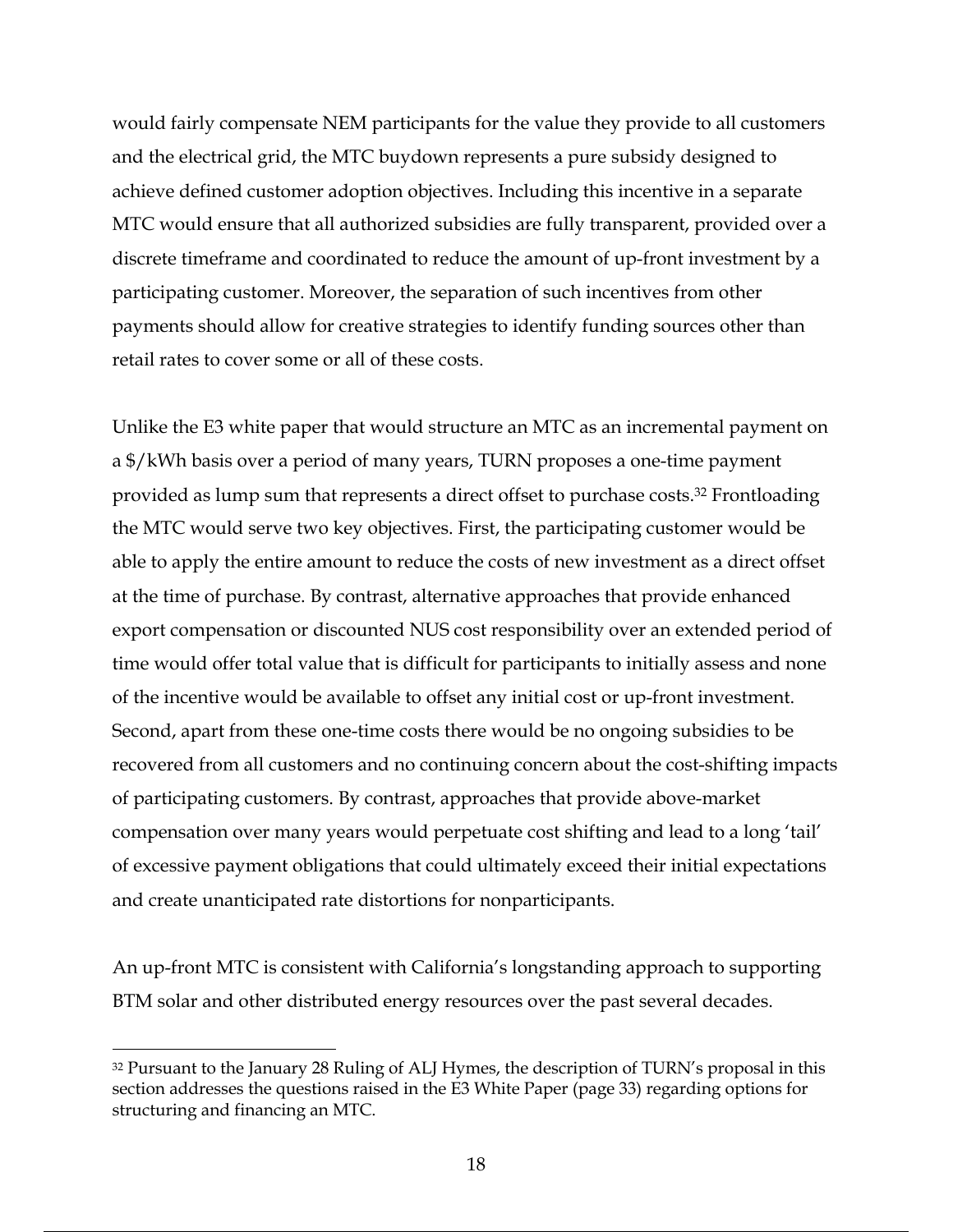would fairly compensate NEM participants for the value they provide to all customers and the electrical grid, the MTC buydown represents a pure subsidy designed to achieve defined customer adoption objectives. Including this incentive in a separate MTC would ensure that all authorized subsidies are fully transparent, provided over a discrete timeframe and coordinated to reduce the amount of up-front investment by a participating customer. Moreover, the separation of such incentives from other payments should allow for creative strategies to identify funding sources other than retail rates to cover some or all of these costs.

Unlike the E3 white paper that would structure an MTC as an incremental payment on a $/kWh basis over a period of many years, TURN proposes a one-time payment provided as lump sum that represents a direct offset to purchase costs.[32] Frontloading the MTC would serve two key objectives. First, the participating customer would be able to apply the entire amount to reduce the costs of new investment as a direct offset at the time of purchase. By contrast, alternative approaches that provide enhanced export compensation or discounted NUS cost responsibility over an extended period of time would offer total value that is difficult for participants to initially assess and none of the incentive would be available to offset any initial cost or up-front investment. Second, apart from these one-time costs there would be no ongoing subsidies to be recovered from all customers and no continuing concern about the cost-shifting impacts of participating customers. By contrast, approaches that provide above-market compensation over many years would perpetuate cost shifting and lead to a long 'tail' of excessive payment obligations that could ultimately exceed their initial expectations and create unanticipated rate distortions for nonparticipants.

An up-front MTC is consistent with California's longstanding approach to supporting BTM solar and other distributed energy resources over the past several decades.

---

[32] Pursuant to the January 28 Ruling of ALJ Hymes, the description of TURN's proposal in this section addresses the questions raised in the E3 White Paper (page 33) regarding options for structuring and financing an MTC.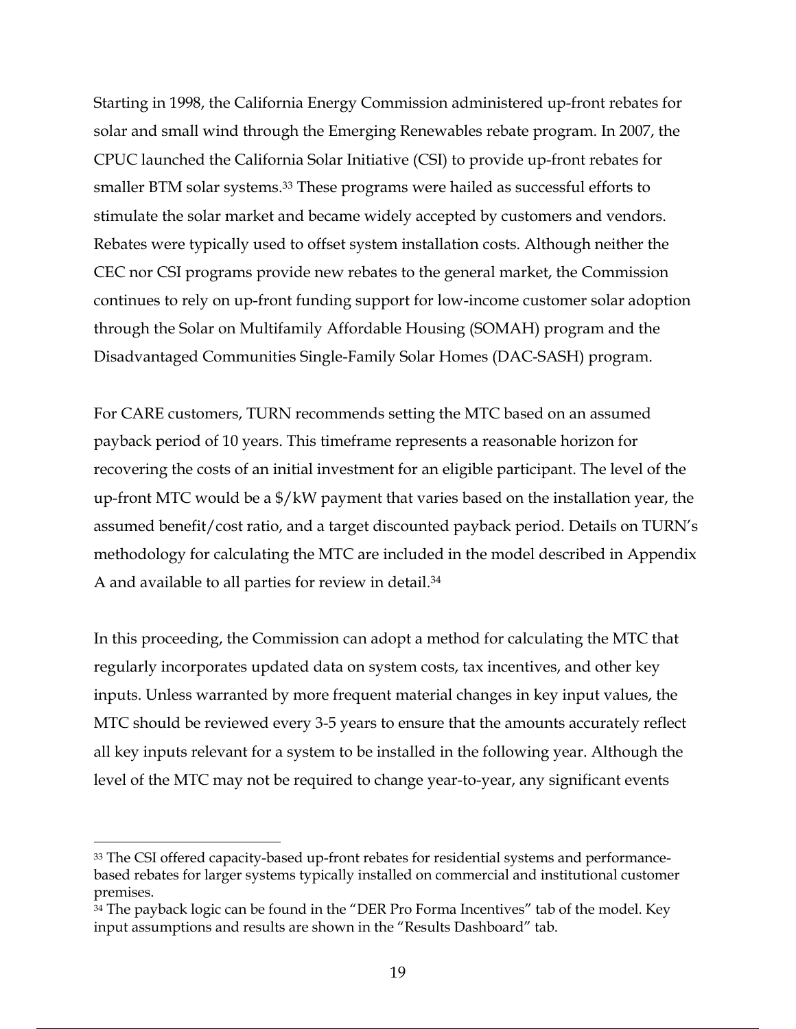Starting in 1998, the California Energy Commission administered up-front rebates for solar and small wind through the Emerging Renewables rebate program. In 2007, the CPUC launched the California Solar Initiative (CSI) to provide up-front rebates for smaller BTM solar systems.[33] These programs were hailed as successful efforts to stimulate the solar market and became widely accepted by customers and vendors. Rebates were typically used to offset system installation costs. Although neither the CEC nor CSI programs provide new rebates to the general market, the Commission continues to rely on up-front funding support for low-income customer solar adoption through the Solar on Multifamily Affordable Housing (SOMAH) program and the Disadvantaged Communities Single-Family Solar Homes (DAC-SASH) program.

For CARE customers, TURN recommends setting the MTC based on an assumed payback period of 10 years. This timeframe represents a reasonable horizon for recovering the costs of an initial investment for an eligible participant. The level of the up-front MTC would be a $/kW payment that varies based on the installation year, the assumed benefit/cost ratio, and a target discounted payback period. Details on TURN's methodology for calculating the MTC are included in the model described in Appendix A and available to all parties for review in detail.[34]

In this proceeding, the Commission can adopt a method for calculating the MTC that regularly incorporates updated data on system costs, tax incentives, and other key inputs. Unless warranted by more frequent material changes in key input values, the MTC should be reviewed every 3-5 years to ensure that the amounts accurately reflect all key inputs relevant for a system to be installed in the following year. Although the level of the MTC may not be required to change year-to-year, any significant events

---

[33] The CSI offered capacity-based up-front rebates for residential systems and performance-based rebates for larger systems typically installed on commercial and institutional customer premises.

[34] The payback logic can be found in the "DER Pro Forma Incentives" tab of the model. Key input assumptions and results are shown in the "Results Dashboard" tab.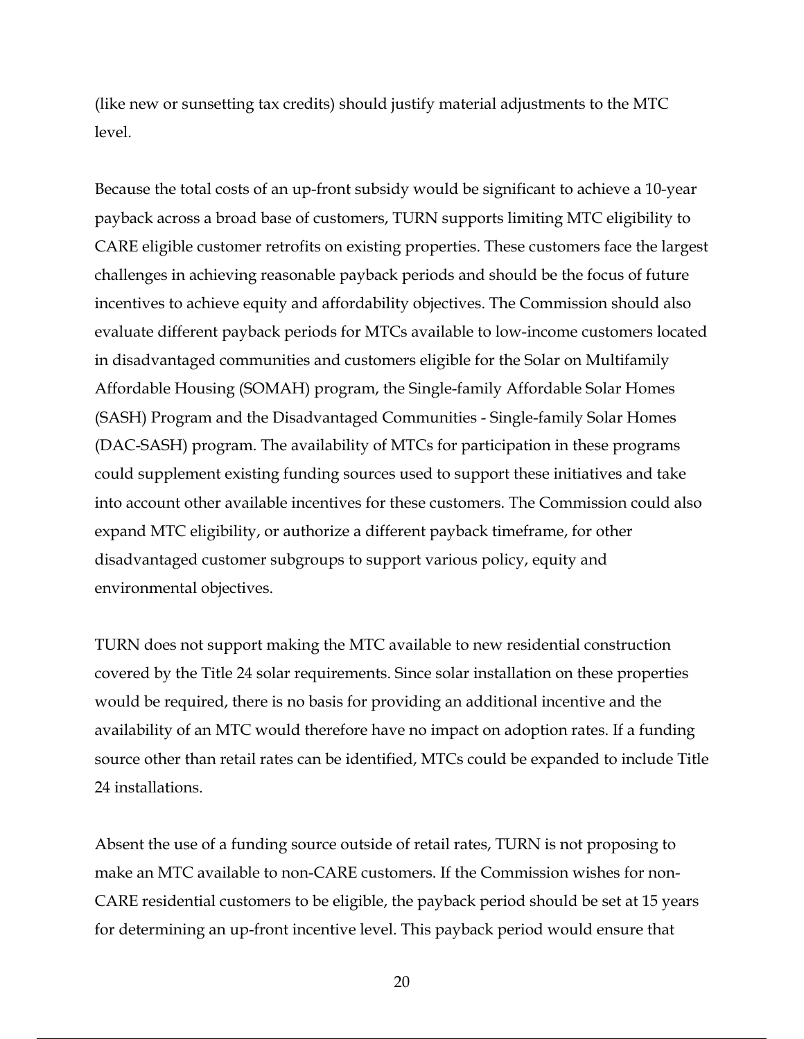(like new or sunsetting tax credits) should justify material adjustments to the MTC level.

Because the total costs of an up-front subsidy would be significant to achieve a 10-year payback across a broad base of customers, TURN supports limiting MTC eligibility to CARE eligible customer retrofits on existing properties. These customers face the largest challenges in achieving reasonable payback periods and should be the focus of future incentives to achieve equity and affordability objectives. The Commission should also evaluate different payback periods for MTCs available to low-income customers located in disadvantaged communities and customers eligible for the Solar on Multifamily Affordable Housing (SOMAH) program, the Single-family Affordable Solar Homes (SASH) Program and the Disadvantaged Communities - Single-family Solar Homes (DAC-SASH) program. The availability of MTCs for participation in these programs could supplement existing funding sources used to support these initiatives and take into account other available incentives for these customers. The Commission could also expand MTC eligibility, or authorize a different payback timeframe, for other disadvantaged customer subgroups to support various policy, equity and environmental objectives.

TURN does not support making the MTC available to new residential construction covered by the Title 24 solar requirements. Since solar installation on these properties would be required, there is no basis for providing an additional incentive and the availability of an MTC would therefore have no impact on adoption rates. If a funding source other than retail rates can be identified, MTCs could be expanded to include Title 24 installations.

Absent the use of a funding source outside of retail rates, TURN is not proposing to make an MTC available to non-CARE customers. If the Commission wishes for non-CARE residential customers to be eligible, the payback period should be set at 15 years for determining an up-front incentive level. This payback period would ensure that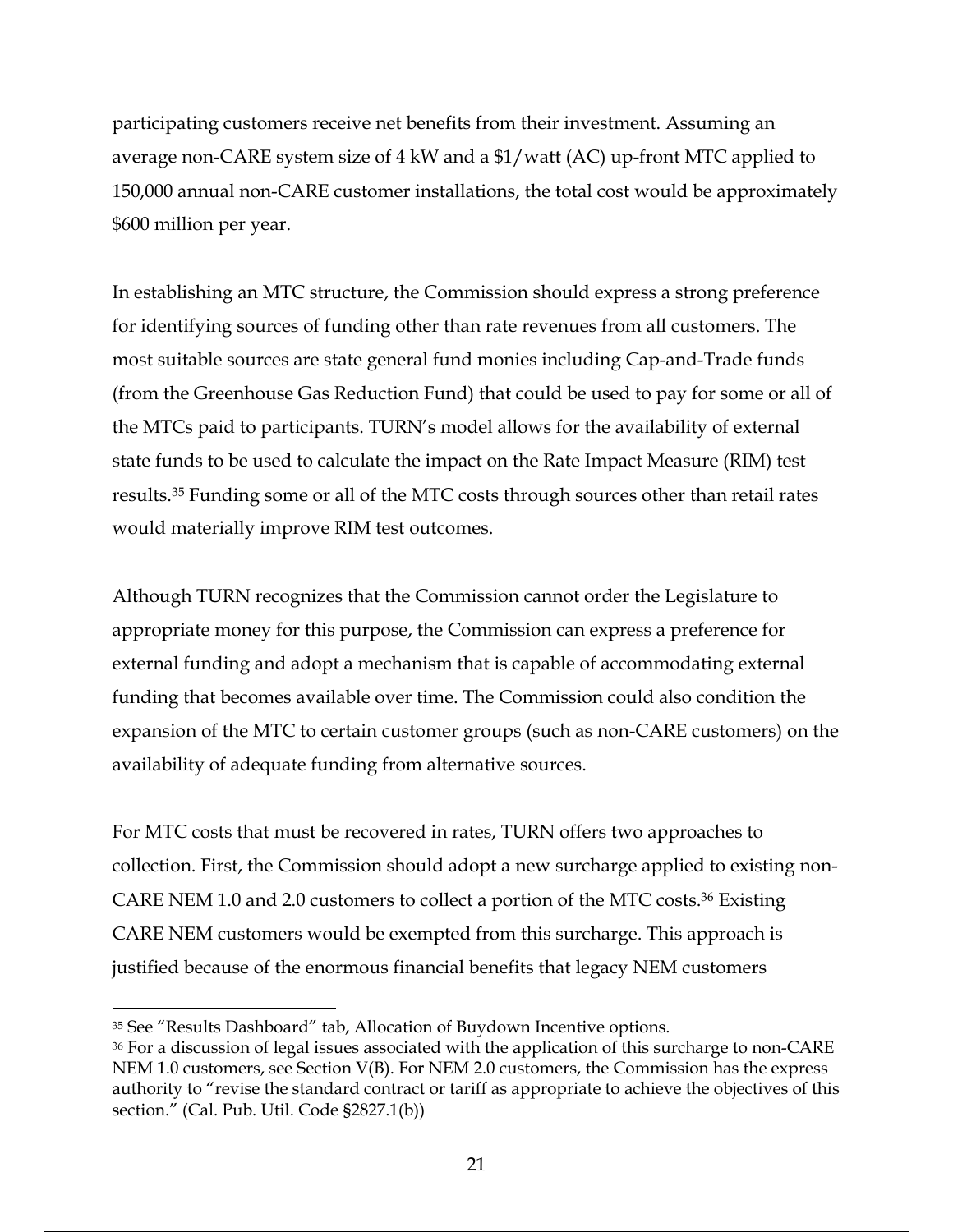participating customers receive net benefits from their investment. Assuming an average non-CARE system size of 4 kW and a $1/watt (AC) up-front MTC applied to 150,000 annual non-CARE customer installations, the total cost would be approximately $600 million per year.

In establishing an MTC structure, the Commission should express a strong preference for identifying sources of funding other than rate revenues from all customers. The most suitable sources are state general fund monies including Cap-and-Trade funds (from the Greenhouse Gas Reduction Fund) that could be used to pay for some or all of the MTCs paid to participants. TURN's model allows for the availability of external state funds to be used to calculate the impact on the Rate Impact Measure (RIM) test results.[35] Funding some or all of the MTC costs through sources other than retail rates would materially improve RIM test outcomes.

Although TURN recognizes that the Commission cannot order the Legislature to appropriate money for this purpose, the Commission can express a preference for external funding and adopt a mechanism that is capable of accommodating external funding that becomes available over time. The Commission could also condition the expansion of the MTC to certain customer groups (such as non-CARE customers) on the availability of adequate funding from alternative sources.

For MTC costs that must be recovered in rates, TURN offers two approaches to collection. First, the Commission should adopt a new surcharge applied to existing non-CARE NEM 1.0 and 2.0 customers to collect a portion of the MTC costs.[36] Existing CARE NEM customers would be exempted from this surcharge. This approach is justified because of the enormous financial benefits that legacy NEM customers

[35] See "Results Dashboard" tab, Allocation of Buydown Incentive options.

[36] For a discussion of legal issues associated with the application of this surcharge to non-CARE NEM 1.0 customers, see Section V(B). For NEM 2.0 customers, the Commission has the express authority to "revise the standard contract or tariff as appropriate to achieve the objectives of this section." (Cal. Pub. Util. Code §2827.1(b))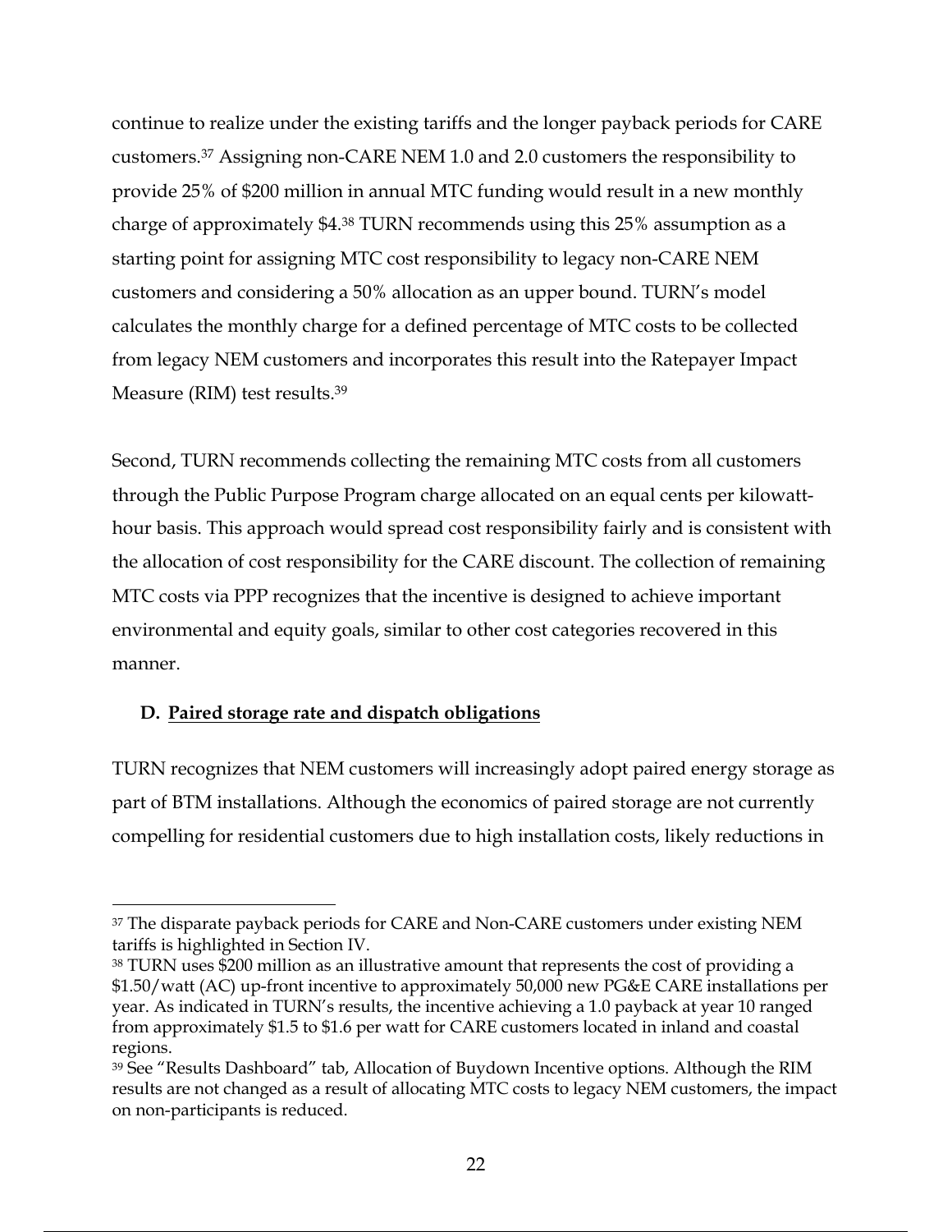continue to realize under the existing tariffs and the longer payback periods for CARE customers.[37] Assigning non-CARE NEM 1.0 and 2.0 customers the responsibility to provide 25% of $200 million in annual MTC funding would result in a new monthly charge of approximately $4.[38] TURN recommends using this 25% assumption as a starting point for assigning MTC cost responsibility to legacy non-CARE NEM customers and considering a 50% allocation as an upper bound. TURN's model calculates the monthly charge for a defined percentage of MTC costs to be collected from legacy NEM customers and incorporates this result into the Ratepayer Impact Measure (RIM) test results.[39]

Second, TURN recommends collecting the remaining MTC costs from all customers through the Public Purpose Program charge allocated on an equal cents per kilowatt-hour basis. This approach would spread cost responsibility fairly and is consistent with the allocation of cost responsibility for the CARE discount. The collection of remaining MTC costs via PPP recognizes that the incentive is designed to achieve important environmental and equity goals, similar to other cost categories recovered in this manner.

### D. <u>Paired storage rate and dispatch obligations</u>

TURN recognizes that NEM customers will increasingly adopt paired energy storage as part of BTM installations. Although the economics of paired storage are not currently compelling for residential customers due to high installation costs, likely reductions in

---

[37] The disparate payback periods for CARE and Non-CARE customers under existing NEM tariffs is highlighted in Section IV.

[38] TURN uses $200 million as an illustrative amount that represents the cost of providing a $1.50/watt (AC) up-front incentive to approximately 50,000 new PG&E CARE installations per year. As indicated in TURN's results, the incentive achieving a 1.0 payback at year 10 ranged from approximately $1.5 to $1.6 per watt for CARE customers located in inland and coastal regions.

[39] See "Results Dashboard" tab, Allocation of Buydown Incentive options. Although the RIM results are not changed as a result of allocating MTC costs to legacy NEM customers, the impact on non-participants is reduced.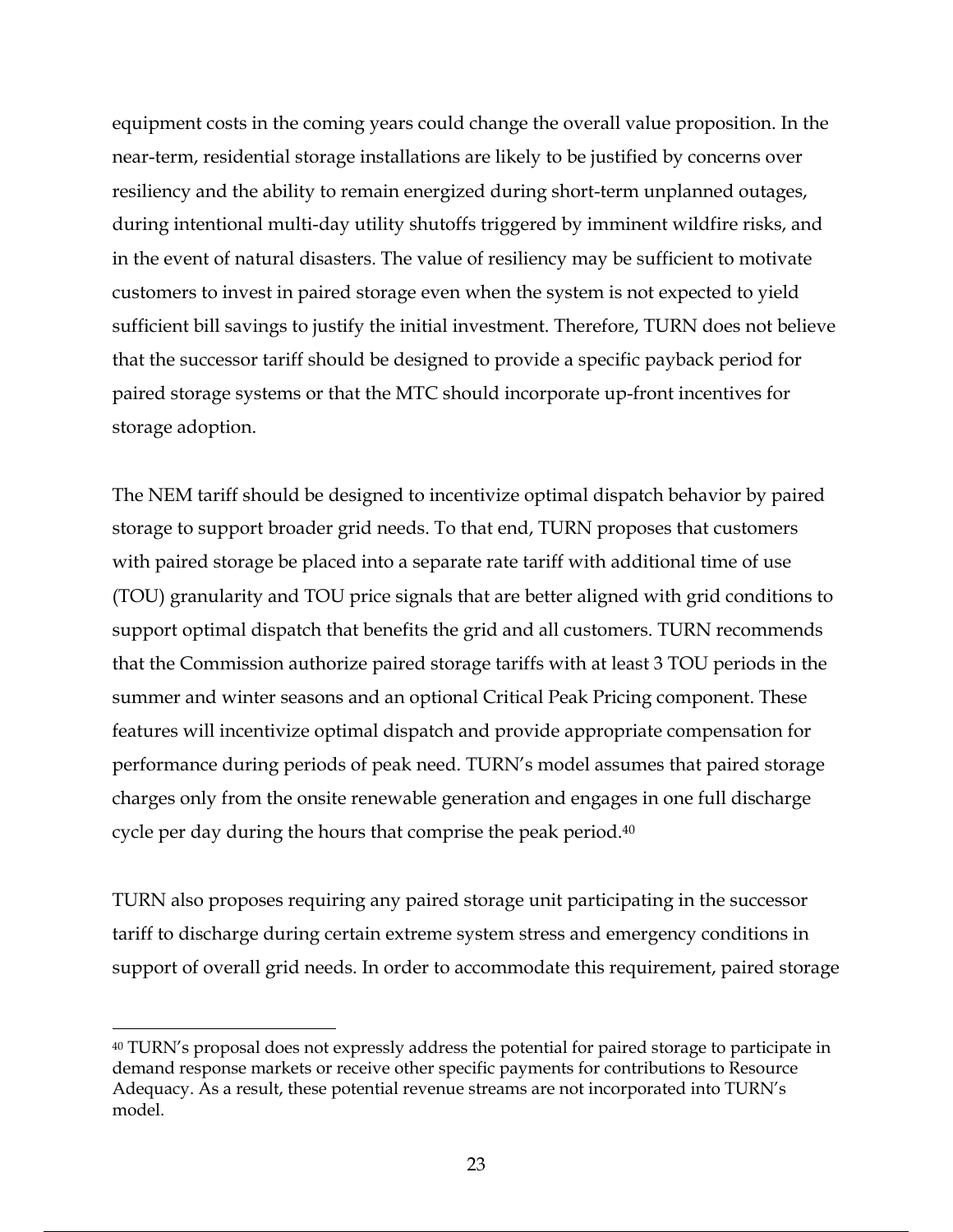equipment costs in the coming years could change the overall value proposition. In the near-term, residential storage installations are likely to be justified by concerns over resiliency and the ability to remain energized during short-term unplanned outages, during intentional multi-day utility shutoffs triggered by imminent wildfire risks, and in the event of natural disasters. The value of resiliency may be sufficient to motivate customers to invest in paired storage even when the system is not expected to yield sufficient bill savings to justify the initial investment. Therefore, TURN does not believe that the successor tariff should be designed to provide a specific payback period for paired storage systems or that the MTC should incorporate up-front incentives for storage adoption.

The NEM tariff should be designed to incentivize optimal dispatch behavior by paired storage to support broader grid needs. To that end, TURN proposes that customers with paired storage be placed into a separate rate tariff with additional time of use (TOU) granularity and TOU price signals that are better aligned with grid conditions to support optimal dispatch that benefits the grid and all customers. TURN recommends that the Commission authorize paired storage tariffs with at least 3 TOU periods in the summer and winter seasons and an optional Critical Peak Pricing component. These features will incentivize optimal dispatch and provide appropriate compensation for performance during periods of peak need. TURN's model assumes that paired storage charges only from the onsite renewable generation and engages in one full discharge cycle per day during the hours that comprise the peak period.[40]

TURN also proposes requiring any paired storage unit participating in the successor tariff to discharge during certain extreme system stress and emergency conditions in support of overall grid needs. In order to accommodate this requirement, paired storage

[40] TURN's proposal does not expressly address the potential for paired storage to participate in demand response markets or receive other specific payments for contributions to Resource Adequacy. As a result, these potential revenue streams are not incorporated into TURN's model.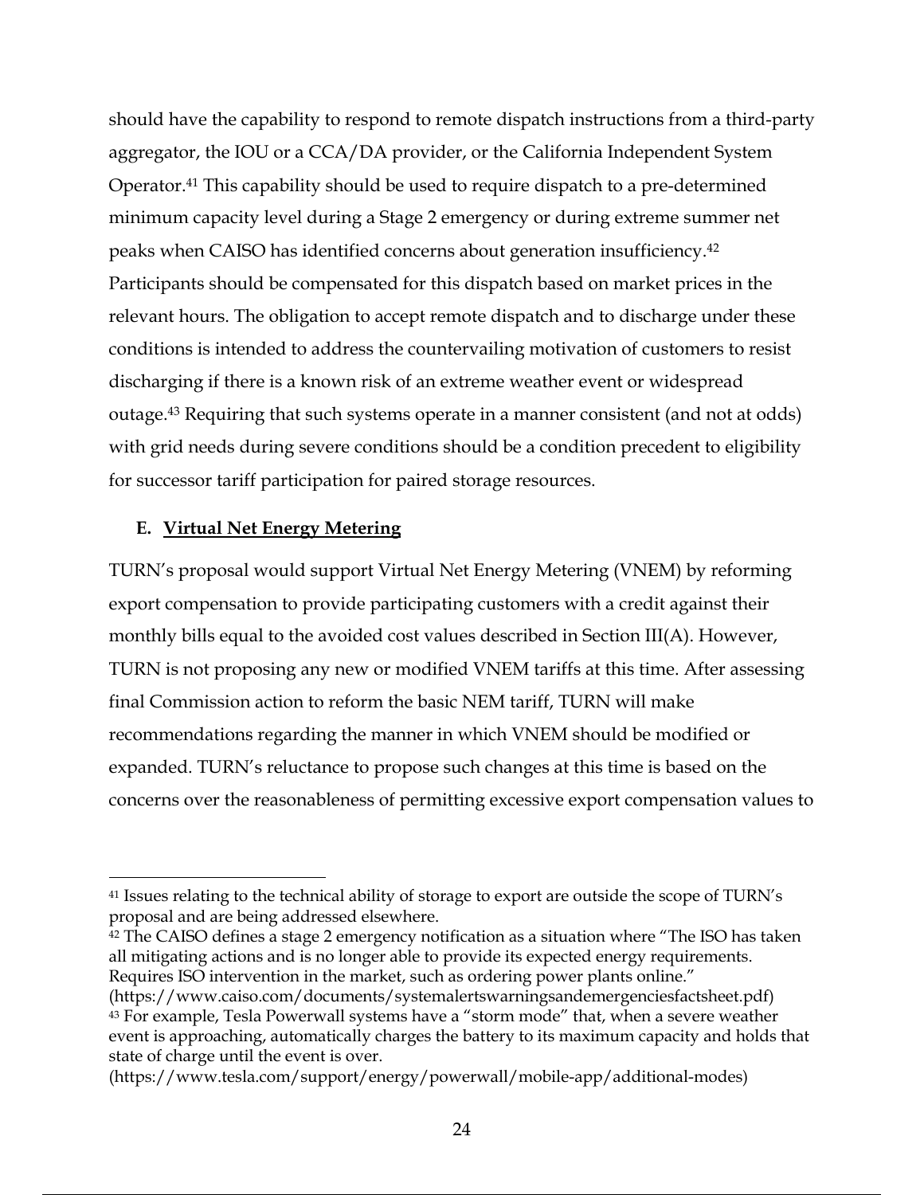should have the capability to respond to remote dispatch instructions from a third-party aggregator, the IOU or a CCA/DA provider, or the California Independent System Operator.[41] This capability should be used to require dispatch to a pre-determined minimum capacity level during a Stage 2 emergency or during extreme summer net peaks when CAISO has identified concerns about generation insufficiency.[42] Participants should be compensated for this dispatch based on market prices in the relevant hours. The obligation to accept remote dispatch and to discharge under these conditions is intended to address the countervailing motivation of customers to resist discharging if there is a known risk of an extreme weather event or widespread outage.[43] Requiring that such systems operate in a manner consistent (and not at odds) with grid needs during severe conditions should be a condition precedent to eligibility for successor tariff participation for paired storage resources.

### E. <u>Virtual Net Energy Metering</u>

TURN's proposal would support Virtual Net Energy Metering (VNEM) by reforming export compensation to provide participating customers with a credit against their monthly bills equal to the avoided cost values described in Section III(A). However, TURN is not proposing any new or modified VNEM tariffs at this time. After assessing final Commission action to reform the basic NEM tariff, TURN will make recommendations regarding the manner in which VNEM should be modified or expanded. TURN's reluctance to propose such changes at this time is based on the concerns over the reasonableness of permitting excessive export compensation values to

---

[41] Issues relating to the technical ability of storage to export are outside the scope of TURN's proposal and are being addressed elsewhere.

[42] The CAISO defines a stage 2 emergency notification as a situation where "The ISO has taken all mitigating actions and is no longer able to provide its expected energy requirements. Requires ISO intervention in the market, such as ordering power plants online." (https://www.caiso.com/documents/systemalertswarningsandemergenciesfactsheet.pdf)

[43] For example, Tesla Powerwall systems have a "storm mode" that, when a severe weather event is approaching, automatically charges the battery to its maximum capacity and holds that state of charge until the event is over. (https://www.tesla.com/support/energy/powerwall/mobile-app/additional-modes)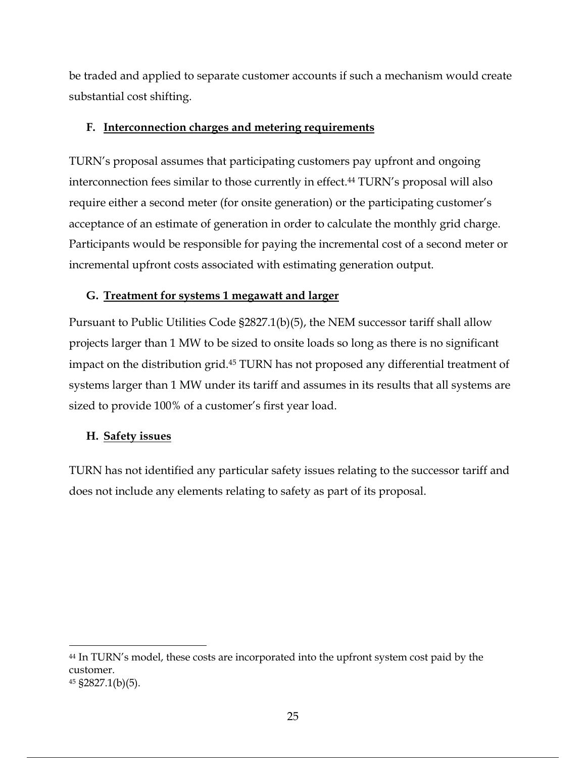be traded and applied to separate customer accounts if such a mechanism would create substantial cost shifting.

### F. Interconnection charges and metering requirements

TURN's proposal assumes that participating customers pay upfront and ongoing interconnection fees similar to those currently in effect.[44] TURN's proposal will also require either a second meter (for onsite generation) or the participating customer's acceptance of an estimate of generation in order to calculate the monthly grid charge. Participants would be responsible for paying the incremental cost of a second meter or incremental upfront costs associated with estimating generation output.

### G. Treatment for systems 1 megawatt and larger

Pursuant to Public Utilities Code §2827.1(b)(5), the NEM successor tariff shall allow projects larger than 1 MW to be sized to onsite loads so long as there is no significant impact on the distribution grid.[45] TURN has not proposed any differential treatment of systems larger than 1 MW under its tariff and assumes in its results that all systems are sized to provide 100% of a customer's first year load.

### H. Safety issues

TURN has not identified any particular safety issues relating to the successor tariff and does not include any elements relating to safety as part of its proposal.

---

[44] In TURN's model, these costs are incorporated into the upfront system cost paid by the customer.

[45] §2827.1(b)(5).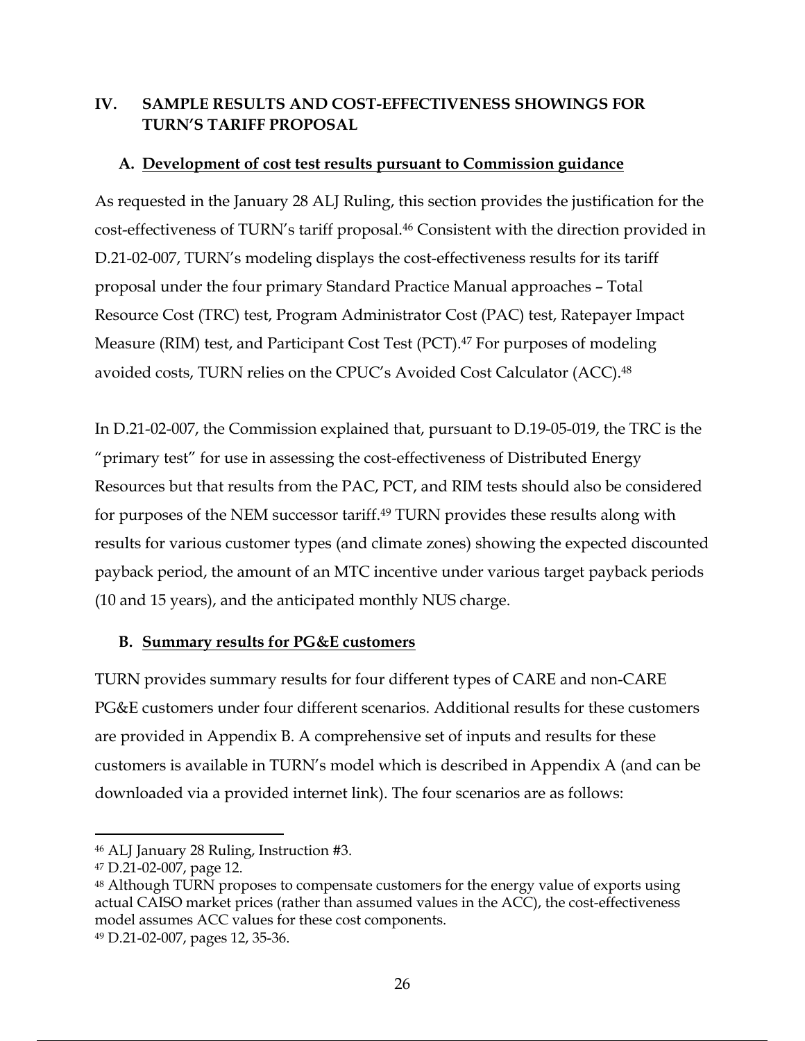## IV. SAMPLE RESULTS AND COST-EFFECTIVENESS SHOWINGS FOR TURN'S TARIFF PROPOSAL

### A. Development of cost test results pursuant to Commission guidance

As requested in the January 28 ALJ Ruling, this section provides the justification for the cost-effectiveness of TURN's tariff proposal.[46] Consistent with the direction provided in D.21-02-007, TURN's modeling displays the cost-effectiveness results for its tariff proposal under the four primary Standard Practice Manual approaches – Total Resource Cost (TRC) test, Program Administrator Cost (PAC) test, Ratepayer Impact Measure (RIM) test, and Participant Cost Test (PCT).[47] For purposes of modeling avoided costs, TURN relies on the CPUC's Avoided Cost Calculator (ACC).[48]

In D.21-02-007, the Commission explained that, pursuant to D.19-05-019, the TRC is the "primary test" for use in assessing the cost-effectiveness of Distributed Energy Resources but that results from the PAC, PCT, and RIM tests should also be considered for purposes of the NEM successor tariff.[49] TURN provides these results along with results for various customer types (and climate zones) showing the expected discounted payback period, the amount of an MTC incentive under various target payback periods (10 and 15 years), and the anticipated monthly NUS charge.

### B. Summary results for PG&E customers

TURN provides summary results for four different types of CARE and non-CARE PG&E customers under four different scenarios. Additional results for these customers are provided in Appendix B. A comprehensive set of inputs and results for these customers is available in TURN's model which is described in Appendix A (and can be downloaded via a provided internet link). The four scenarios are as follows:

---

[46] ALJ January 28 Ruling, Instruction #3.

[47] D.21-02-007, page 12.

[48] Although TURN proposes to compensate customers for the energy value of exports using actual CAISO market prices (rather than assumed values in the ACC), the cost-effectiveness model assumes ACC values for these cost components.

[49] D.21-02-007, pages 12, 35-36.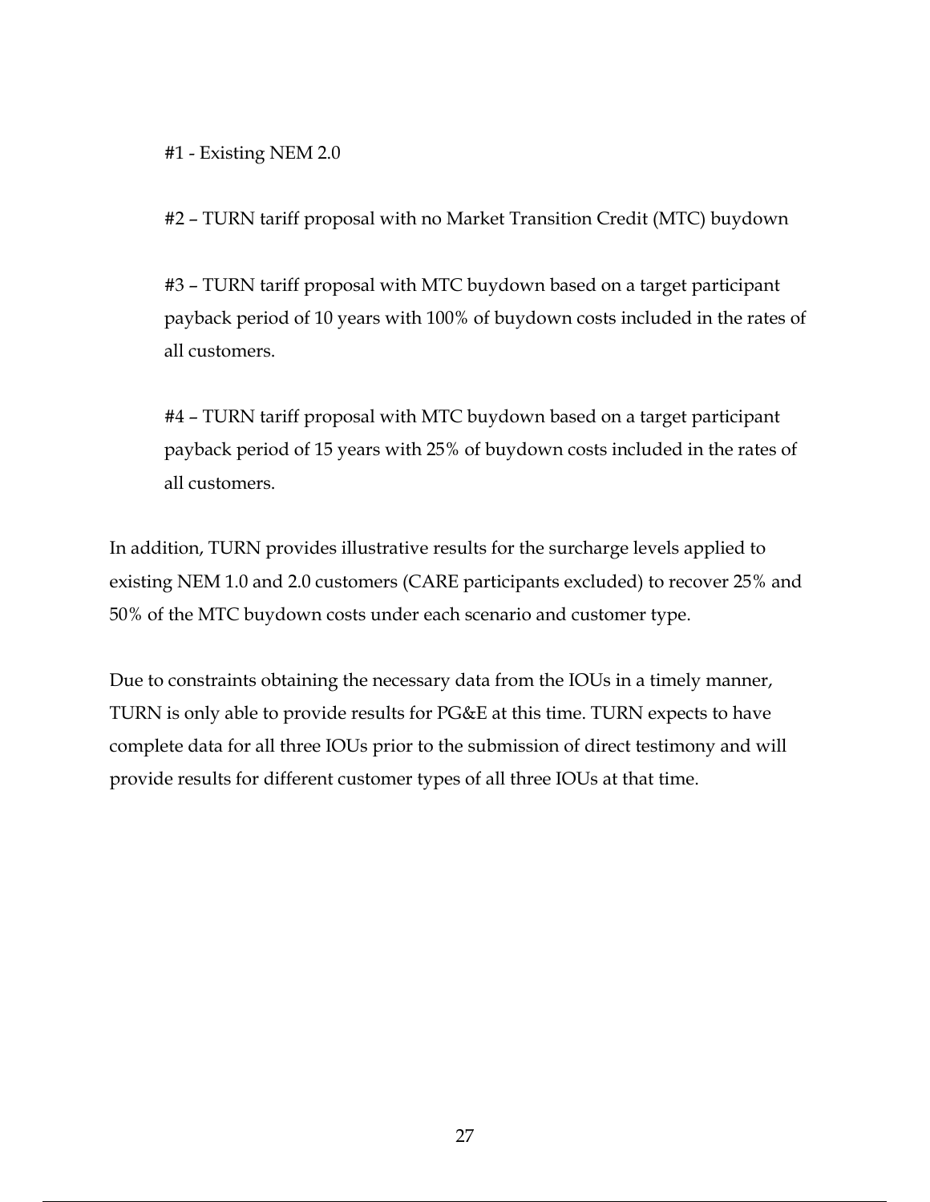#1 - Existing NEM 2.0

#2 – TURN tariff proposal with no Market Transition Credit (MTC) buydown

#3 – TURN tariff proposal with MTC buydown based on a target participant payback period of 10 years with 100% of buydown costs included in the rates of all customers.

#4 – TURN tariff proposal with MTC buydown based on a target participant payback period of 15 years with 25% of buydown costs included in the rates of all customers.

In addition, TURN provides illustrative results for the surcharge levels applied to existing NEM 1.0 and 2.0 customers (CARE participants excluded) to recover 25% and 50% of the MTC buydown costs under each scenario and customer type.

Due to constraints obtaining the necessary data from the IOUs in a timely manner, TURN is only able to provide results for PG&E at this time. TURN expects to have complete data for all three IOUs prior to the submission of direct testimony and will provide results for different customer types of all three IOUs at that time.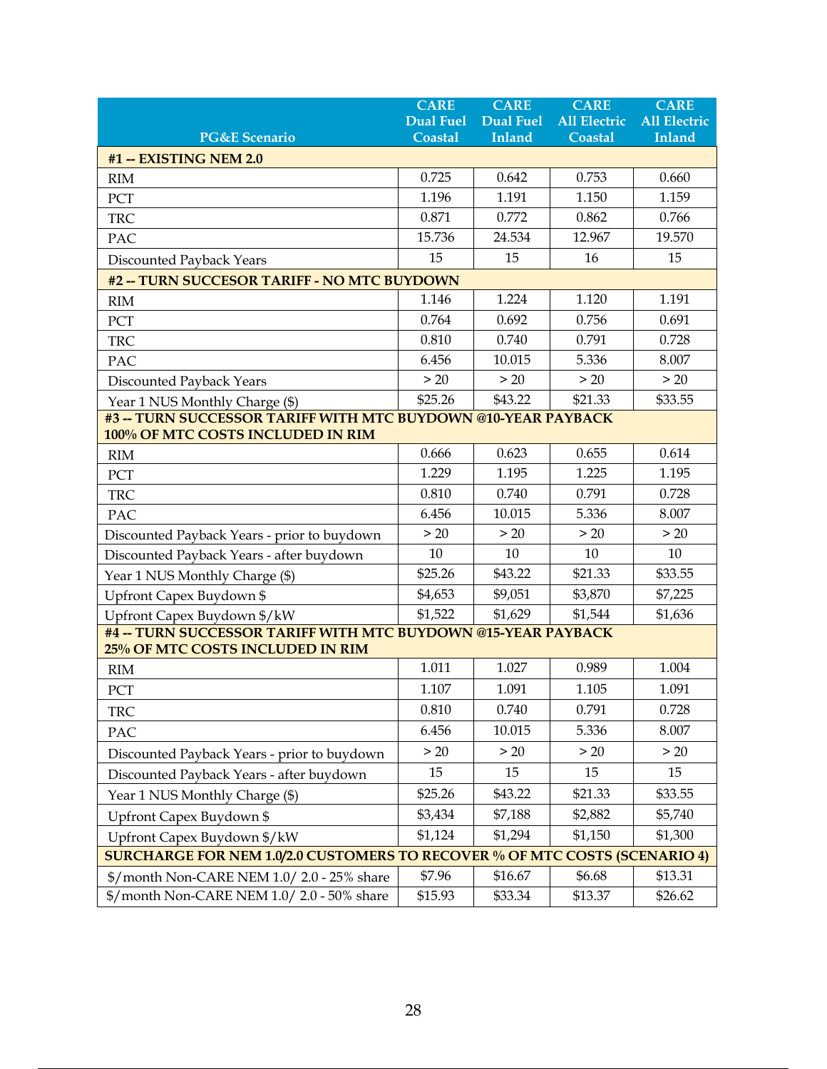| PG&E Scenario | CARE Dual Fuel Coastal | CARE Dual Fuel Inland | CARE All Electric Coastal | CARE All Electric Inland |
|---|---|---|---|---|
| **#1 -- EXISTING NEM 2.0** | | | | |
| RIM | 0.725 | 0.642 | 0.753 | 0.660 |
| PCT | 1.196 | 1.191 | 1.150 | 1.159 |
| TRC | 0.871 | 0.772 | 0.862 | 0.766 |
| PAC | 15.736 | 24.534 | 12.967 | 19.570 |
| Discounted Payback Years | 15 | 15 | 16 | 15 |
| **#2 -- TURN SUCCESOR TARIFF - NO MTC BUYDOWN** | | | | |
| RIM | 1.146 | 1.224 | 1.120 | 1.191 |
| PCT | 0.764 | 0.692 | 0.756 | 0.691 |
| TRC | 0.810 | 0.740 | 0.791 | 0.728 |
| PAC | 6.456 | 10.015 | 5.336 | 8.007 |
| Discounted Payback Years | > 20 | > 20 | > 20 | > 20 |
| Year 1 NUS Monthly Charge ($) | $25.26 | $43.22 | $21.33 | $33.55 |
| **#3 -- TURN SUCCESSOR TARIFF WITH MTC BUYDOWN @10-YEAR PAYBACK 100% OF MTC COSTS INCLUDED IN RIM** | | | | |
| RIM | 0.666 | 0.623 | 0.655 | 0.614 |
| PCT | 1.229 | 1.195 | 1.225 | 1.195 |
| TRC | 0.810 | 0.740 | 0.791 | 0.728 |
| PAC | 6.456 | 10.015 | 5.336 | 8.007 |
| Discounted Payback Years - prior to buydown | > 20 | > 20 | > 20 | > 20 |
| Discounted Payback Years - after buydown | 10 | 10 | 10 | 10 |
| Year 1 NUS Monthly Charge ($) | $25.26 | $43.22 | $21.33 | $33.55 |
| Upfront Capex Buydown $ | $4,653 | $9,051 | $3,870 | $7,225 |
| Upfront Capex Buydown $/kW | $1,522 | $1,629 | $1,544 | $1,636 |
| **#4 -- TURN SUCCESSOR TARIFF WITH MTC BUYDOWN @15-YEAR PAYBACK 25% OF MTC COSTS INCLUDED IN RIM** | | | | |
| RIM | 1.011 | 1.027 | 0.989 | 1.004 |
| PCT | 1.107 | 1.091 | 1.105 | 1.091 |
| TRC | 0.810 | 0.740 | 0.791 | 0.728 |
| PAC | 6.456 | 10.015 | 5.336 | 8.007 |
| Discounted Payback Years - prior to buydown | > 20 | > 20 | > 20 | > 20 |
| Discounted Payback Years - after buydown | 15 | 15 | 15 | 15 |
| Year 1 NUS Monthly Charge ($) | $25.26 | $43.22 | $21.33 | $33.55 |
| Upfront Capex Buydown $ | $3,434 | $7,188 | $2,882 | $5,740 |
| Upfront Capex Buydown $/kW | $1,124 | $1,294 | $1,150 | $1,300 |
| **SURCHARGE FOR NEM 1.0/2.0 CUSTOMERS TO RECOVER % OF MTC COSTS (SCENARIO 4)** | | | | |
| $/month Non-CARE NEM 1.0/ 2.0 - 25% share | $7.96 | $16.67 | $6.68 | $13.31 |
| $/month Non-CARE NEM 1.0/ 2.0 - 50% share | $15.93 | $33.34 | $13.37 | $26.62 |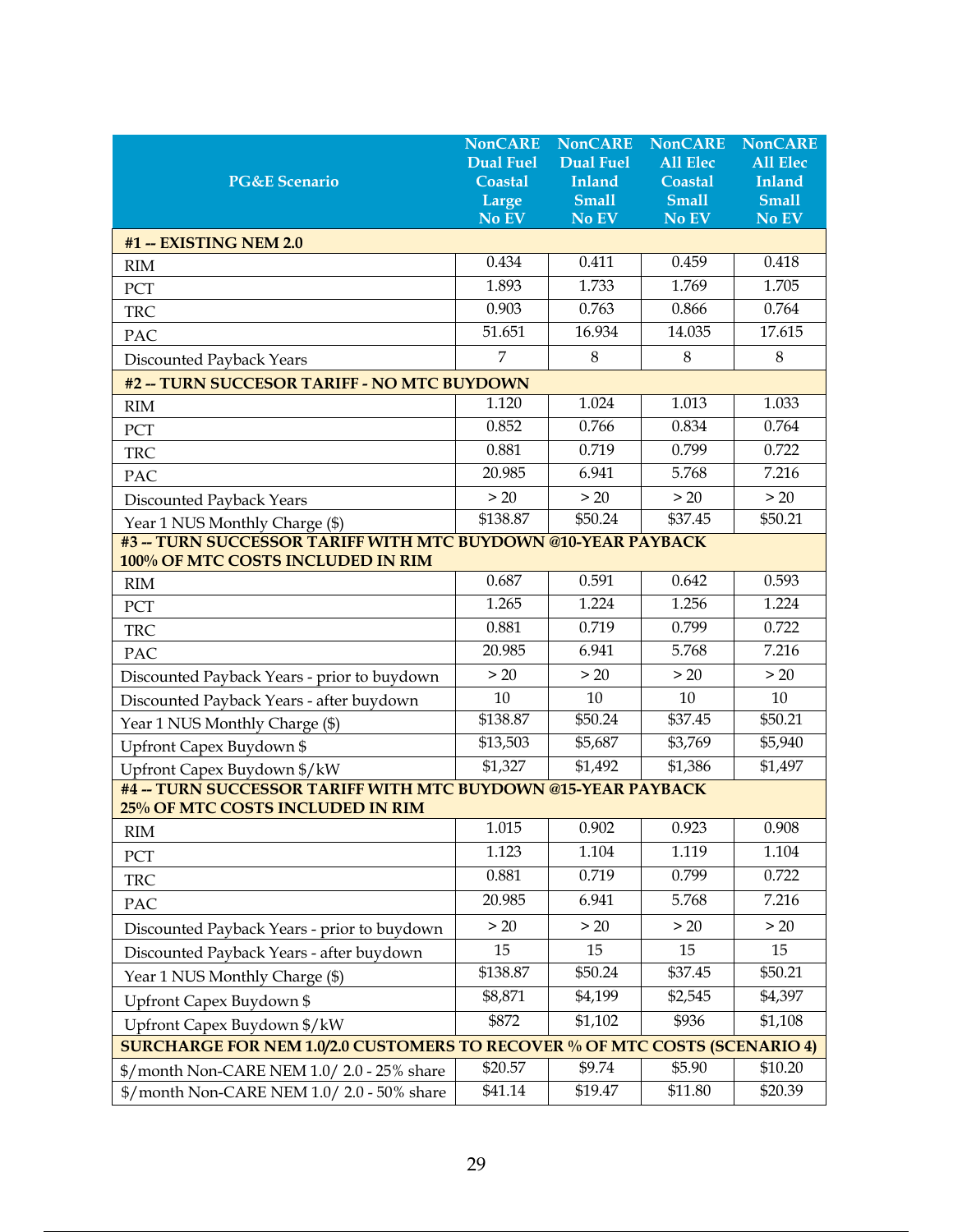| PG&E Scenario | NonCARE Dual Fuel Coastal Large No EV | NonCARE Dual Fuel Inland Small No EV | NonCARE All Elec Coastal Small No EV | NonCARE All Elec Inland Small No EV |
|---|---|---|---|---|
| **#1 -- EXISTING NEM 2.0** | | | | |
| RIM | 0.434 | 0.411 | 0.459 | 0.418 |
| PCT | 1.893 | 1.733 | 1.769 | 1.705 |
| TRC | 0.903 | 0.763 | 0.866 | 0.764 |
| PAC | 51.651 | 16.934 | 14.035 | 17.615 |
| Discounted Payback Years | 7 | 8 | 8 | 8 |
| **#2 -- TURN SUCCESOR TARIFF - NO MTC BUYDOWN** | | | | |
| RIM | 1.120 | 1.024 | 1.013 | 1.033 |
| PCT | 0.852 | 0.766 | 0.834 | 0.764 |
| TRC | 0.881 | 0.719 | 0.799 | 0.722 |
| PAC | 20.985 | 6.941 | 5.768 | 7.216 |
| Discounted Payback Years | > 20 | > 20 | > 20 | > 20 |
| Year 1 NUS Monthly Charge ($) | $138.87 | $50.24 | $37.45 | $50.21 |
| **#3 -- TURN SUCCESSOR TARIFF WITH MTC BUYDOWN @10-YEAR PAYBACK 100% OF MTC COSTS INCLUDED IN RIM** | | | | |
| RIM | 0.687 | 0.591 | 0.642 | 0.593 |
| PCT | 1.265 | 1.224 | 1.256 | 1.224 |
| TRC | 0.881 | 0.719 | 0.799 | 0.722 |
| PAC | 20.985 | 6.941 | 5.768 | 7.216 |
| Discounted Payback Years - prior to buydown | > 20 | > 20 | > 20 | > 20 |
| Discounted Payback Years - after buydown | 10 | 10 | 10 | 10 |
| Year 1 NUS Monthly Charge ($) | $138.87 | $50.24 | $37.45 | $50.21 |
| Upfront Capex Buydown $ | $13,503 | $5,687 | $3,769 | $5,940 |
| Upfront Capex Buydown $/kW | $1,327 | $1,492 | $1,386 | $1,497 |
| **#4 -- TURN SUCCESSOR TARIFF WITH MTC BUYDOWN @15-YEAR PAYBACK 25% OF MTC COSTS INCLUDED IN RIM** | | | | |
| RIM | 1.015 | 0.902 | 0.923 | 0.908 |
| PCT | 1.123 | 1.104 | 1.119 | 1.104 |
| TRC | 0.881 | 0.719 | 0.799 | 0.722 |
| PAC | 20.985 | 6.941 | 5.768 | 7.216 |
| Discounted Payback Years - prior to buydown | > 20 | > 20 | > 20 | > 20 |
| Discounted Payback Years - after buydown | 15 | 15 | 15 | 15 |
| Year 1 NUS Monthly Charge ($) | $138.87 | $50.24 | $37.45 | $50.21 |
| Upfront Capex Buydown $ | $8,871 | $4,199 | $2,545 | $4,397 |
| Upfront Capex Buydown $/kW | $872 | $1,102 | $936 | $1,108 |
| **SURCHARGE FOR NEM 1.0/2.0 CUSTOMERS TO RECOVER % OF MTC COSTS (SCENARIO 4)** | | | | |
| $/month Non-CARE NEM 1.0/ 2.0 - 25% share | $20.57 | $9.74 | $5.90 | $10.20 |
| $/month Non-CARE NEM 1.0/ 2.0 - 50% share | $41.14 | $19.47 | $11.80 | $20.39 |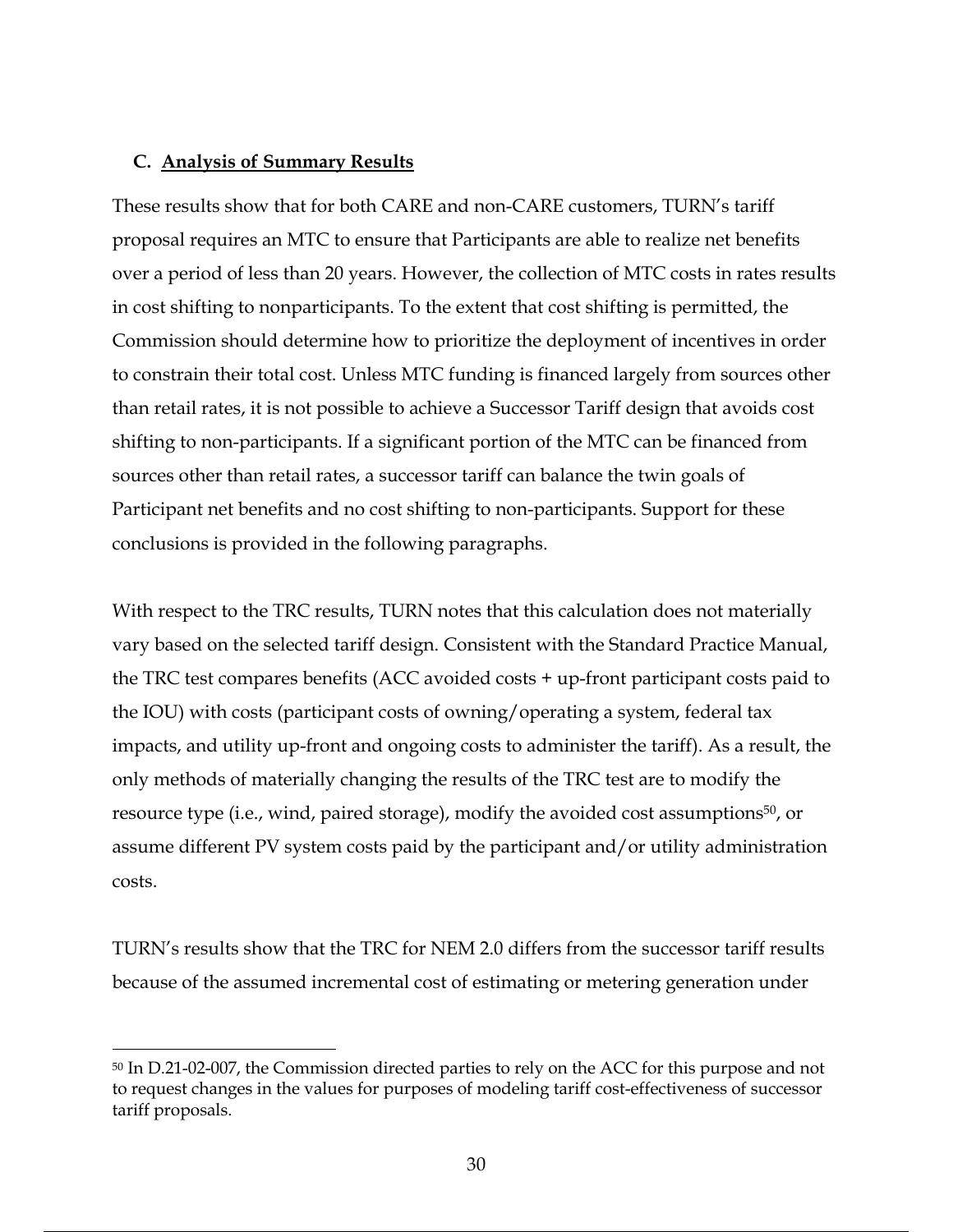### C. Analysis of Summary Results

These results show that for both CARE and non-CARE customers, TURN's tariff proposal requires an MTC to ensure that Participants are able to realize net benefits over a period of less than 20 years. However, the collection of MTC costs in rates results in cost shifting to nonparticipants. To the extent that cost shifting is permitted, the Commission should determine how to prioritize the deployment of incentives in order to constrain their total cost. Unless MTC funding is financed largely from sources other than retail rates, it is not possible to achieve a Successor Tariff design that avoids cost shifting to non-participants. If a significant portion of the MTC can be financed from sources other than retail rates, a successor tariff can balance the twin goals of Participant net benefits and no cost shifting to non-participants. Support for these conclusions is provided in the following paragraphs.

With respect to the TRC results, TURN notes that this calculation does not materially vary based on the selected tariff design. Consistent with the Standard Practice Manual, the TRC test compares benefits (ACC avoided costs + up-front participant costs paid to the IOU) with costs (participant costs of owning/operating a system, federal tax impacts, and utility up-front and ongoing costs to administer the tariff). As a result, the only methods of materially changing the results of the TRC test are to modify the resource type (i.e., wind, paired storage), modify the avoided cost assumptions[50], or assume different PV system costs paid by the participant and/or utility administration costs.

TURN's results show that the TRC for NEM 2.0 differs from the successor tariff results because of the assumed incremental cost of estimating or metering generation under

[50] In D.21-02-007, the Commission directed parties to rely on the ACC for this purpose and not to request changes in the values for purposes of modeling tariff cost-effectiveness of successor tariff proposals.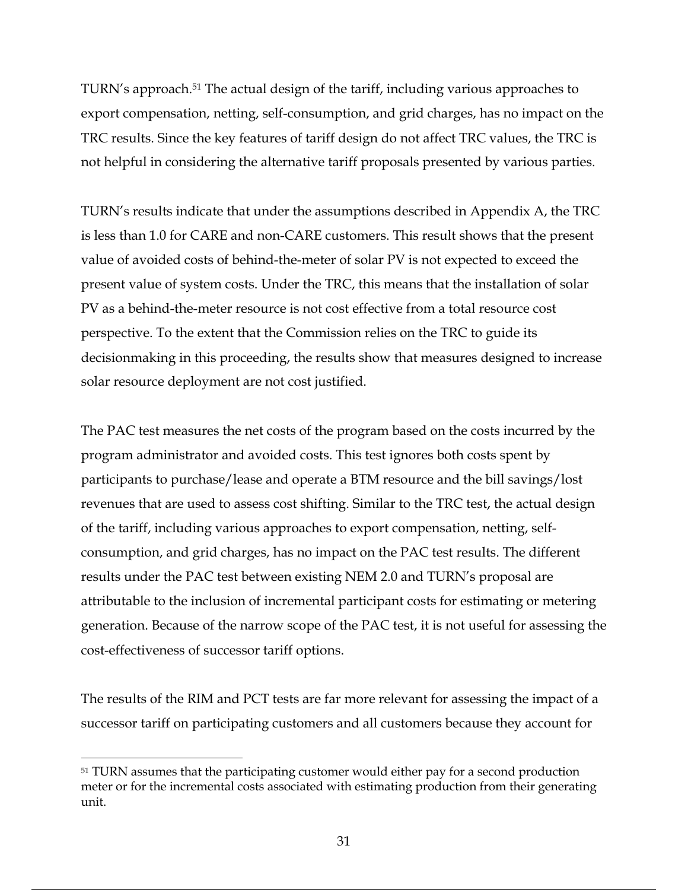TURN's approach.[51] The actual design of the tariff, including various approaches to export compensation, netting, self-consumption, and grid charges, has no impact on the TRC results. Since the key features of tariff design do not affect TRC values, the TRC is not helpful in considering the alternative tariff proposals presented by various parties.

TURN's results indicate that under the assumptions described in Appendix A, the TRC is less than 1.0 for CARE and non-CARE customers. This result shows that the present value of avoided costs of behind-the-meter of solar PV is not expected to exceed the present value of system costs. Under the TRC, this means that the installation of solar PV as a behind-the-meter resource is not cost effective from a total resource cost perspective. To the extent that the Commission relies on the TRC to guide its decisionmaking in this proceeding, the results show that measures designed to increase solar resource deployment are not cost justified.

The PAC test measures the net costs of the program based on the costs incurred by the program administrator and avoided costs. This test ignores both costs spent by participants to purchase/lease and operate a BTM resource and the bill savings/lost revenues that are used to assess cost shifting. Similar to the TRC test, the actual design of the tariff, including various approaches to export compensation, netting, self-consumption, and grid charges, has no impact on the PAC test results. The different results under the PAC test between existing NEM 2.0 and TURN's proposal are attributable to the inclusion of incremental participant costs for estimating or metering generation. Because of the narrow scope of the PAC test, it is not useful for assessing the cost-effectiveness of successor tariff options.

The results of the RIM and PCT tests are far more relevant for assessing the impact of a successor tariff on participating customers and all customers because they account for

[51] TURN assumes that the participating customer would either pay for a second production meter or for the incremental costs associated with estimating production from their generating unit.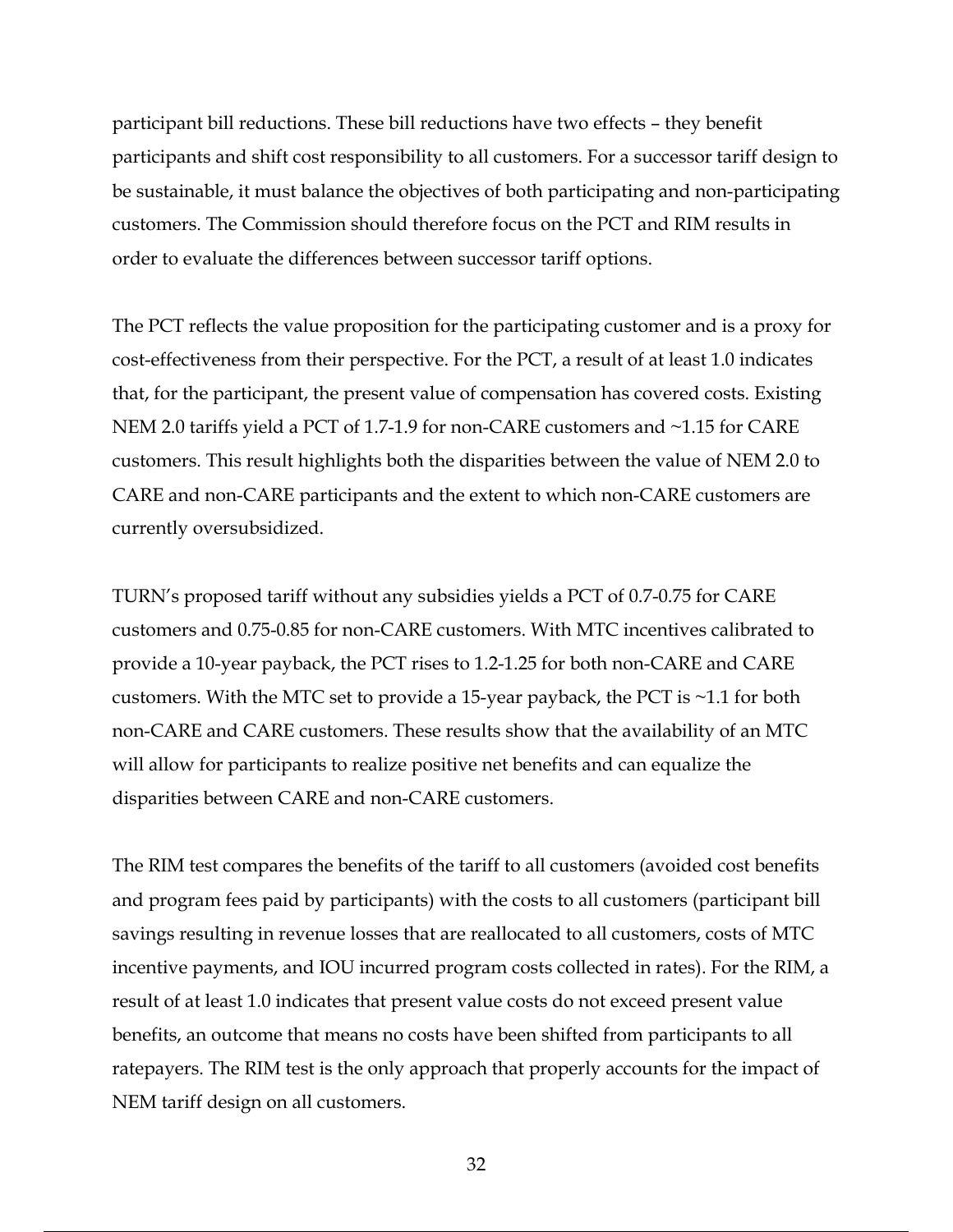participant bill reductions. These bill reductions have two effects – they benefit participants and shift cost responsibility to all customers. For a successor tariff design to be sustainable, it must balance the objectives of both participating and non-participating customers. The Commission should therefore focus on the PCT and RIM results in order to evaluate the differences between successor tariff options.

The PCT reflects the value proposition for the participating customer and is a proxy for cost-effectiveness from their perspective. For the PCT, a result of at least 1.0 indicates that, for the participant, the present value of compensation has covered costs. Existing NEM 2.0 tariffs yield a PCT of 1.7-1.9 for non-CARE customers and ~1.15 for CARE customers. This result highlights both the disparities between the value of NEM 2.0 to CARE and non-CARE participants and the extent to which non-CARE customers are currently oversubsidized.

TURN's proposed tariff without any subsidies yields a PCT of 0.7-0.75 for CARE customers and 0.75-0.85 for non-CARE customers. With MTC incentives calibrated to provide a 10-year payback, the PCT rises to 1.2-1.25 for both non-CARE and CARE customers. With the MTC set to provide a 15-year payback, the PCT is ~1.1 for both non-CARE and CARE customers. These results show that the availability of an MTC will allow for participants to realize positive net benefits and can equalize the disparities between CARE and non-CARE customers.

The RIM test compares the benefits of the tariff to all customers (avoided cost benefits and program fees paid by participants) with the costs to all customers (participant bill savings resulting in revenue losses that are reallocated to all customers, costs of MTC incentive payments, and IOU incurred program costs collected in rates). For the RIM, a result of at least 1.0 indicates that present value costs do not exceed present value benefits, an outcome that means no costs have been shifted from participants to all ratepayers. The RIM test is the only approach that properly accounts for the impact of NEM tariff design on all customers.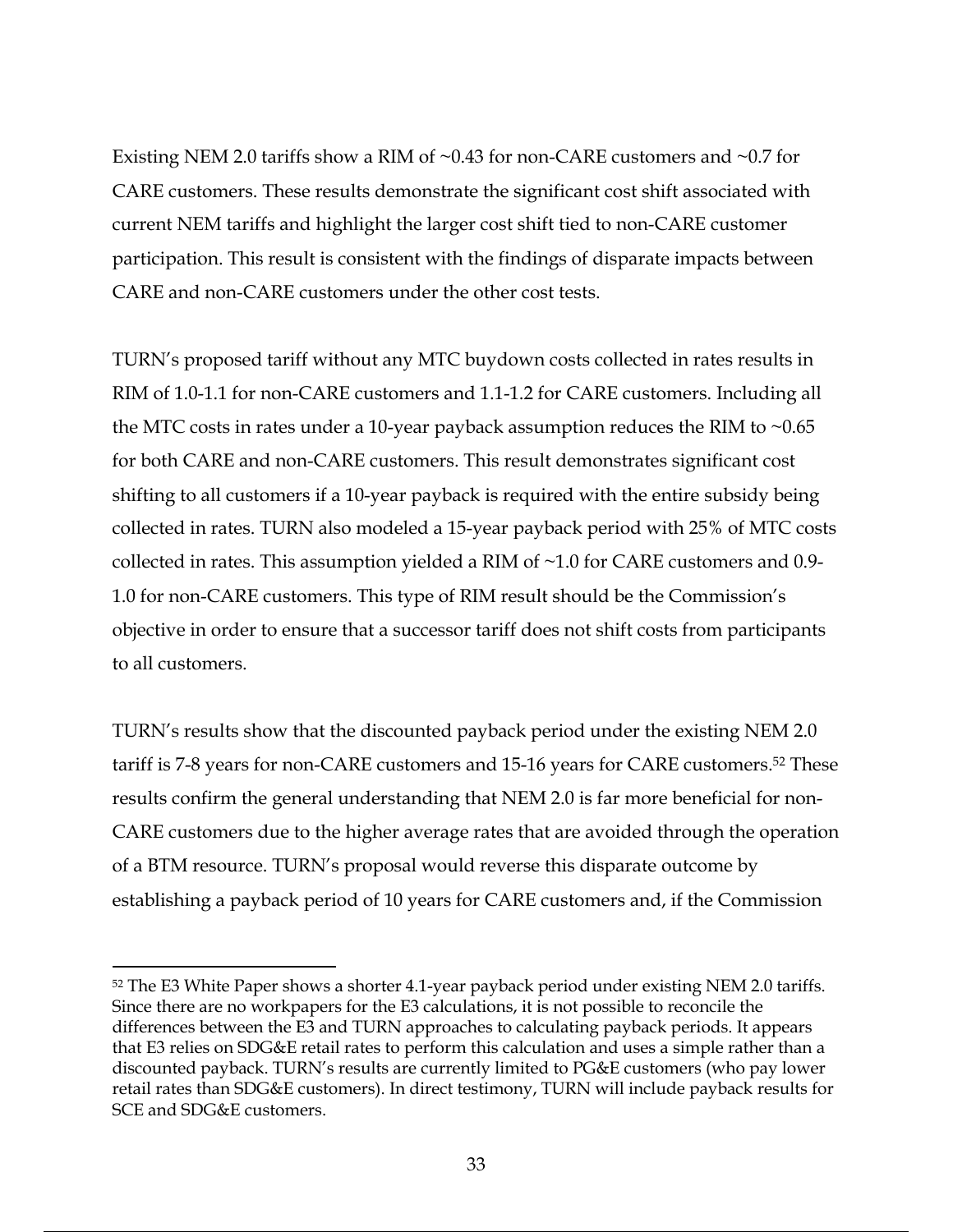Existing NEM 2.0 tariffs show a RIM of ~0.43 for non-CARE customers and ~0.7 for CARE customers. These results demonstrate the significant cost shift associated with current NEM tariffs and highlight the larger cost shift tied to non-CARE customer participation. This result is consistent with the findings of disparate impacts between CARE and non-CARE customers under the other cost tests.

TURN's proposed tariff without any MTC buydown costs collected in rates results in RIM of 1.0-1.1 for non-CARE customers and 1.1-1.2 for CARE customers. Including all the MTC costs in rates under a 10-year payback assumption reduces the RIM to ~0.65 for both CARE and non-CARE customers. This result demonstrates significant cost shifting to all customers if a 10-year payback is required with the entire subsidy being collected in rates. TURN also modeled a 15-year payback period with 25% of MTC costs collected in rates. This assumption yielded a RIM of ~1.0 for CARE customers and 0.9-1.0 for non-CARE customers. This type of RIM result should be the Commission's objective in order to ensure that a successor tariff does not shift costs from participants to all customers.

TURN's results show that the discounted payback period under the existing NEM 2.0 tariff is 7-8 years for non-CARE customers and 15-16 years for CARE customers.[52] These results confirm the general understanding that NEM 2.0 is far more beneficial for non-CARE customers due to the higher average rates that are avoided through the operation of a BTM resource. TURN's proposal would reverse this disparate outcome by establishing a payback period of 10 years for CARE customers and, if the Commission

---

[52] The E3 White Paper shows a shorter 4.1-year payback period under existing NEM 2.0 tariffs. Since there are no workpapers for the E3 calculations, it is not possible to reconcile the differences between the E3 and TURN approaches to calculating payback periods. It appears that E3 relies on SDG&E retail rates to perform this calculation and uses a simple rather than a discounted payback. TURN's results are currently limited to PG&E customers (who pay lower retail rates than SDG&E customers). In direct testimony, TURN will include payback results for SCE and SDG&E customers.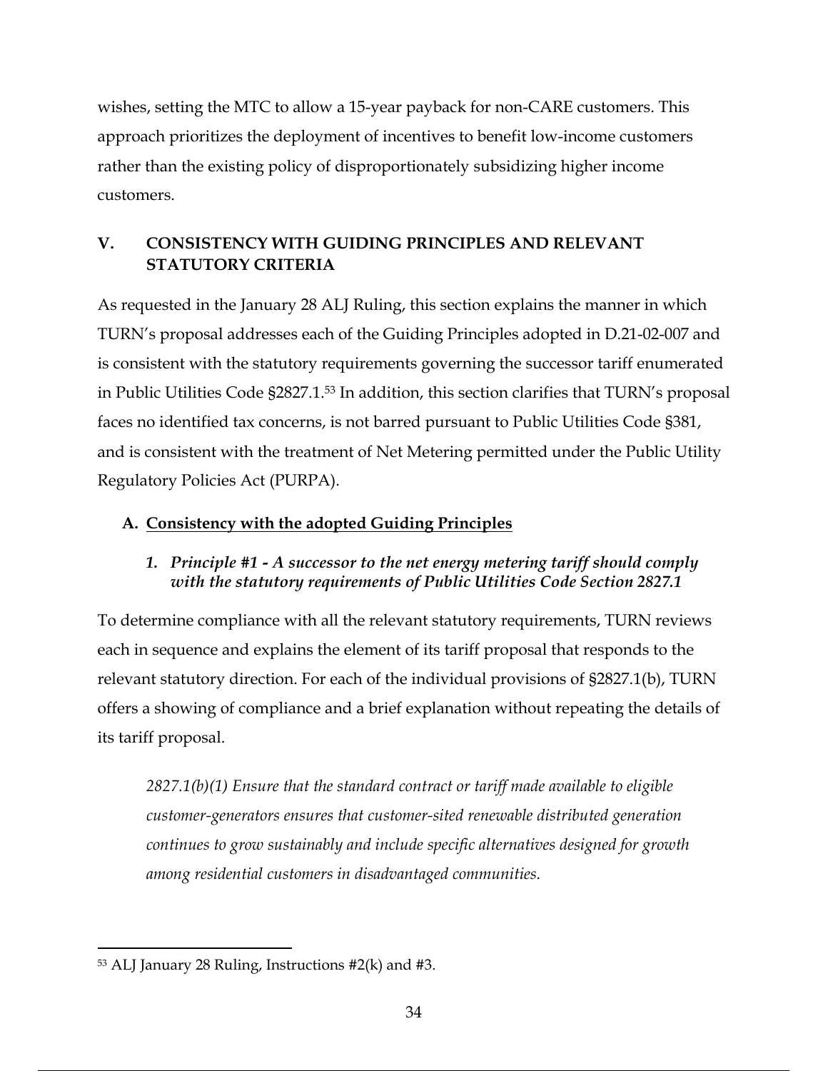wishes, setting the MTC to allow a 15-year payback for non-CARE customers. This approach prioritizes the deployment of incentives to benefit low-income customers rather than the existing policy of disproportionately subsidizing higher income customers.

## V. CONSISTENCY WITH GUIDING PRINCIPLES AND RELEVANT STATUTORY CRITERIA

As requested in the January 28 ALJ Ruling, this section explains the manner in which TURN's proposal addresses each of the Guiding Principles adopted in D.21-02-007 and is consistent with the statutory requirements governing the successor tariff enumerated in Public Utilities Code §2827.1.[53] In addition, this section clarifies that TURN's proposal faces no identified tax concerns, is not barred pursuant to Public Utilities Code §381, and is consistent with the treatment of Net Metering permitted under the Public Utility Regulatory Policies Act (PURPA).

### A. <u>Consistency with the adopted Guiding Principles</u>

#### *1. Principle #1 - A successor to the net energy metering tariff should comply with the statutory requirements of Public Utilities Code Section 2827.1*

To determine compliance with all the relevant statutory requirements, TURN reviews each in sequence and explains the element of its tariff proposal that responds to the relevant statutory direction. For each of the individual provisions of §2827.1(b), TURN offers a showing of compliance and a brief explanation without repeating the details of its tariff proposal.

> *2827.1(b)(1) Ensure that the standard contract or tariff made available to eligible customer-generators ensures that customer-sited renewable distributed generation continues to grow sustainably and include specific alternatives designed for growth among residential customers in disadvantaged communities.*

---

[53] ALJ January 28 Ruling, Instructions #2(k) and #3.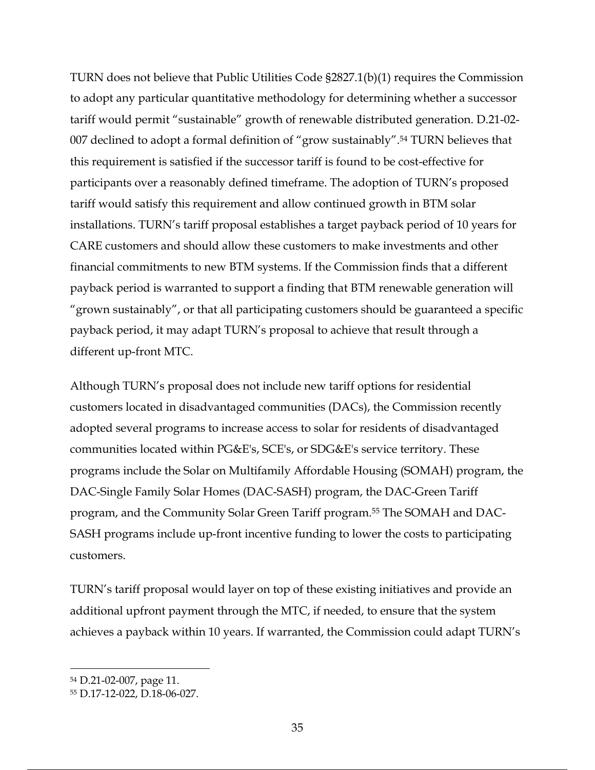TURN does not believe that Public Utilities Code §2827.1(b)(1) requires the Commission to adopt any particular quantitative methodology for determining whether a successor tariff would permit "sustainable" growth of renewable distributed generation. D.21-02-007 declined to adopt a formal definition of "grow sustainably".[54] TURN believes that this requirement is satisfied if the successor tariff is found to be cost-effective for participants over a reasonably defined timeframe. The adoption of TURN's proposed tariff would satisfy this requirement and allow continued growth in BTM solar installations. TURN's tariff proposal establishes a target payback period of 10 years for CARE customers and should allow these customers to make investments and other financial commitments to new BTM systems. If the Commission finds that a different payback period is warranted to support a finding that BTM renewable generation will "grown sustainably", or that all participating customers should be guaranteed a specific payback period, it may adapt TURN's proposal to achieve that result through a different up-front MTC.

Although TURN's proposal does not include new tariff options for residential customers located in disadvantaged communities (DACs), the Commission recently adopted several programs to increase access to solar for residents of disadvantaged communities located within PG&E's, SCE's, or SDG&E's service territory. These programs include the Solar on Multifamily Affordable Housing (SOMAH) program, the DAC-Single Family Solar Homes (DAC-SASH) program, the DAC-Green Tariff program, and the Community Solar Green Tariff program.[55] The SOMAH and DAC-SASH programs include up-front incentive funding to lower the costs to participating customers.

TURN's tariff proposal would layer on top of these existing initiatives and provide an additional upfront payment through the MTC, if needed, to ensure that the system achieves a payback within 10 years. If warranted, the Commission could adapt TURN's

[54] D.21-02-007, page 11.

[55] D.17-12-022, D.18-06-027.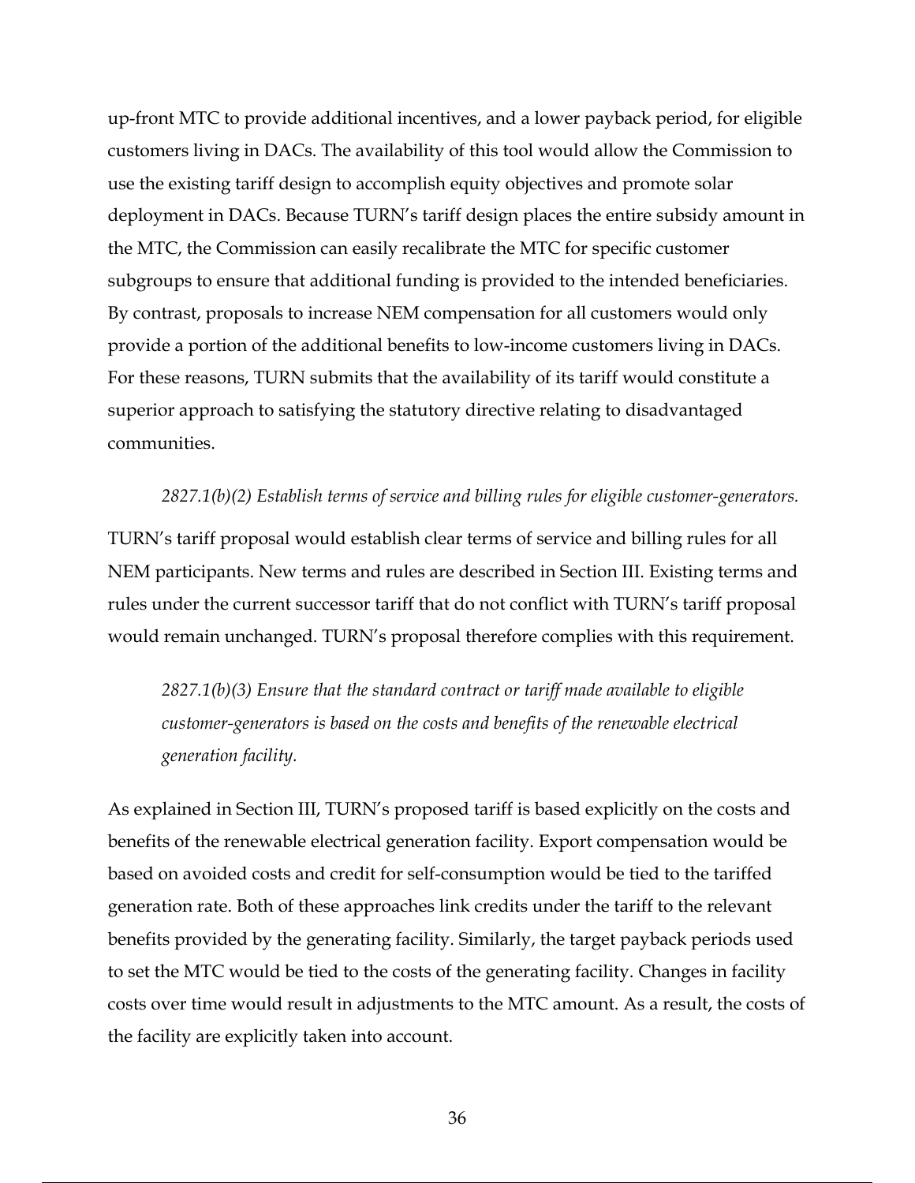up-front MTC to provide additional incentives, and a lower payback period, for eligible customers living in DACs. The availability of this tool would allow the Commission to use the existing tariff design to accomplish equity objectives and promote solar deployment in DACs. Because TURN's tariff design places the entire subsidy amount in the MTC, the Commission can easily recalibrate the MTC for specific customer subgroups to ensure that additional funding is provided to the intended beneficiaries. By contrast, proposals to increase NEM compensation for all customers would only provide a portion of the additional benefits to low-income customers living in DACs. For these reasons, TURN submits that the availability of its tariff would constitute a superior approach to satisfying the statutory directive relating to disadvantaged communities.

*2827.1(b)(2) Establish terms of service and billing rules for eligible customer-generators.*

TURN's tariff proposal would establish clear terms of service and billing rules for all NEM participants. New terms and rules are described in Section III. Existing terms and rules under the current successor tariff that do not conflict with TURN's tariff proposal would remain unchanged. TURN's proposal therefore complies with this requirement.

*2827.1(b)(3) Ensure that the standard contract or tariff made available to eligible customer-generators is based on the costs and benefits of the renewable electrical generation facility.*

As explained in Section III, TURN's proposed tariff is based explicitly on the costs and benefits of the renewable electrical generation facility. Export compensation would be based on avoided costs and credit for self-consumption would be tied to the tariffed generation rate. Both of these approaches link credits under the tariff to the relevant benefits provided by the generating facility. Similarly, the target payback periods used to set the MTC would be tied to the costs of the generating facility. Changes in facility costs over time would result in adjustments to the MTC amount. As a result, the costs of the facility are explicitly taken into account.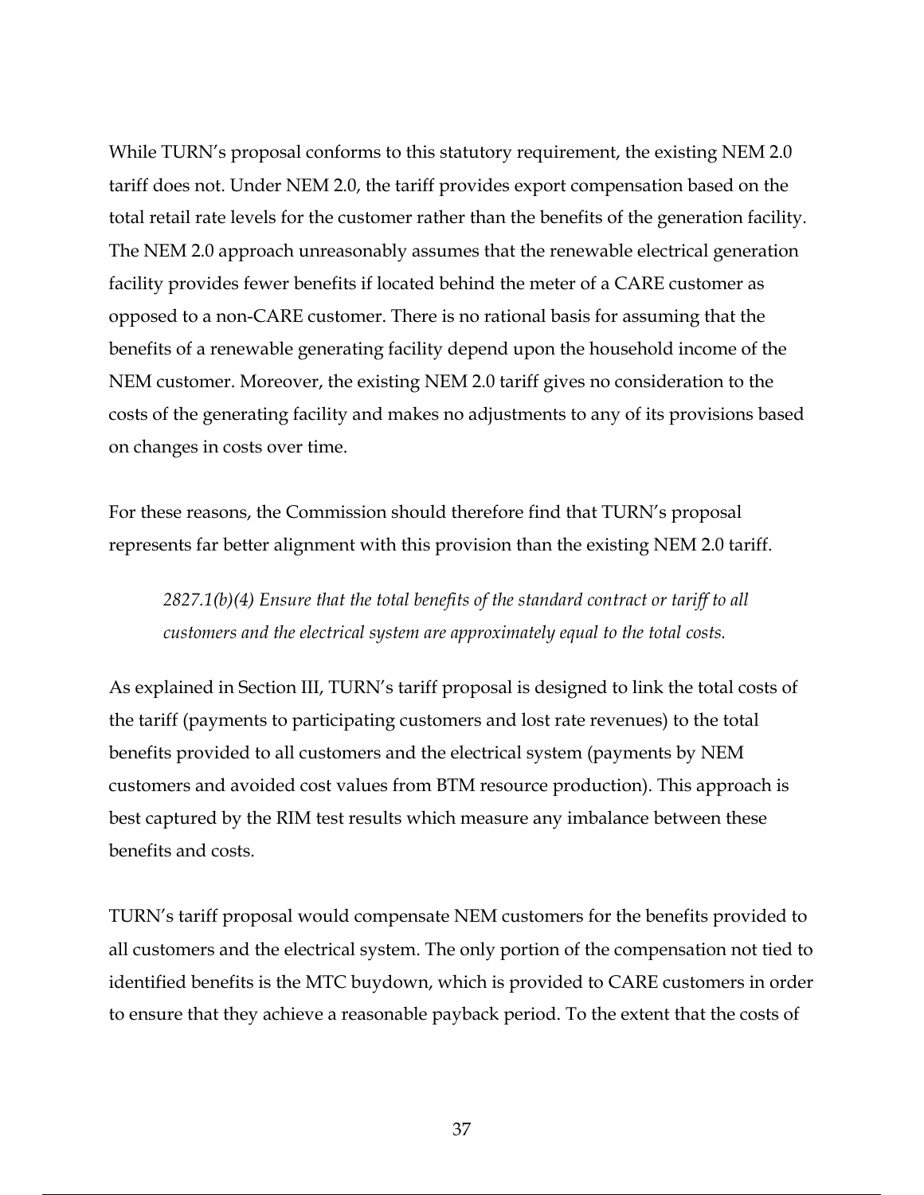While TURN's proposal conforms to this statutory requirement, the existing NEM 2.0 tariff does not. Under NEM 2.0, the tariff provides export compensation based on the total retail rate levels for the customer rather than the benefits of the generation facility. The NEM 2.0 approach unreasonably assumes that the renewable electrical generation facility provides fewer benefits if located behind the meter of a CARE customer as opposed to a non-CARE customer. There is no rational basis for assuming that the benefits of a renewable generating facility depend upon the household income of the NEM customer. Moreover, the existing NEM 2.0 tariff gives no consideration to the costs of the generating facility and makes no adjustments to any of its provisions based on changes in costs over time.

For these reasons, the Commission should therefore find that TURN's proposal represents far better alignment with this provision than the existing NEM 2.0 tariff.

> *2827.1(b)(4) Ensure that the total benefits of the standard contract or tariff to all customers and the electrical system are approximately equal to the total costs.*

As explained in Section III, TURN's tariff proposal is designed to link the total costs of the tariff (payments to participating customers and lost rate revenues) to the total benefits provided to all customers and the electrical system (payments by NEM customers and avoided cost values from BTM resource production). This approach is best captured by the RIM test results which measure any imbalance between these benefits and costs.

TURN's tariff proposal would compensate NEM customers for the benefits provided to all customers and the electrical system. The only portion of the compensation not tied to identified benefits is the MTC buydown, which is provided to CARE customers in order to ensure that they achieve a reasonable payback period. To the extent that the costs of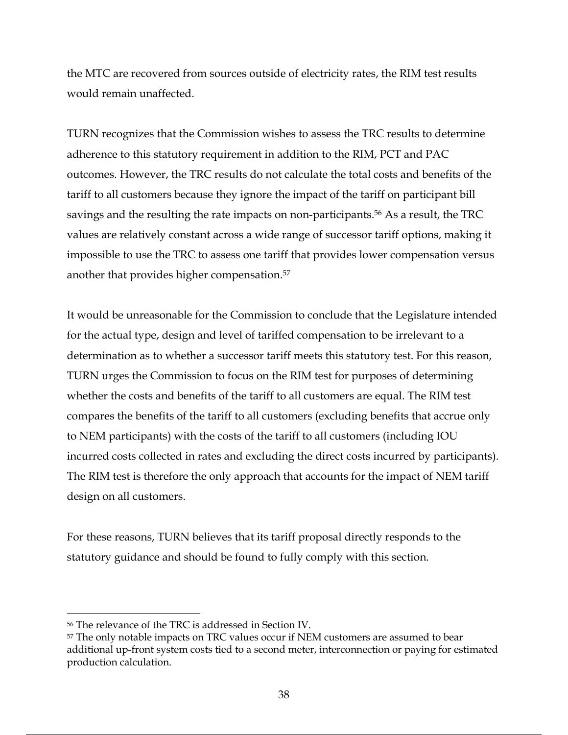the MTC are recovered from sources outside of electricity rates, the RIM test results would remain unaffected.

TURN recognizes that the Commission wishes to assess the TRC results to determine adherence to this statutory requirement in addition to the RIM, PCT and PAC outcomes. However, the TRC results do not calculate the total costs and benefits of the tariff to all customers because they ignore the impact of the tariff on participant bill savings and the resulting the rate impacts on non-participants.[56] As a result, the TRC values are relatively constant across a wide range of successor tariff options, making it impossible to use the TRC to assess one tariff that provides lower compensation versus another that provides higher compensation.[57]

It would be unreasonable for the Commission to conclude that the Legislature intended for the actual type, design and level of tariffed compensation to be irrelevant to a determination as to whether a successor tariff meets this statutory test. For this reason, TURN urges the Commission to focus on the RIM test for purposes of determining whether the costs and benefits of the tariff to all customers are equal. The RIM test compares the benefits of the tariff to all customers (excluding benefits that accrue only to NEM participants) with the costs of the tariff to all customers (including IOU incurred costs collected in rates and excluding the direct costs incurred by participants). The RIM test is therefore the only approach that accounts for the impact of NEM tariff design on all customers.

For these reasons, TURN believes that its tariff proposal directly responds to the statutory guidance and should be found to fully comply with this section.

---

[56] The relevance of the TRC is addressed in Section IV.

[57] The only notable impacts on TRC values occur if NEM customers are assumed to bear additional up-front system costs tied to a second meter, interconnection or paying for estimated production calculation.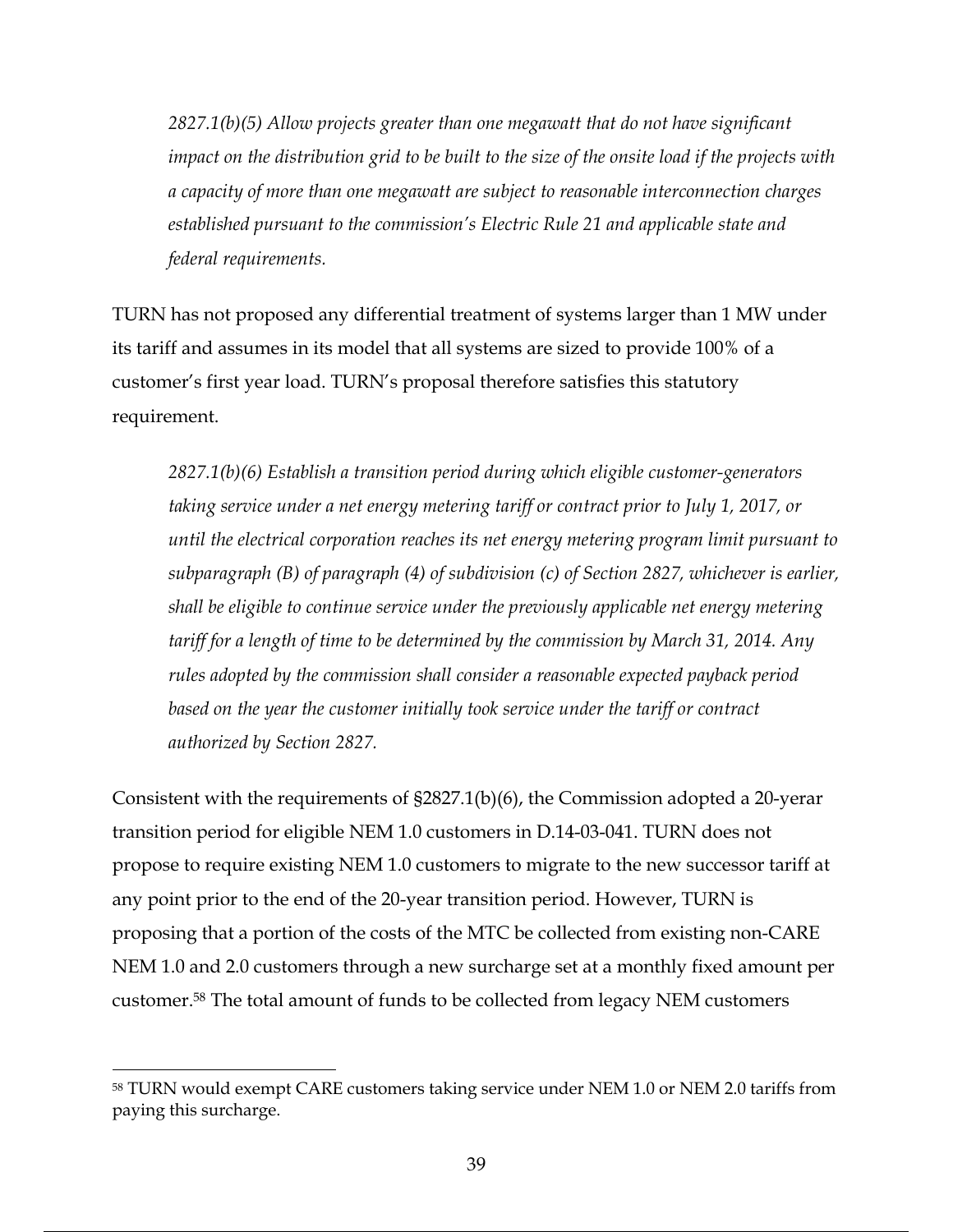*2827.1(b)(5) Allow projects greater than one megawatt that do not have significant impact on the distribution grid to be built to the size of the onsite load if the projects with a capacity of more than one megawatt are subject to reasonable interconnection charges established pursuant to the commission's Electric Rule 21 and applicable state and federal requirements.*

TURN has not proposed any differential treatment of systems larger than 1 MW under its tariff and assumes in its model that all systems are sized to provide 100% of a customer's first year load. TURN's proposal therefore satisfies this statutory requirement.

*2827.1(b)(6) Establish a transition period during which eligible customer-generators taking service under a net energy metering tariff or contract prior to July 1, 2017, or until the electrical corporation reaches its net energy metering program limit pursuant to subparagraph (B) of paragraph (4) of subdivision (c) of Section 2827, whichever is earlier, shall be eligible to continue service under the previously applicable net energy metering tariff for a length of time to be determined by the commission by March 31, 2014. Any rules adopted by the commission shall consider a reasonable expected payback period based on the year the customer initially took service under the tariff or contract authorized by Section 2827.*

Consistent with the requirements of §2827.1(b)(6), the Commission adopted a 20-yerar transition period for eligible NEM 1.0 customers in D.14-03-041. TURN does not propose to require existing NEM 1.0 customers to migrate to the new successor tariff at any point prior to the end of the 20-year transition period. However, TURN is proposing that a portion of the costs of the MTC be collected from existing non-CARE NEM 1.0 and 2.0 customers through a new surcharge set at a monthly fixed amount per customer.[58] The total amount of funds to be collected from legacy NEM customers

[58] TURN would exempt CARE customers taking service under NEM 1.0 or NEM 2.0 tariffs from paying this surcharge.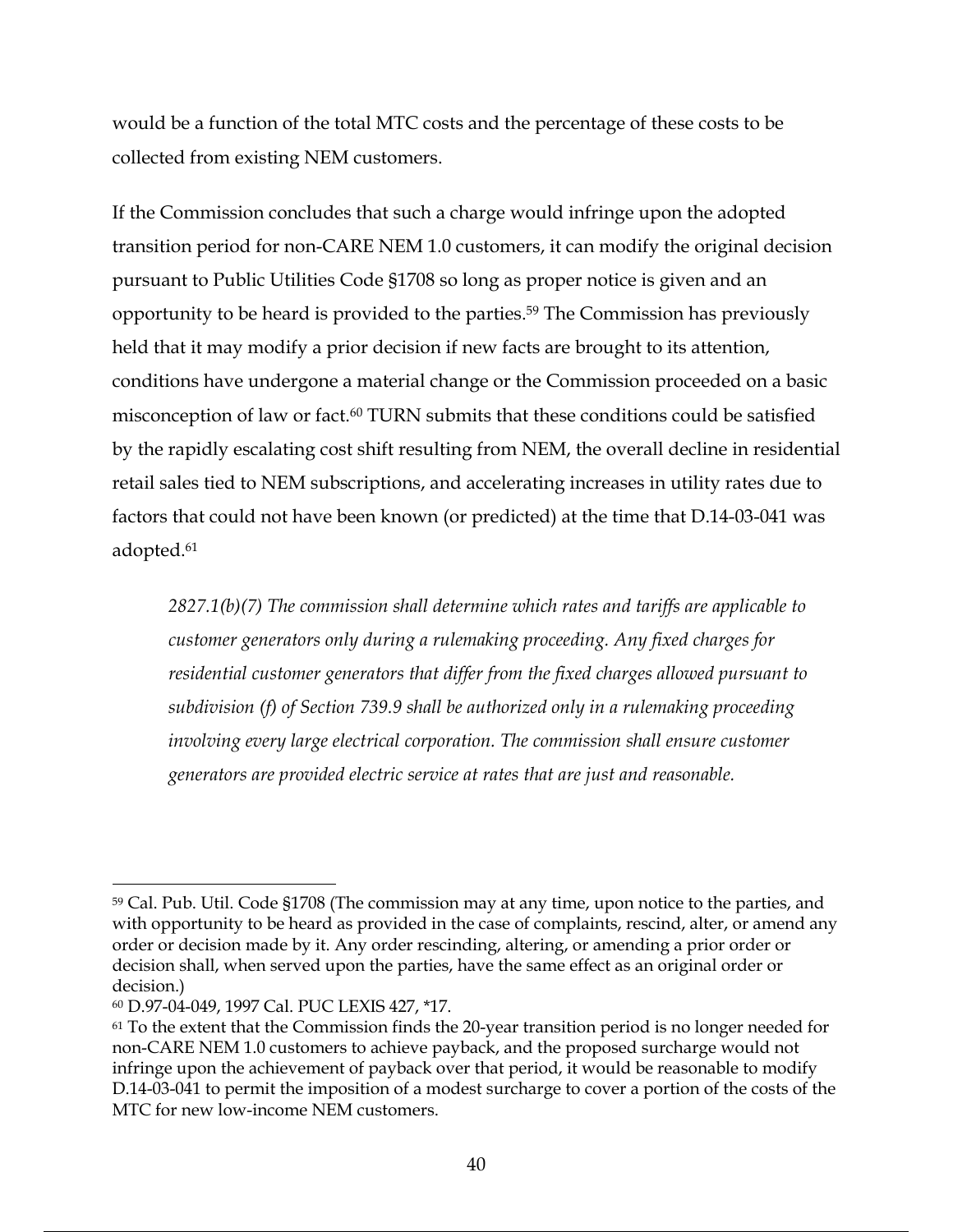would be a function of the total MTC costs and the percentage of these costs to be collected from existing NEM customers.

If the Commission concludes that such a charge would infringe upon the adopted transition period for non-CARE NEM 1.0 customers, it can modify the original decision pursuant to Public Utilities Code §1708 so long as proper notice is given and an opportunity to be heard is provided to the parties.[59] The Commission has previously held that it may modify a prior decision if new facts are brought to its attention, conditions have undergone a material change or the Commission proceeded on a basic misconception of law or fact.[60] TURN submits that these conditions could be satisfied by the rapidly escalating cost shift resulting from NEM, the overall decline in residential retail sales tied to NEM subscriptions, and accelerating increases in utility rates due to factors that could not have been known (or predicted) at the time that D.14-03-041 was adopted.[61]

> *2827.1(b)(7) The commission shall determine which rates and tariffs are applicable to customer generators only during a rulemaking proceeding. Any fixed charges for residential customer generators that differ from the fixed charges allowed pursuant to subdivision (f) of Section 739.9 shall be authorized only in a rulemaking proceeding involving every large electrical corporation. The commission shall ensure customer generators are provided electric service at rates that are just and reasonable.*

---

[59] Cal. Pub. Util. Code §1708 (The commission may at any time, upon notice to the parties, and with opportunity to be heard as provided in the case of complaints, rescind, alter, or amend any order or decision made by it. Any order rescinding, altering, or amending a prior order or decision shall, when served upon the parties, have the same effect as an original order or decision.)

[60] D.97-04-049, 1997 Cal. PUC LEXIS 427, *17.

[61] To the extent that the Commission finds the 20-year transition period is no longer needed for non-CARE NEM 1.0 customers to achieve payback, and the proposed surcharge would not infringe upon the achievement of payback over that period, it would be reasonable to modify D.14-03-041 to permit the imposition of a modest surcharge to cover a portion of the costs of the MTC for new low-income NEM customers.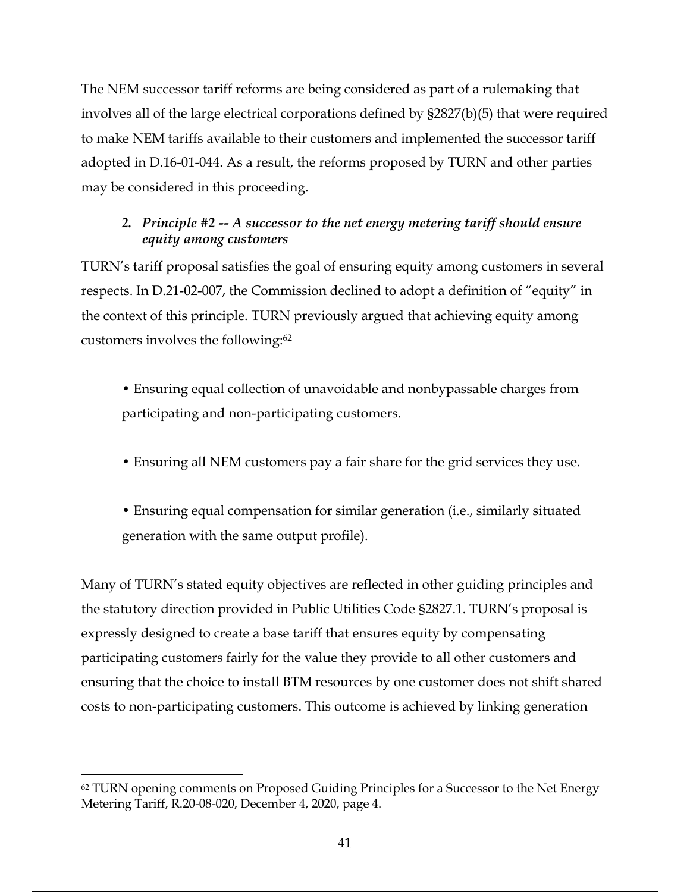The NEM successor tariff reforms are being considered as part of a rulemaking that involves all of the large electrical corporations defined by §2827(b)(5) that were required to make NEM tariffs available to their customers and implemented the successor tariff adopted in D.16-01-044. As a result, the reforms proposed by TURN and other parties may be considered in this proceeding.

### 2. *Principle #2 -- A successor to the net energy metering tariff should ensure equity among customers*

TURN's tariff proposal satisfies the goal of ensuring equity among customers in several respects. In D.21-02-007, the Commission declined to adopt a definition of "equity" in the context of this principle. TURN previously argued that achieving equity among customers involves the following:[62]

- Ensuring equal collection of unavoidable and nonbypassable charges from participating and non-participating customers.
- Ensuring all NEM customers pay a fair share for the grid services they use.
- Ensuring equal compensation for similar generation (i.e., similarly situated generation with the same output profile).

Many of TURN's stated equity objectives are reflected in other guiding principles and the statutory direction provided in Public Utilities Code §2827.1. TURN's proposal is expressly designed to create a base tariff that ensures equity by compensating participating customers fairly for the value they provide to all other customers and ensuring that the choice to install BTM resources by one customer does not shift shared costs to non-participating customers. This outcome is achieved by linking generation

[62] TURN opening comments on Proposed Guiding Principles for a Successor to the Net Energy Metering Tariff, R.20-08-020, December 4, 2020, page 4.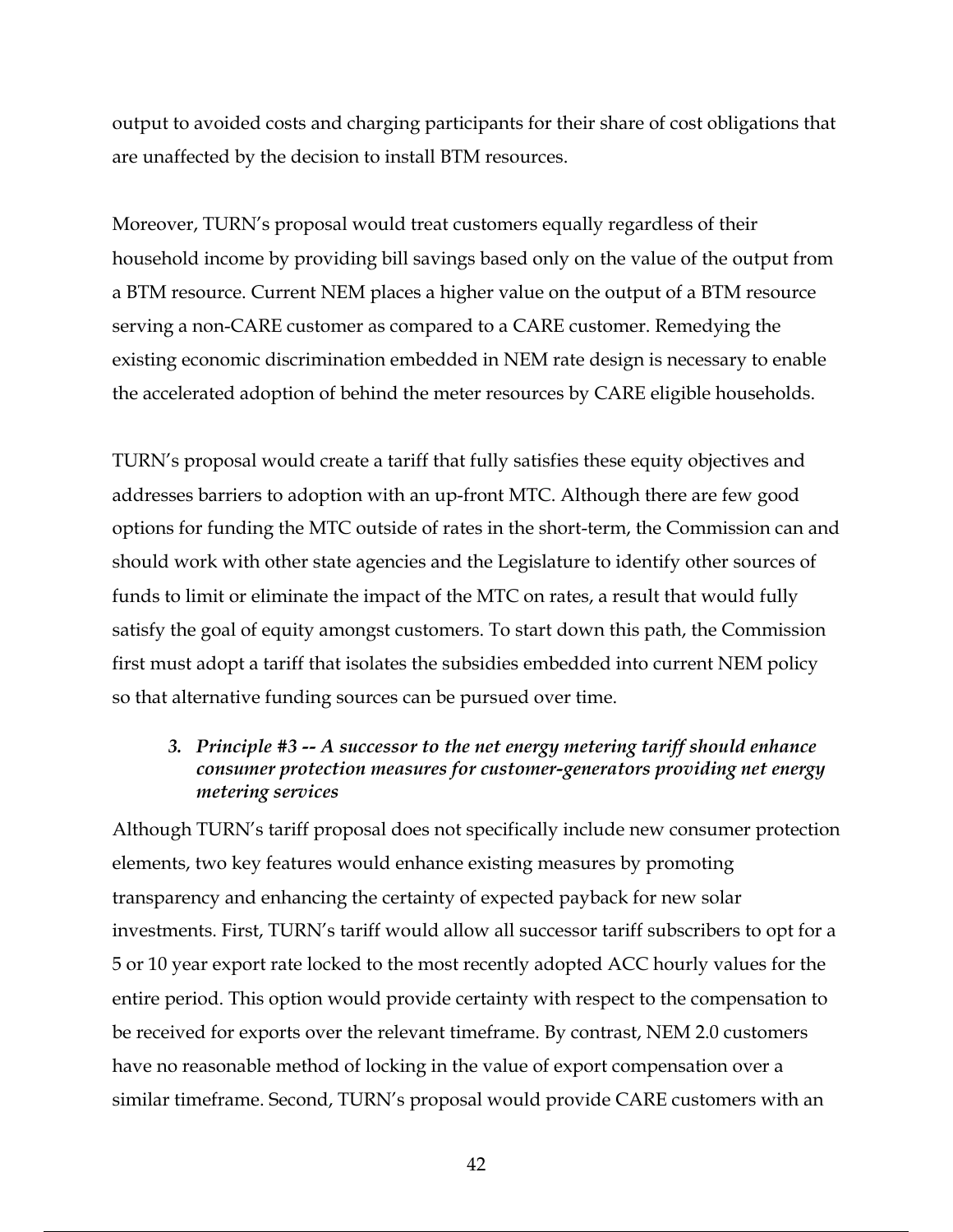output to avoided costs and charging participants for their share of cost obligations that are unaffected by the decision to install BTM resources.

Moreover, TURN's proposal would treat customers equally regardless of their household income by providing bill savings based only on the value of the output from a BTM resource. Current NEM places a higher value on the output of a BTM resource serving a non-CARE customer as compared to a CARE customer. Remedying the existing economic discrimination embedded in NEM rate design is necessary to enable the accelerated adoption of behind the meter resources by CARE eligible households.

TURN's proposal would create a tariff that fully satisfies these equity objectives and addresses barriers to adoption with an up-front MTC. Although there are few good options for funding the MTC outside of rates in the short-term, the Commission can and should work with other state agencies and the Legislature to identify other sources of funds to limit or eliminate the impact of the MTC on rates, a result that would fully satisfy the goal of equity amongst customers. To start down this path, the Commission first must adopt a tariff that isolates the subsidies embedded into current NEM policy so that alternative funding sources can be pursued over time.

### 3. *Principle #3 -- A successor to the net energy metering tariff should enhance consumer protection measures for customer-generators providing net energy metering services*

Although TURN's tariff proposal does not specifically include new consumer protection elements, two key features would enhance existing measures by promoting transparency and enhancing the certainty of expected payback for new solar investments. First, TURN's tariff would allow all successor tariff subscribers to opt for a 5 or 10 year export rate locked to the most recently adopted ACC hourly values for the entire period. This option would provide certainty with respect to the compensation to be received for exports over the relevant timeframe. By contrast, NEM 2.0 customers have no reasonable method of locking in the value of export compensation over a similar timeframe. Second, TURN's proposal would provide CARE customers with an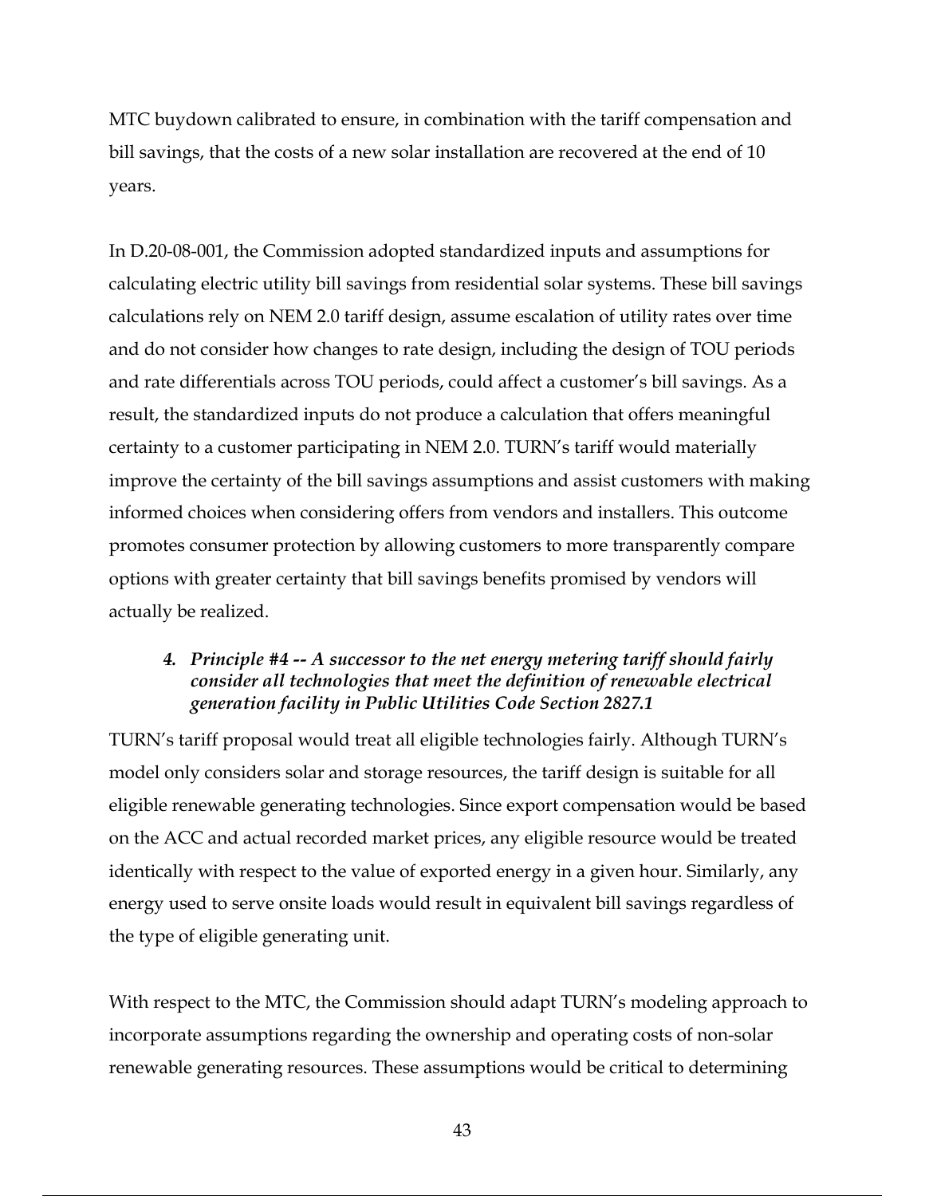MTC buydown calibrated to ensure, in combination with the tariff compensation and bill savings, that the costs of a new solar installation are recovered at the end of 10 years.

In D.20-08-001, the Commission adopted standardized inputs and assumptions for calculating electric utility bill savings from residential solar systems. These bill savings calculations rely on NEM 2.0 tariff design, assume escalation of utility rates over time and do not consider how changes to rate design, including the design of TOU periods and rate differentials across TOU periods, could affect a customer's bill savings. As a result, the standardized inputs do not produce a calculation that offers meaningful certainty to a customer participating in NEM 2.0. TURN's tariff would materially improve the certainty of the bill savings assumptions and assist customers with making informed choices when considering offers from vendors and installers. This outcome promotes consumer protection by allowing customers to more transparently compare options with greater certainty that bill savings benefits promised by vendors will actually be realized.

#### 4. *Principle #4 -- A successor to the net energy metering tariff should fairly consider all technologies that meet the definition of renewable electrical generation facility in Public Utilities Code Section 2827.1*

TURN's tariff proposal would treat all eligible technologies fairly. Although TURN's model only considers solar and storage resources, the tariff design is suitable for all eligible renewable generating technologies. Since export compensation would be based on the ACC and actual recorded market prices, any eligible resource would be treated identically with respect to the value of exported energy in a given hour. Similarly, any energy used to serve onsite loads would result in equivalent bill savings regardless of the type of eligible generating unit.

With respect to the MTC, the Commission should adapt TURN's modeling approach to incorporate assumptions regarding the ownership and operating costs of non-solar renewable generating resources. These assumptions would be critical to determining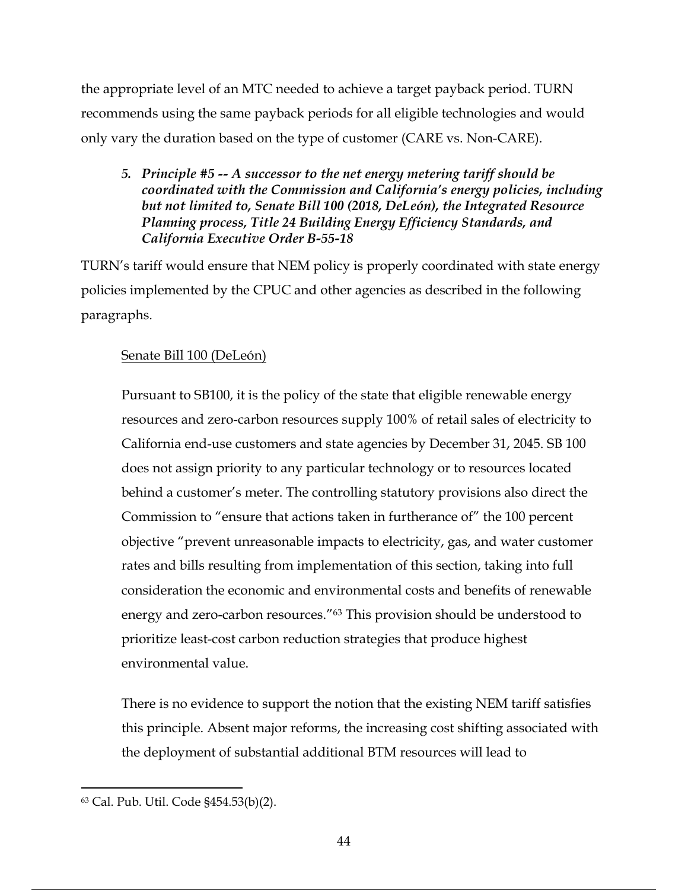the appropriate level of an MTC needed to achieve a target payback period. TURN recommends using the same payback periods for all eligible technologies and would only vary the duration based on the type of customer (CARE vs. Non-CARE).

### *5. Principle #5 -- A successor to the net energy metering tariff should be coordinated with the Commission and California's energy policies, including but not limited to, Senate Bill 100 (2018, DeLeón), the Integrated Resource Planning process, Title 24 Building Energy Efficiency Standards, and California Executive Order B-55-18*

TURN's tariff would ensure that NEM policy is properly coordinated with state energy policies implemented by the CPUC and other agencies as described in the following paragraphs.

Senate Bill 100 (DeLeón)

Pursuant to SB100, it is the policy of the state that eligible renewable energy resources and zero-carbon resources supply 100% of retail sales of electricity to California end-use customers and state agencies by December 31, 2045. SB 100 does not assign priority to any particular technology or to resources located behind a customer's meter. The controlling statutory provisions also direct the Commission to "ensure that actions taken in furtherance of" the 100 percent objective "prevent unreasonable impacts to electricity, gas, and water customer rates and bills resulting from implementation of this section, taking into full consideration the economic and environmental costs and benefits of renewable energy and zero-carbon resources."[63] This provision should be understood to prioritize least-cost carbon reduction strategies that produce highest environmental value.

There is no evidence to support the notion that the existing NEM tariff satisfies this principle. Absent major reforms, the increasing cost shifting associated with the deployment of substantial additional BTM resources will lead to

[63] Cal. Pub. Util. Code §454.53(b)(2).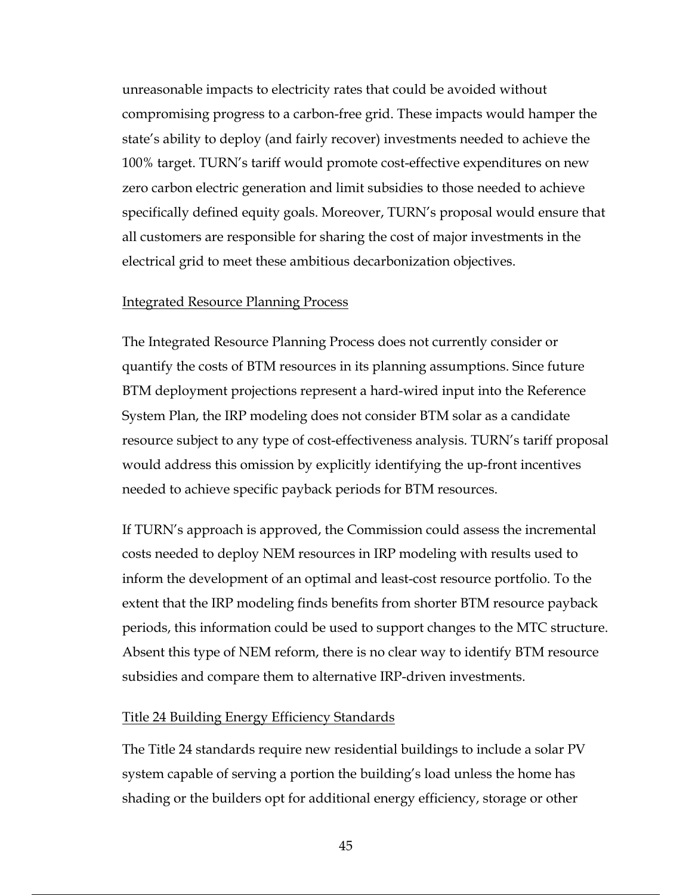unreasonable impacts to electricity rates that could be avoided without compromising progress to a carbon-free grid. These impacts would hamper the state's ability to deploy (and fairly recover) investments needed to achieve the 100% target. TURN's tariff would promote cost-effective expenditures on new zero carbon electric generation and limit subsidies to those needed to achieve specifically defined equity goals. Moreover, TURN's proposal would ensure that all customers are responsible for sharing the cost of major investments in the electrical grid to meet these ambitious decarbonization objectives.

Integrated Resource Planning Process

The Integrated Resource Planning Process does not currently consider or quantify the costs of BTM resources in its planning assumptions. Since future BTM deployment projections represent a hard-wired input into the Reference System Plan, the IRP modeling does not consider BTM solar as a candidate resource subject to any type of cost-effectiveness analysis. TURN's tariff proposal would address this omission by explicitly identifying the up-front incentives needed to achieve specific payback periods for BTM resources.

If TURN's approach is approved, the Commission could assess the incremental costs needed to deploy NEM resources in IRP modeling with results used to inform the development of an optimal and least-cost resource portfolio. To the extent that the IRP modeling finds benefits from shorter BTM resource payback periods, this information could be used to support changes to the MTC structure. Absent this type of NEM reform, there is no clear way to identify BTM resource subsidies and compare them to alternative IRP-driven investments.

Title 24 Building Energy Efficiency Standards

The Title 24 standards require new residential buildings to include a solar PV system capable of serving a portion the building's load unless the home has shading or the builders opt for additional energy efficiency, storage or other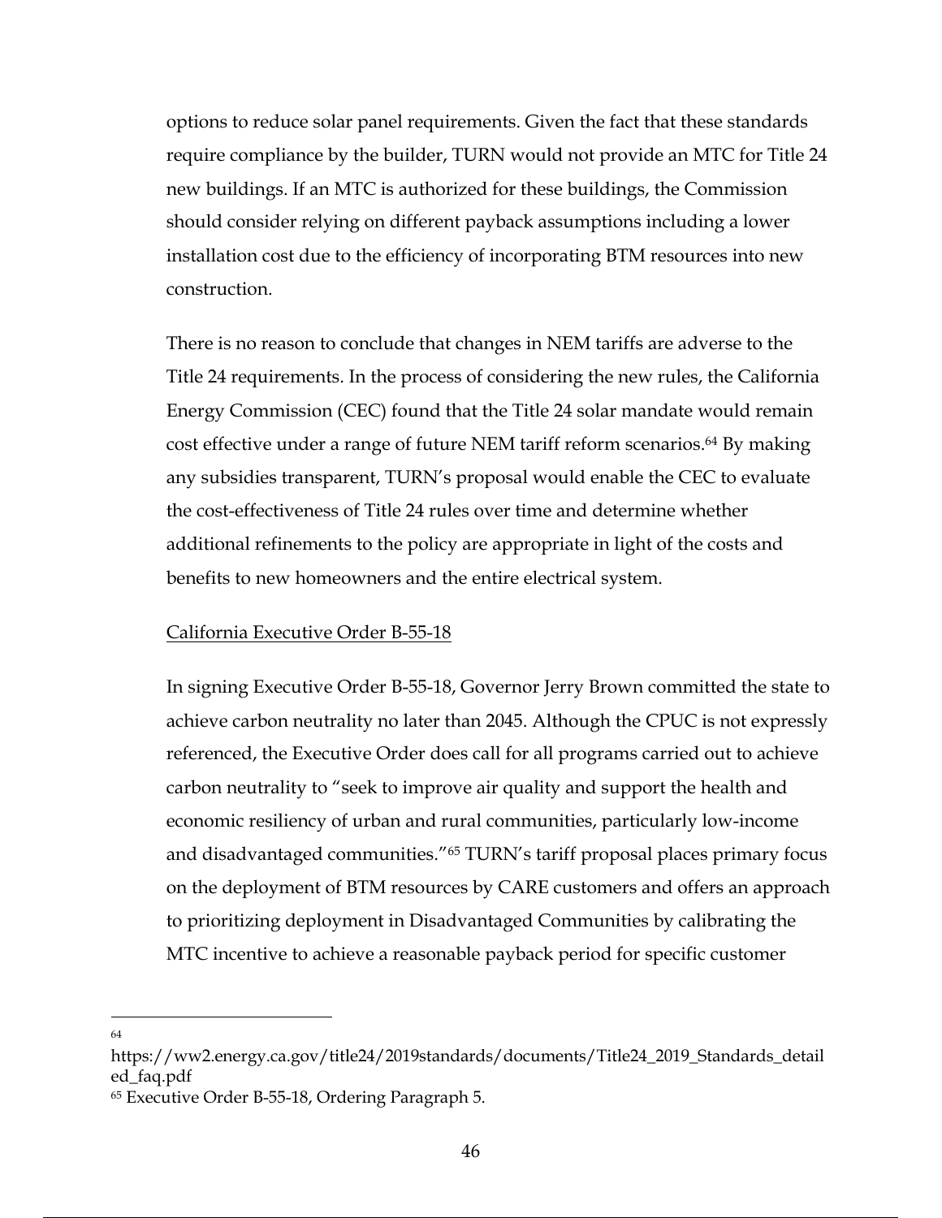options to reduce solar panel requirements. Given the fact that these standards require compliance by the builder, TURN would not provide an MTC for Title 24 new buildings. If an MTC is authorized for these buildings, the Commission should consider relying on different payback assumptions including a lower installation cost due to the efficiency of incorporating BTM resources into new construction.

There is no reason to conclude that changes in NEM tariffs are adverse to the Title 24 requirements. In the process of considering the new rules, the California Energy Commission (CEC) found that the Title 24 solar mandate would remain cost effective under a range of future NEM tariff reform scenarios.[64] By making any subsidies transparent, TURN's proposal would enable the CEC to evaluate the cost-effectiveness of Title 24 rules over time and determine whether additional refinements to the policy are appropriate in light of the costs and benefits to new homeowners and the entire electrical system.

California Executive Order B-55-18

In signing Executive Order B-55-18, Governor Jerry Brown committed the state to achieve carbon neutrality no later than 2045. Although the CPUC is not expressly referenced, the Executive Order does call for all programs carried out to achieve carbon neutrality to "seek to improve air quality and support the health and economic resiliency of urban and rural communities, particularly low-income and disadvantaged communities."[65] TURN's tariff proposal places primary focus on the deployment of BTM resources by CARE customers and offers an approach to prioritizing deployment in Disadvantaged Communities by calibrating the MTC incentive to achieve a reasonable payback period for specific customer

---

[64] https://ww2.energy.ca.gov/title24/2019standards/documents/Title24_2019_Standards_detailed_faq.pdf

[65] Executive Order B-55-18, Ordering Paragraph 5.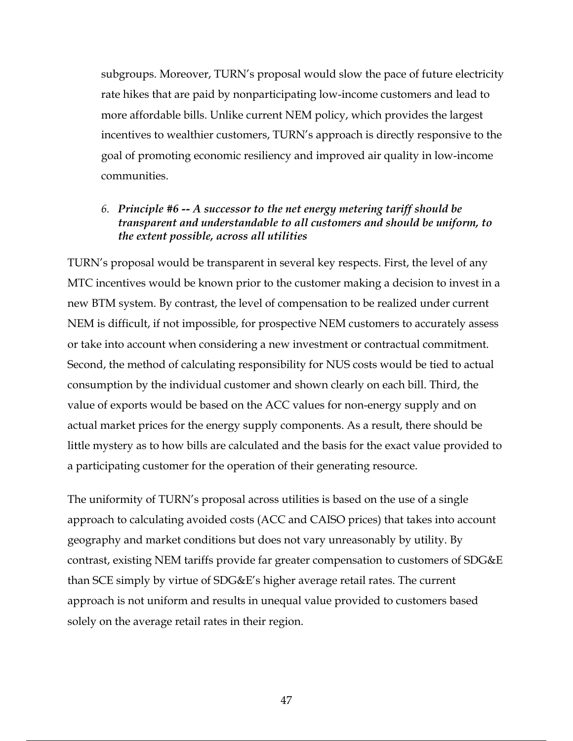subgroups. Moreover, TURN's proposal would slow the pace of future electricity rate hikes that are paid by nonparticipating low-income customers and lead to more affordable bills. Unlike current NEM policy, which provides the largest incentives to wealthier customers, TURN's approach is directly responsive to the goal of promoting economic resiliency and improved air quality in low-income communities.

6. ***Principle #6 -- A successor to the net energy metering tariff should be transparent and understandable to all customers and should be uniform, to the extent possible, across all utilities***

TURN's proposal would be transparent in several key respects. First, the level of any MTC incentives would be known prior to the customer making a decision to invest in a new BTM system. By contrast, the level of compensation to be realized under current NEM is difficult, if not impossible, for prospective NEM customers to accurately assess or take into account when considering a new investment or contractual commitment. Second, the method of calculating responsibility for NUS costs would be tied to actual consumption by the individual customer and shown clearly on each bill. Third, the value of exports would be based on the ACC values for non-energy supply and on actual market prices for the energy supply components. As a result, there should be little mystery as to how bills are calculated and the basis for the exact value provided to a participating customer for the operation of their generating resource.

The uniformity of TURN's proposal across utilities is based on the use of a single approach to calculating avoided costs (ACC and CAISO prices) that takes into account geography and market conditions but does not vary unreasonably by utility. By contrast, existing NEM tariffs provide far greater compensation to customers of SDG&E than SCE simply by virtue of SDG&E's higher average retail rates. The current approach is not uniform and results in unequal value provided to customers based solely on the average retail rates in their region.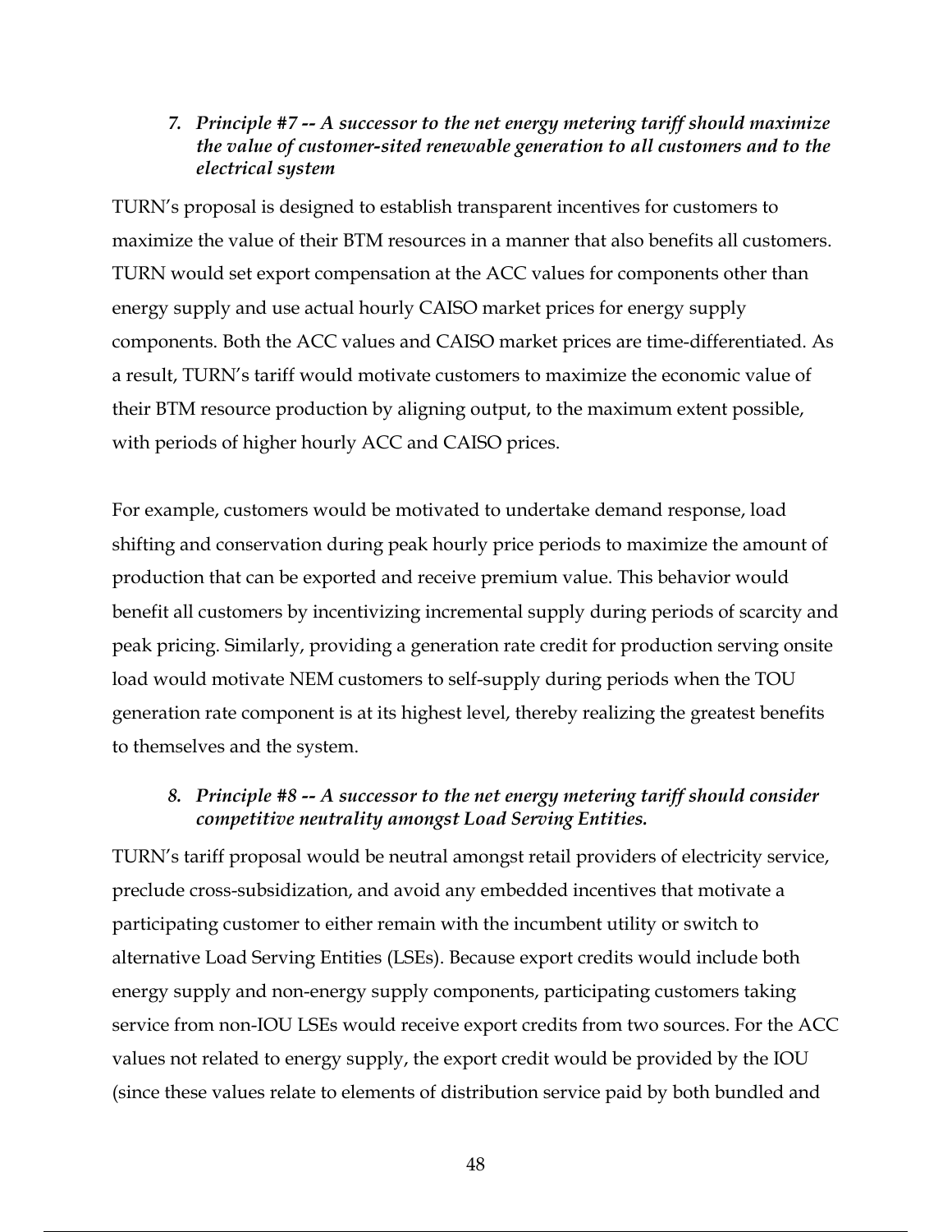### 7. *Principle #7 -- A successor to the net energy metering tariff should maximize the value of customer-sited renewable generation to all customers and to the electrical system*

TURN's proposal is designed to establish transparent incentives for customers to maximize the value of their BTM resources in a manner that also benefits all customers. TURN would set export compensation at the ACC values for components other than energy supply and use actual hourly CAISO market prices for energy supply components. Both the ACC values and CAISO market prices are time-differentiated. As a result, TURN's tariff would motivate customers to maximize the economic value of their BTM resource production by aligning output, to the maximum extent possible, with periods of higher hourly ACC and CAISO prices.

For example, customers would be motivated to undertake demand response, load shifting and conservation during peak hourly price periods to maximize the amount of production that can be exported and receive premium value. This behavior would benefit all customers by incentivizing incremental supply during periods of scarcity and peak pricing. Similarly, providing a generation rate credit for production serving onsite load would motivate NEM customers to self-supply during periods when the TOU generation rate component is at its highest level, thereby realizing the greatest benefits to themselves and the system.

### 8. *Principle #8 -- A successor to the net energy metering tariff should consider competitive neutrality amongst Load Serving Entities.*

TURN's tariff proposal would be neutral amongst retail providers of electricity service, preclude cross-subsidization, and avoid any embedded incentives that motivate a participating customer to either remain with the incumbent utility or switch to alternative Load Serving Entities (LSEs). Because export credits would include both energy supply and non-energy supply components, participating customers taking service from non-IOU LSEs would receive export credits from two sources. For the ACC values not related to energy supply, the export credit would be provided by the IOU (since these values relate to elements of distribution service paid by both bundled and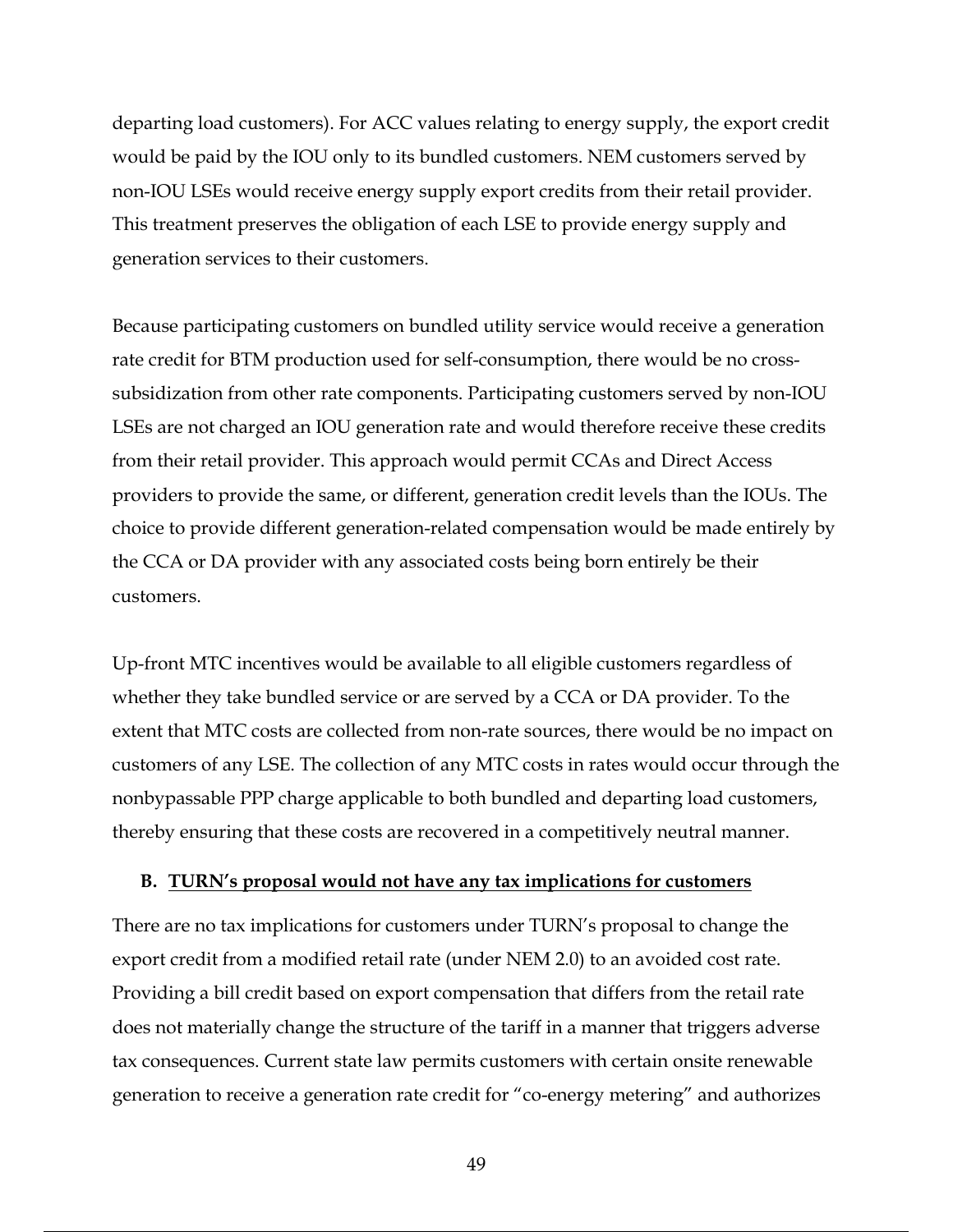departing load customers). For ACC values relating to energy supply, the export credit would be paid by the IOU only to its bundled customers. NEM customers served by non-IOU LSEs would receive energy supply export credits from their retail provider. This treatment preserves the obligation of each LSE to provide energy supply and generation services to their customers.

Because participating customers on bundled utility service would receive a generation rate credit for BTM production used for self-consumption, there would be no cross-subsidization from other rate components. Participating customers served by non-IOU LSEs are not charged an IOU generation rate and would therefore receive these credits from their retail provider. This approach would permit CCAs and Direct Access providers to provide the same, or different, generation credit levels than the IOUs. The choice to provide different generation-related compensation would be made entirely by the CCA or DA provider with any associated costs being born entirely be their customers.

Up-front MTC incentives would be available to all eligible customers regardless of whether they take bundled service or are served by a CCA or DA provider. To the extent that MTC costs are collected from non-rate sources, there would be no impact on customers of any LSE. The collection of any MTC costs in rates would occur through the nonbypassable PPP charge applicable to both bundled and departing load customers, thereby ensuring that these costs are recovered in a competitively neutral manner.

### B. <u>TURN's proposal would not have any tax implications for customers</u>

There are no tax implications for customers under TURN's proposal to change the export credit from a modified retail rate (under NEM 2.0) to an avoided cost rate. Providing a bill credit based on export compensation that differs from the retail rate does not materially change the structure of the tariff in a manner that triggers adverse tax consequences. Current state law permits customers with certain onsite renewable generation to receive a generation rate credit for "co-energy metering" and authorizes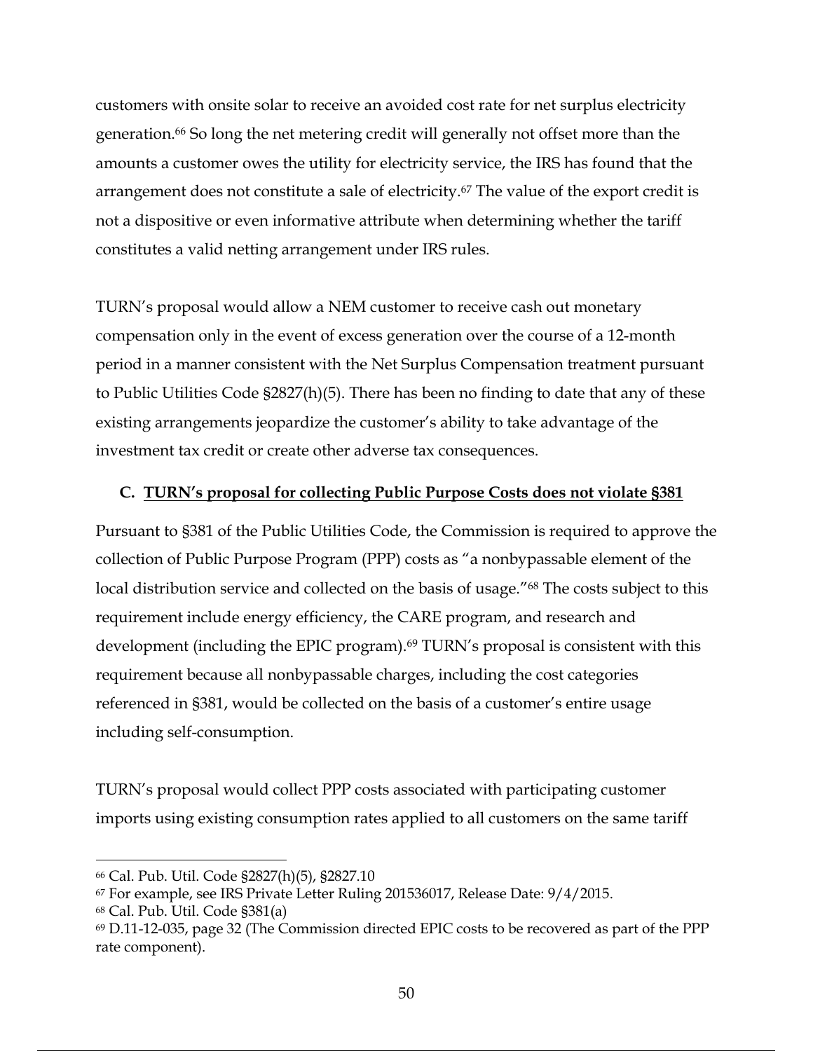customers with onsite solar to receive an avoided cost rate for net surplus electricity generation.[66] So long the net metering credit will generally not offset more than the amounts a customer owes the utility for electricity service, the IRS has found that the arrangement does not constitute a sale of electricity.[67] The value of the export credit is not a dispositive or even informative attribute when determining whether the tariff constitutes a valid netting arrangement under IRS rules.

TURN's proposal would allow a NEM customer to receive cash out monetary compensation only in the event of excess generation over the course of a 12-month period in a manner consistent with the Net Surplus Compensation treatment pursuant to Public Utilities Code §2827(h)(5). There has been no finding to date that any of these existing arrangements jeopardize the customer's ability to take advantage of the investment tax credit or create other adverse tax consequences.

### C. TURN's proposal for collecting Public Purpose Costs does not violate §381

Pursuant to §381 of the Public Utilities Code, the Commission is required to approve the collection of Public Purpose Program (PPP) costs as "a nonbypassable element of the local distribution service and collected on the basis of usage."[68] The costs subject to this requirement include energy efficiency, the CARE program, and research and development (including the EPIC program).[69] TURN's proposal is consistent with this requirement because all nonbypassable charges, including the cost categories referenced in §381, would be collected on the basis of a customer's entire usage including self-consumption.

TURN's proposal would collect PPP costs associated with participating customer imports using existing consumption rates applied to all customers on the same tariff

---

[66] Cal. Pub. Util. Code §2827(h)(5), §2827.10

[67] For example, see IRS Private Letter Ruling 201536017, Release Date: 9/4/2015.

[68] Cal. Pub. Util. Code §381(a)

[69] D.11-12-035, page 32 (The Commission directed EPIC costs to be recovered as part of the PPP rate component).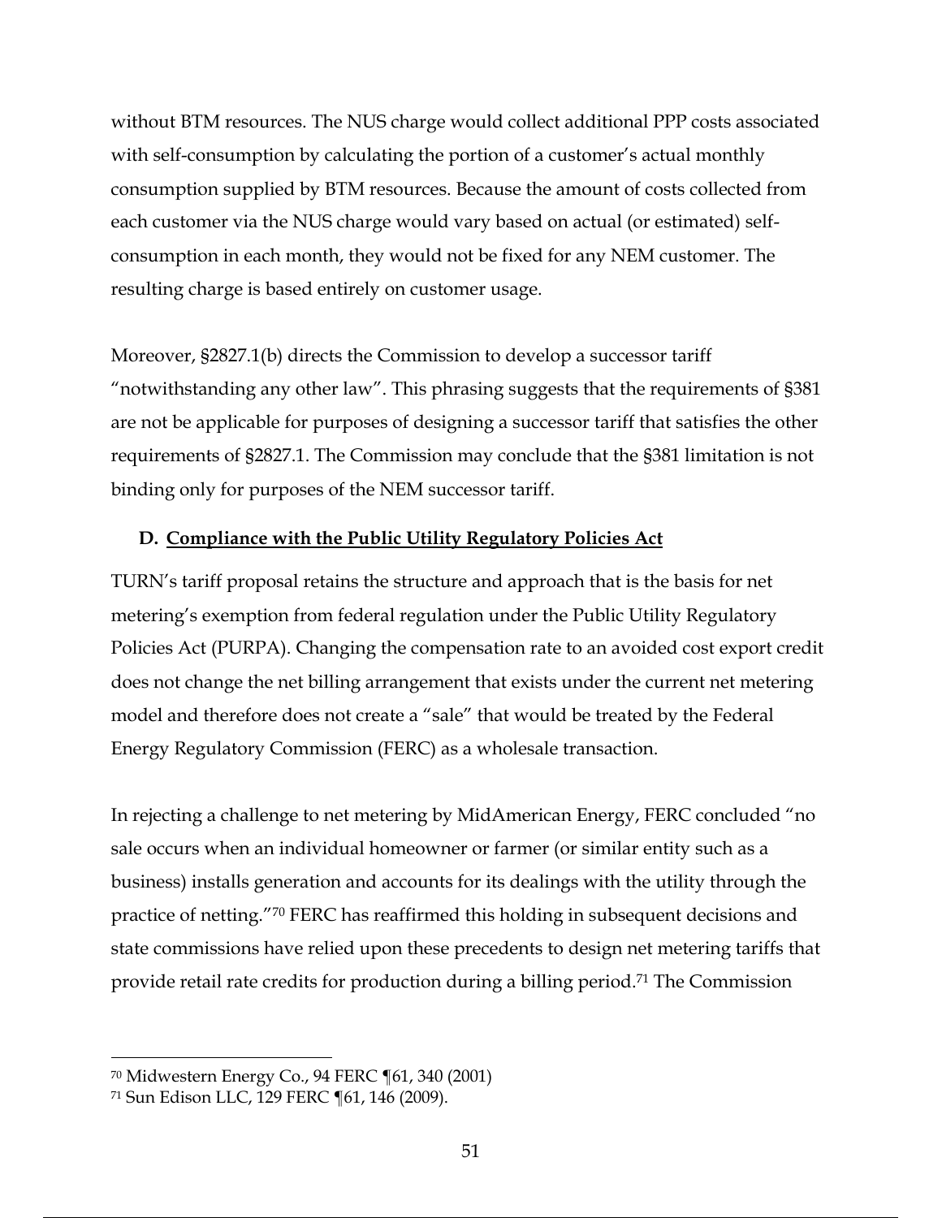without BTM resources. The NUS charge would collect additional PPP costs associated with self-consumption by calculating the portion of a customer's actual monthly consumption supplied by BTM resources. Because the amount of costs collected from each customer via the NUS charge would vary based on actual (or estimated) self-consumption in each month, they would not be fixed for any NEM customer. The resulting charge is based entirely on customer usage.

Moreover, §2827.1(b) directs the Commission to develop a successor tariff "notwithstanding any other law". This phrasing suggests that the requirements of §381 are not be applicable for purposes of designing a successor tariff that satisfies the other requirements of §2827.1. The Commission may conclude that the §381 limitation is not binding only for purposes of the NEM successor tariff.

### D. Compliance with the Public Utility Regulatory Policies Act

TURN's tariff proposal retains the structure and approach that is the basis for net metering's exemption from federal regulation under the Public Utility Regulatory Policies Act (PURPA). Changing the compensation rate to an avoided cost export credit does not change the net billing arrangement that exists under the current net metering model and therefore does not create a "sale" that would be treated by the Federal Energy Regulatory Commission (FERC) as a wholesale transaction.

In rejecting a challenge to net metering by MidAmerican Energy, FERC concluded "no sale occurs when an individual homeowner or farmer (or similar entity such as a business) installs generation and accounts for its dealings with the utility through the practice of netting."[70] FERC has reaffirmed this holding in subsequent decisions and state commissions have relied upon these precedents to design net metering tariffs that provide retail rate credits for production during a billing period.[71] The Commission

---

[70] Midwestern Energy Co., 94 FERC ¶61, 340 (2001)

[71] Sun Edison LLC, 129 FERC ¶61, 146 (2009).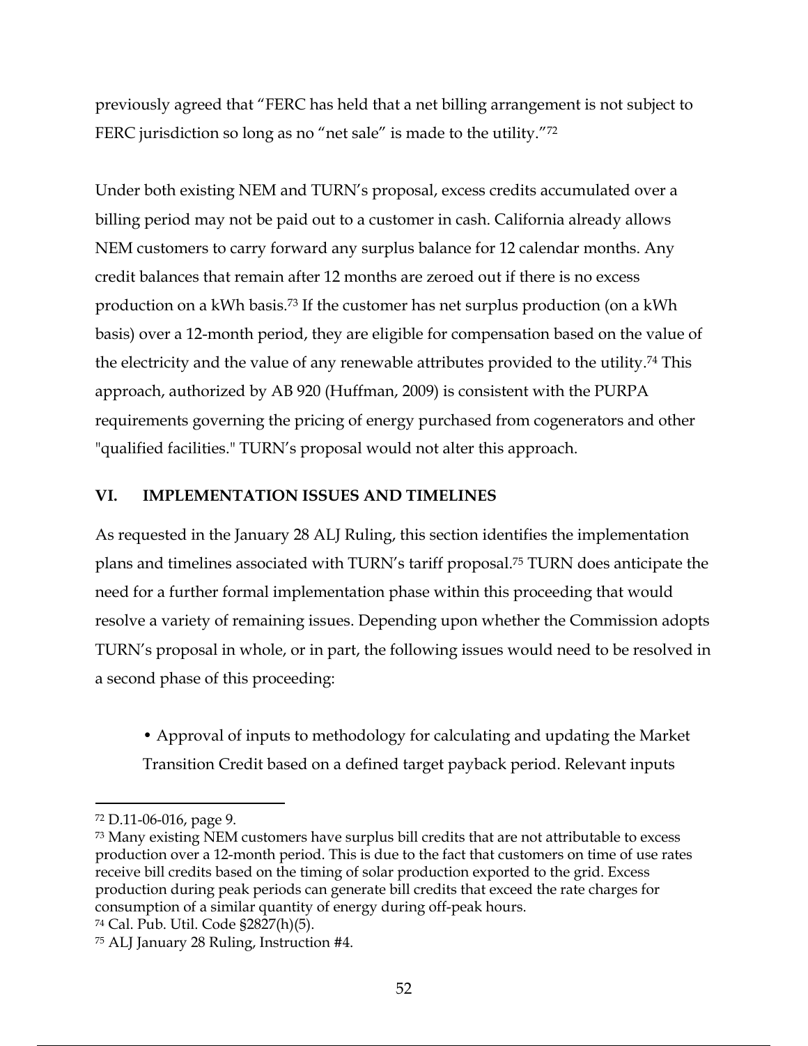previously agreed that "FERC has held that a net billing arrangement is not subject to FERC jurisdiction so long as no "net sale" is made to the utility."[72]

Under both existing NEM and TURN's proposal, excess credits accumulated over a billing period may not be paid out to a customer in cash. California already allows NEM customers to carry forward any surplus balance for 12 calendar months. Any credit balances that remain after 12 months are zeroed out if there is no excess production on a kWh basis.[73] If the customer has net surplus production (on a kWh basis) over a 12-month period, they are eligible for compensation based on the value of the electricity and the value of any renewable attributes provided to the utility.[74] This approach, authorized by AB 920 (Huffman, 2009) is consistent with the PURPA requirements governing the pricing of energy purchased from cogenerators and other "qualified facilities." TURN's proposal would not alter this approach.

## VI. IMPLEMENTATION ISSUES AND TIMELINES

As requested in the January 28 ALJ Ruling, this section identifies the implementation plans and timelines associated with TURN's tariff proposal.[75] TURN does anticipate the need for a further formal implementation phase within this proceeding that would resolve a variety of remaining issues. Depending upon whether the Commission adopts TURN's proposal in whole, or in part, the following issues would need to be resolved in a second phase of this proceeding:

- Approval of inputs to methodology for calculating and updating the Market Transition Credit based on a defined target payback period. Relevant inputs

---

[72] D.11-06-016, page 9.

[73] Many existing NEM customers have surplus bill credits that are not attributable to excess production over a 12-month period. This is due to the fact that customers on time of use rates receive bill credits based on the timing of solar production exported to the grid. Excess production during peak periods can generate bill credits that exceed the rate charges for consumption of a similar quantity of energy during off-peak hours.

[74] Cal. Pub. Util. Code §2827(h)(5).

[75] ALJ January 28 Ruling, Instruction #4.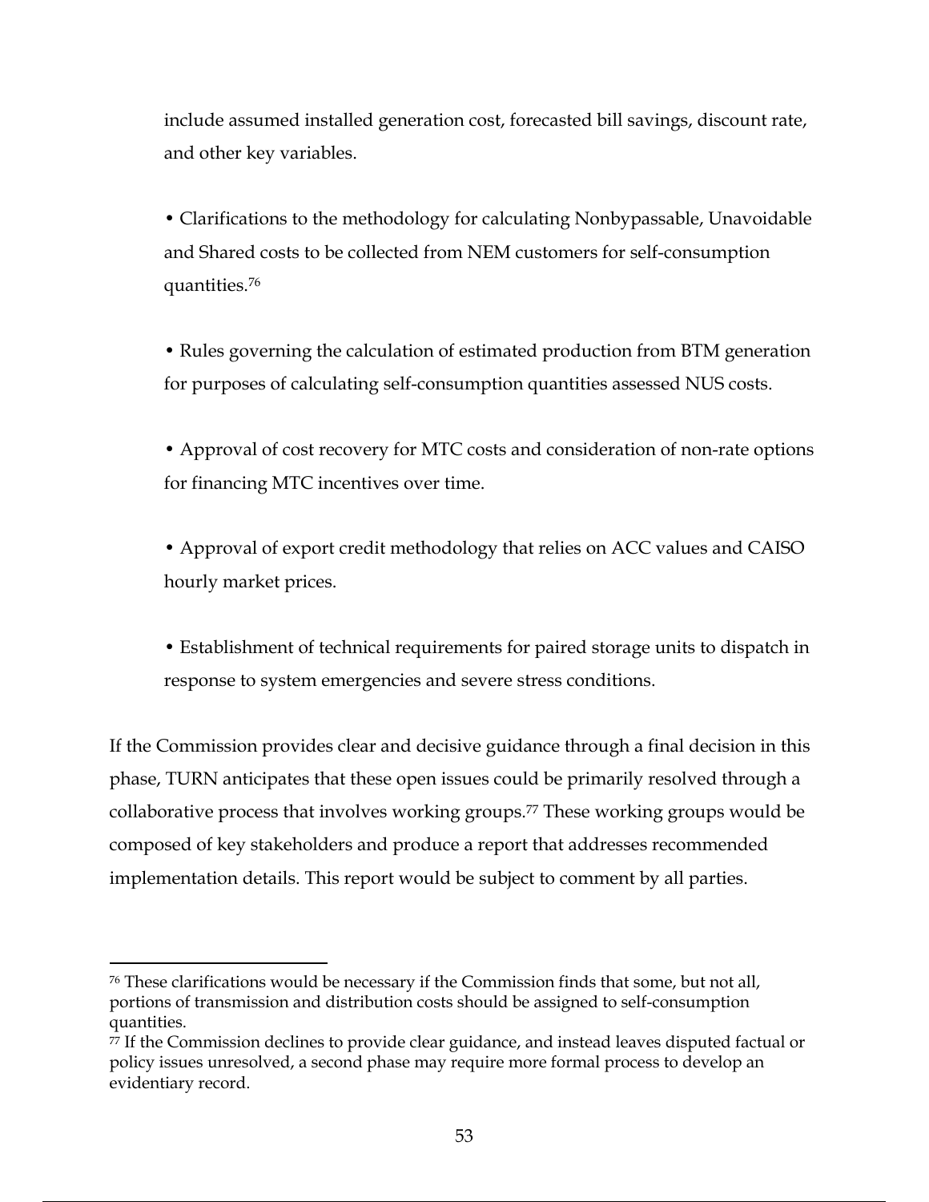include assumed installed generation cost, forecasted bill savings, discount rate, and other key variables.

- Clarifications to the methodology for calculating Nonbypassable, Unavoidable and Shared costs to be collected from NEM customers for self-consumption quantities.[76]

- Rules governing the calculation of estimated production from BTM generation for purposes of calculating self-consumption quantities assessed NUS costs.

- Approval of cost recovery for MTC costs and consideration of non-rate options for financing MTC incentives over time.

- Approval of export credit methodology that relies on ACC values and CAISO hourly market prices.

- Establishment of technical requirements for paired storage units to dispatch in response to system emergencies and severe stress conditions.

If the Commission provides clear and decisive guidance through a final decision in this phase, TURN anticipates that these open issues could be primarily resolved through a collaborative process that involves working groups.[77] These working groups would be composed of key stakeholders and produce a report that addresses recommended implementation details. This report would be subject to comment by all parties.

---

[76] These clarifications would be necessary if the Commission finds that some, but not all, portions of transmission and distribution costs should be assigned to self-consumption quantities.

[77] If the Commission declines to provide clear guidance, and instead leaves disputed factual or policy issues unresolved, a second phase may require more formal process to develop an evidentiary record.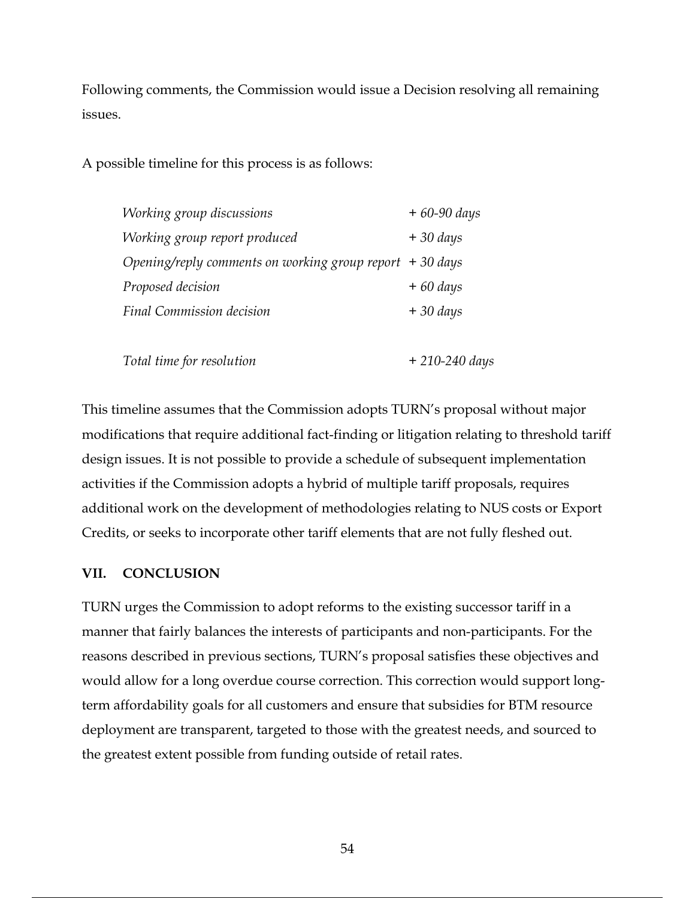Following comments, the Commission would issue a Decision resolving all remaining issues.

A possible timeline for this process is as follows:

| | |
|---|---|
| *Working group discussions* | *+ 60-90 days* |
| *Working group report produced* | *+ 30 days* |
| *Opening/reply comments on working group report* | *+ 30 days* |
| *Proposed decision* | *+ 60 days* |
| *Final Commission decision* | *+ 30 days* |
| | |
| *Total time for resolution* | *+ 210-240 days* |

This timeline assumes that the Commission adopts TURN's proposal without major modifications that require additional fact-finding or litigation relating to threshold tariff design issues. It is not possible to provide a schedule of subsequent implementation activities if the Commission adopts a hybrid of multiple tariff proposals, requires additional work on the development of methodologies relating to NUS costs or Export Credits, or seeks to incorporate other tariff elements that are not fully fleshed out.

## VII. CONCLUSION

TURN urges the Commission to adopt reforms to the existing successor tariff in a manner that fairly balances the interests of participants and non-participants. For the reasons described in previous sections, TURN's proposal satisfies these objectives and would allow for a long overdue course correction. This correction would support long-term affordability goals for all customers and ensure that subsidies for BTM resource deployment are transparent, targeted to those with the greatest needs, and sourced to the greatest extent possible from funding outside of retail rates.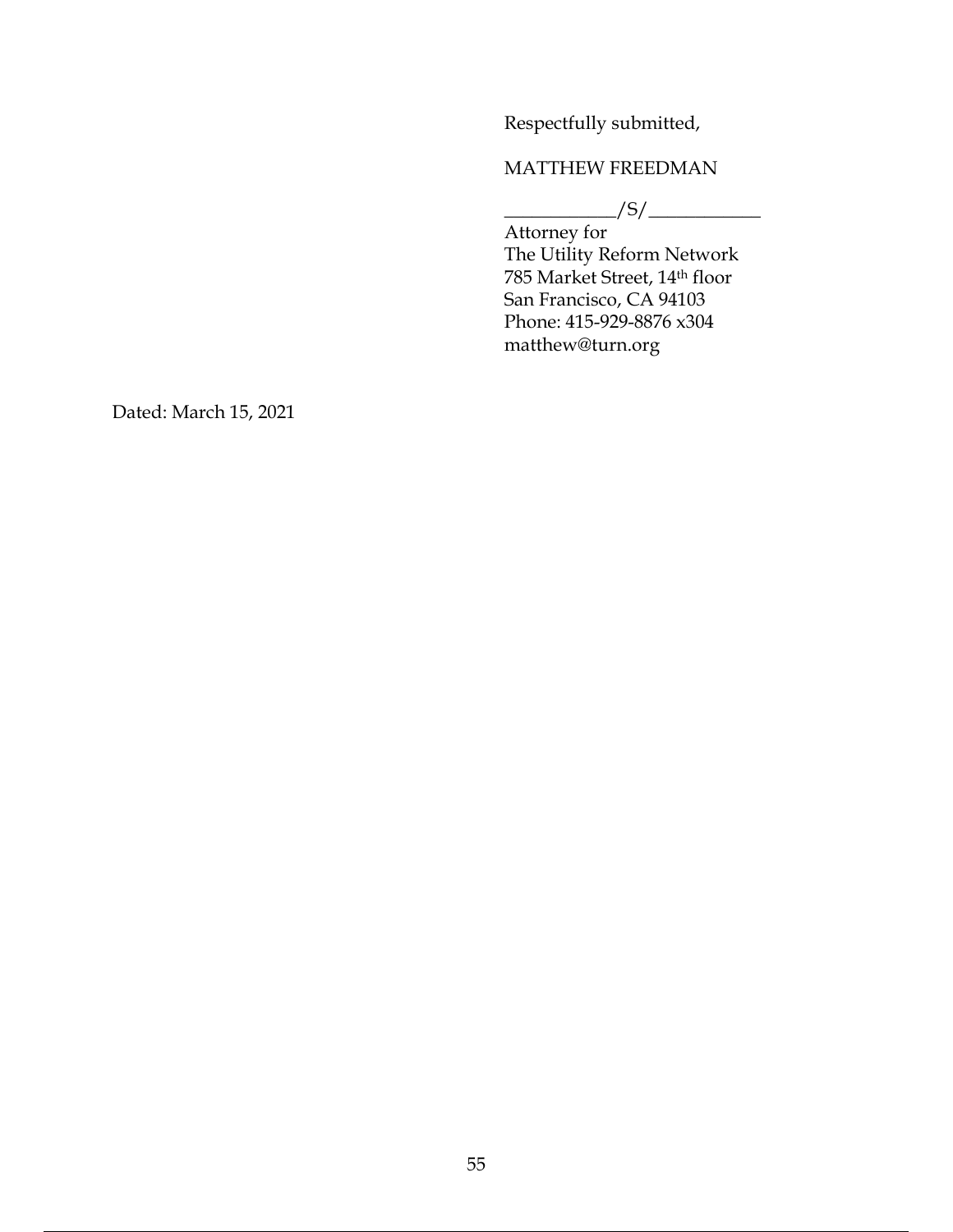Respectfully submitted,

MATTHEW FREEDMAN

____________/S/____________

Attorney for
The Utility Reform Network
785 Market Street, 14th floor
San Francisco, CA 94103
Phone: 415-929-8876 x304
matthew@turn.org

Dated: March 15, 2021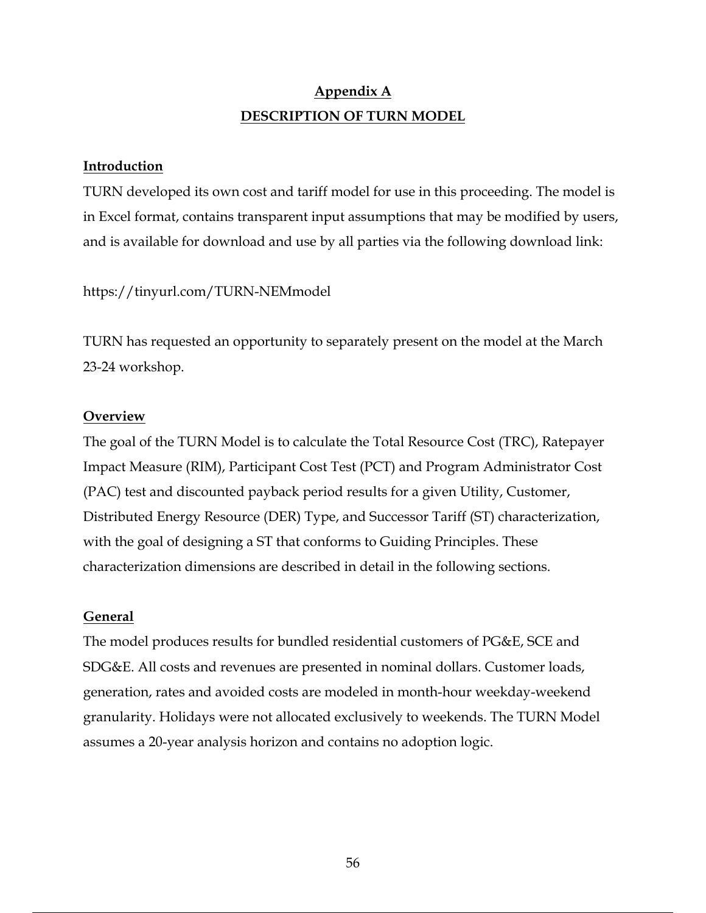# Appendix A
## DESCRIPTION OF TURN MODEL

### Introduction

TURN developed its own cost and tariff model for use in this proceeding. The model is in Excel format, contains transparent input assumptions that may be modified by users, and is available for download and use by all parties via the following download link:

https://tinyurl.com/TURN-NEMmodel

TURN has requested an opportunity to separately present on the model at the March 23-24 workshop.

### Overview

The goal of the TURN Model is to calculate the Total Resource Cost (TRC), Ratepayer Impact Measure (RIM), Participant Cost Test (PCT) and Program Administrator Cost (PAC) test and discounted payback period results for a given Utility, Customer, Distributed Energy Resource (DER) Type, and Successor Tariff (ST) characterization, with the goal of designing a ST that conforms to Guiding Principles. These characterization dimensions are described in detail in the following sections.

### General

The model produces results for bundled residential customers of PG&E, SCE and SDG&E. All costs and revenues are presented in nominal dollars. Customer loads, generation, rates and avoided costs are modeled in month-hour weekday-weekend granularity. Holidays were not allocated exclusively to weekends. The TURN Model assumes a 20-year analysis horizon and contains no adoption logic.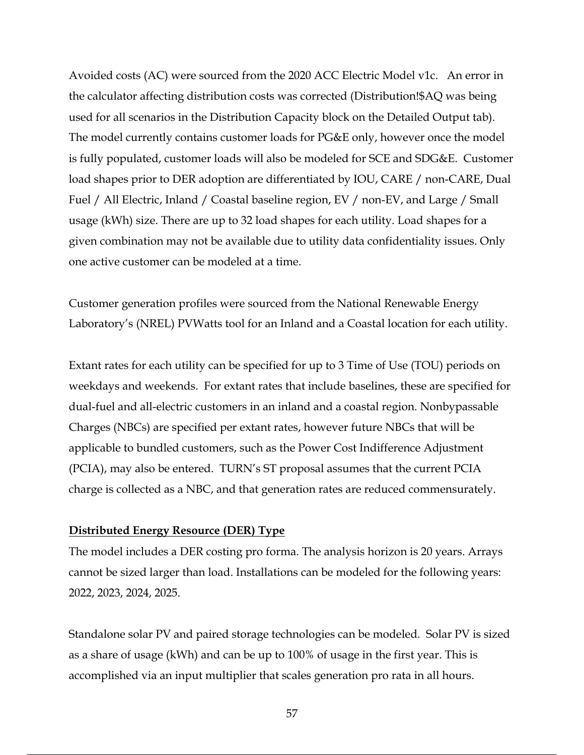Avoided costs (AC) were sourced from the 2020 ACC Electric Model v1c. An error in the calculator affecting distribution costs was corrected (Distribution!$AQ was being used for all scenarios in the Distribution Capacity block on the Detailed Output tab). The model currently contains customer loads for PG&E only, however once the model is fully populated, customer loads will also be modeled for SCE and SDG&E. Customer load shapes prior to DER adoption are differentiated by IOU, CARE / non-CARE, Dual Fuel / All Electric, Inland / Coastal baseline region, EV / non-EV, and Large / Small usage (kWh) size. There are up to 32 load shapes for each utility. Load shapes for a given combination may not be available due to utility data confidentiality issues. Only one active customer can be modeled at a time.

Customer generation profiles were sourced from the National Renewable Energy Laboratory's (NREL) PVWatts tool for an Inland and a Coastal location for each utility.

Extant rates for each utility can be specified for up to 3 Time of Use (TOU) periods on weekdays and weekends. For extant rates that include baselines, these are specified for dual-fuel and all-electric customers in an inland and a coastal region. Nonbypassable Charges (NBCs) are specified per extant rates, however future NBCs that will be applicable to bundled customers, such as the Power Cost Indifference Adjustment (PCIA), may also be entered. TURN's ST proposal assumes that the current PCIA charge is collected as a NBC, and that generation rates are reduced commensurately.

**Distributed Energy Resource (DER) Type**

The model includes a DER costing pro forma. The analysis horizon is 20 years. Arrays cannot be sized larger than load. Installations can be modeled for the following years: 2022, 2023, 2024, 2025.

Standalone solar PV and paired storage technologies can be modeled. Solar PV is sized as a share of usage (kWh) and can be up to 100% of usage in the first year. This is accomplished via an input multiplier that scales generation pro rata in all hours.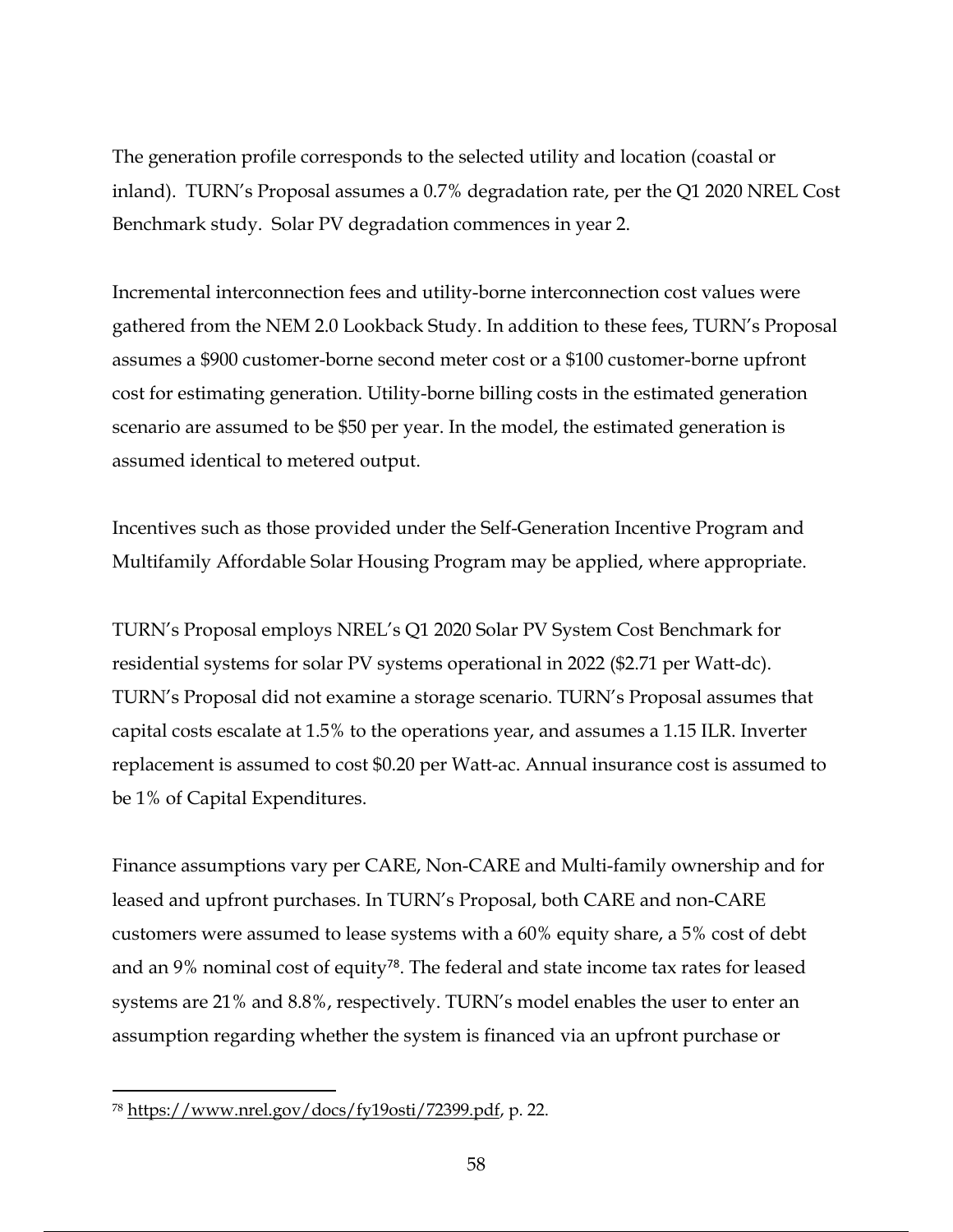The generation profile corresponds to the selected utility and location (coastal or inland). TURN's Proposal assumes a 0.7% degradation rate, per the Q1 2020 NREL Cost Benchmark study. Solar PV degradation commences in year 2.

Incremental interconnection fees and utility-borne interconnection cost values were gathered from the NEM 2.0 Lookback Study. In addition to these fees, TURN's Proposal assumes a $900 customer-borne second meter cost or a $100 customer-borne upfront cost for estimating generation. Utility-borne billing costs in the estimated generation scenario are assumed to be $50 per year. In the model, the estimated generation is assumed identical to metered output.

Incentives such as those provided under the Self-Generation Incentive Program and Multifamily Affordable Solar Housing Program may be applied, where appropriate.

TURN's Proposal employs NREL's Q1 2020 Solar PV System Cost Benchmark for residential systems for solar PV systems operational in 2022 ($2.71 per Watt-dc). TURN's Proposal did not examine a storage scenario. TURN's Proposal assumes that capital costs escalate at 1.5% to the operations year, and assumes a 1.15 ILR. Inverter replacement is assumed to cost $0.20 per Watt-ac. Annual insurance cost is assumed to be 1% of Capital Expenditures.

Finance assumptions vary per CARE, Non-CARE and Multi-family ownership and for leased and upfront purchases. In TURN's Proposal, both CARE and non-CARE customers were assumed to lease systems with a 60% equity share, a 5% cost of debt and an 9% nominal cost of equity[78]. The federal and state income tax rates for leased systems are 21% and 8.8%, respectively. TURN's model enables the user to enter an assumption regarding whether the system is financed via an upfront purchase or

[78] https://www.nrel.gov/docs/fy19osti/72399.pdf, p. 22.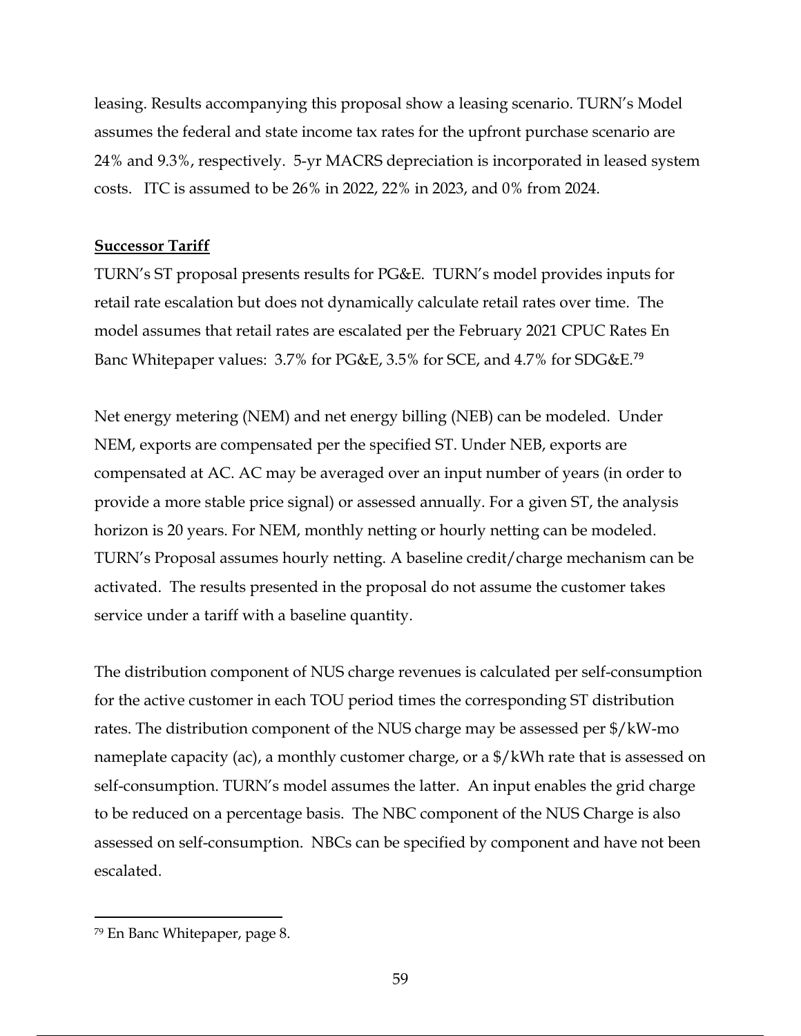leasing. Results accompanying this proposal show a leasing scenario. TURN's Model assumes the federal and state income tax rates for the upfront purchase scenario are 24% and 9.3%, respectively. 5-yr MACRS depreciation is incorporated in leased system costs. ITC is assumed to be 26% in 2022, 22% in 2023, and 0% from 2024.

**Successor Tariff**

TURN's ST proposal presents results for PG&E. TURN's model provides inputs for retail rate escalation but does not dynamically calculate retail rates over time. The model assumes that retail rates are escalated per the February 2021 CPUC Rates En Banc Whitepaper values: 3.7% for PG&E, 3.5% for SCE, and 4.7% for SDG&E.[79]

Net energy metering (NEM) and net energy billing (NEB) can be modeled. Under NEM, exports are compensated per the specified ST. Under NEB, exports are compensated at AC. AC may be averaged over an input number of years (in order to provide a more stable price signal) or assessed annually. For a given ST, the analysis horizon is 20 years. For NEM, monthly netting or hourly netting can be modeled. TURN's Proposal assumes hourly netting. A baseline credit/charge mechanism can be activated. The results presented in the proposal do not assume the customer takes service under a tariff with a baseline quantity.

The distribution component of NUS charge revenues is calculated per self-consumption for the active customer in each TOU period times the corresponding ST distribution rates. The distribution component of the NUS charge may be assessed per $/kW-mo nameplate capacity (ac), a monthly customer charge, or a $/kWh rate that is assessed on self-consumption. TURN's model assumes the latter. An input enables the grid charge to be reduced on a percentage basis. The NBC component of the NUS Charge is also assessed on self-consumption. NBCs can be specified by component and have not been escalated.

---

[79] En Banc Whitepaper, page 8.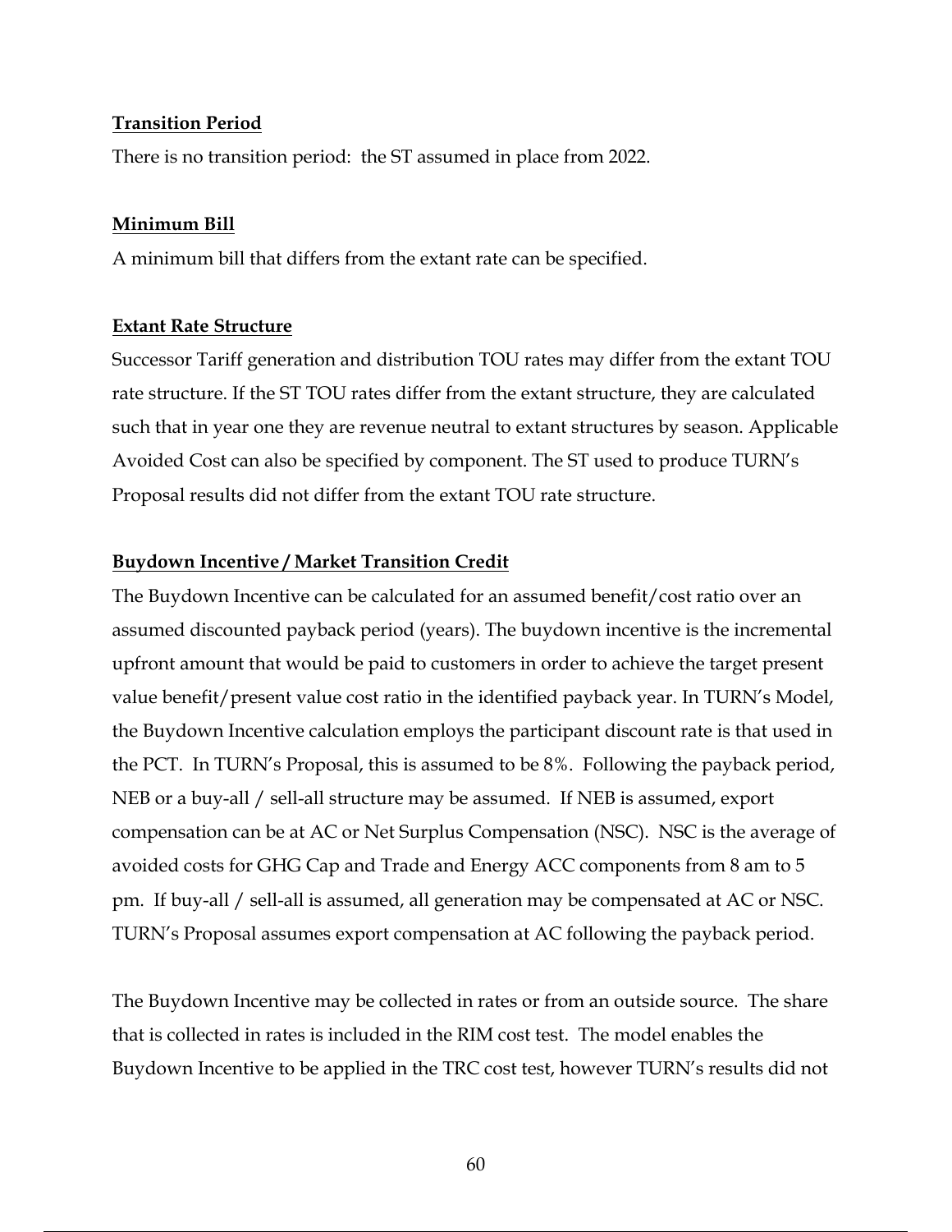**Transition Period**

There is no transition period: the ST assumed in place from 2022.

**Minimum Bill**

A minimum bill that differs from the extant rate can be specified.

**Extant Rate Structure**

Successor Tariff generation and distribution TOU rates may differ from the extant TOU rate structure. If the ST TOU rates differ from the extant structure, they are calculated such that in year one they are revenue neutral to extant structures by season. Applicable Avoided Cost can also be specified by component. The ST used to produce TURN's Proposal results did not differ from the extant TOU rate structure.

**Buydown Incentive / Market Transition Credit**

The Buydown Incentive can be calculated for an assumed benefit/cost ratio over an assumed discounted payback period (years). The buydown incentive is the incremental upfront amount that would be paid to customers in order to achieve the target present value benefit/present value cost ratio in the identified payback year. In TURN's Model, the Buydown Incentive calculation employs the participant discount rate is that used in the PCT. In TURN's Proposal, this is assumed to be 8%. Following the payback period, NEB or a buy-all / sell-all structure may be assumed. If NEB is assumed, export compensation can be at AC or Net Surplus Compensation (NSC). NSC is the average of avoided costs for GHG Cap and Trade and Energy ACC components from 8 am to 5 pm. If buy-all / sell-all is assumed, all generation may be compensated at AC or NSC. TURN's Proposal assumes export compensation at AC following the payback period.

The Buydown Incentive may be collected in rates or from an outside source. The share that is collected in rates is included in the RIM cost test. The model enables the Buydown Incentive to be applied in the TRC cost test, however TURN's results did not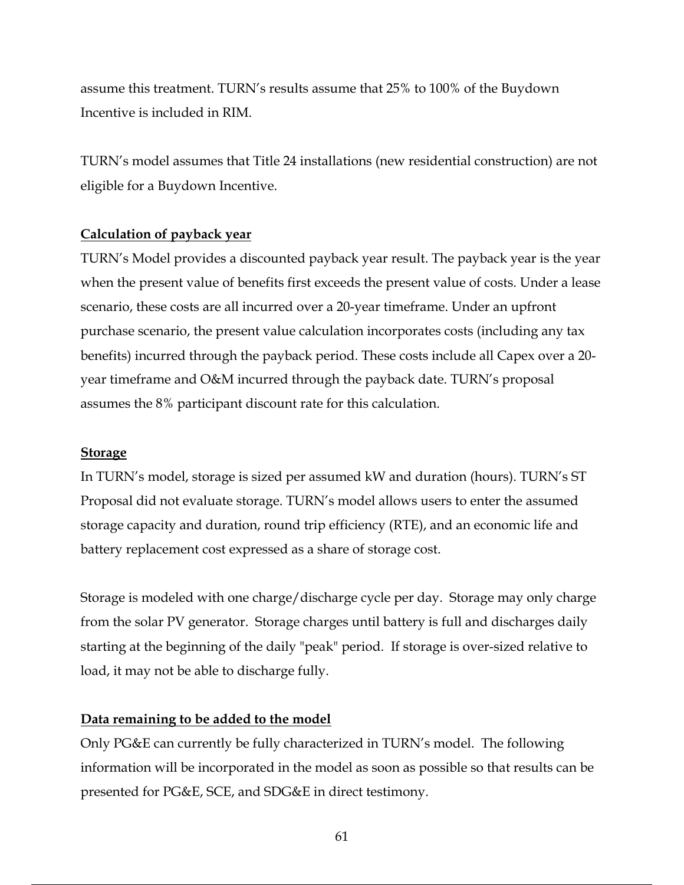assume this treatment. TURN's results assume that 25% to 100% of the Buydown Incentive is included in RIM.

TURN's model assumes that Title 24 installations (new residential construction) are not eligible for a Buydown Incentive.

**Calculation of payback year**

TURN's Model provides a discounted payback year result. The payback year is the year when the present value of benefits first exceeds the present value of costs. Under a lease scenario, these costs are all incurred over a 20-year timeframe. Under an upfront purchase scenario, the present value calculation incorporates costs (including any tax benefits) incurred through the payback period. These costs include all Capex over a 20-year timeframe and O&M incurred through the payback date. TURN's proposal assumes the 8% participant discount rate for this calculation.

**Storage**

In TURN's model, storage is sized per assumed kW and duration (hours). TURN's ST Proposal did not evaluate storage. TURN's model allows users to enter the assumed storage capacity and duration, round trip efficiency (RTE), and an economic life and battery replacement cost expressed as a share of storage cost.

Storage is modeled with one charge/discharge cycle per day. Storage may only charge from the solar PV generator. Storage charges until battery is full and discharges daily starting at the beginning of the daily "peak" period. If storage is over-sized relative to load, it may not be able to discharge fully.

**Data remaining to be added to the model**

Only PG&E can currently be fully characterized in TURN's model. The following information will be incorporated in the model as soon as possible so that results can be presented for PG&E, SCE, and SDG&E in direct testimony.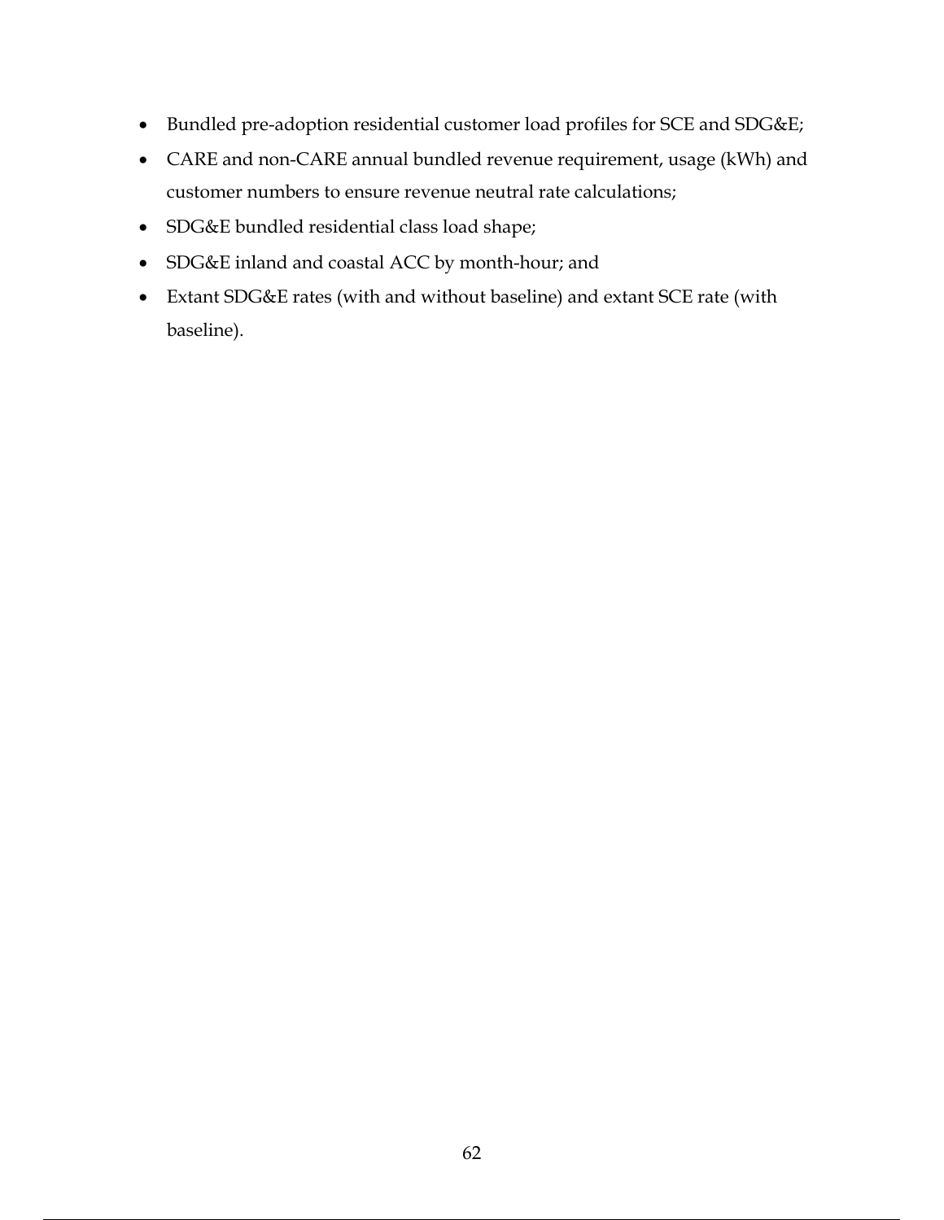- Bundled pre-adoption residential customer load profiles for SCE and SDG&E;
- CARE and non-CARE annual bundled revenue requirement, usage (kWh) and customer numbers to ensure revenue neutral rate calculations;
- SDG&E bundled residential class load shape;
- SDG&E inland and coastal ACC by month-hour; and
- Extant SDG&E rates (with and without baseline) and extant SCE rate (with baseline).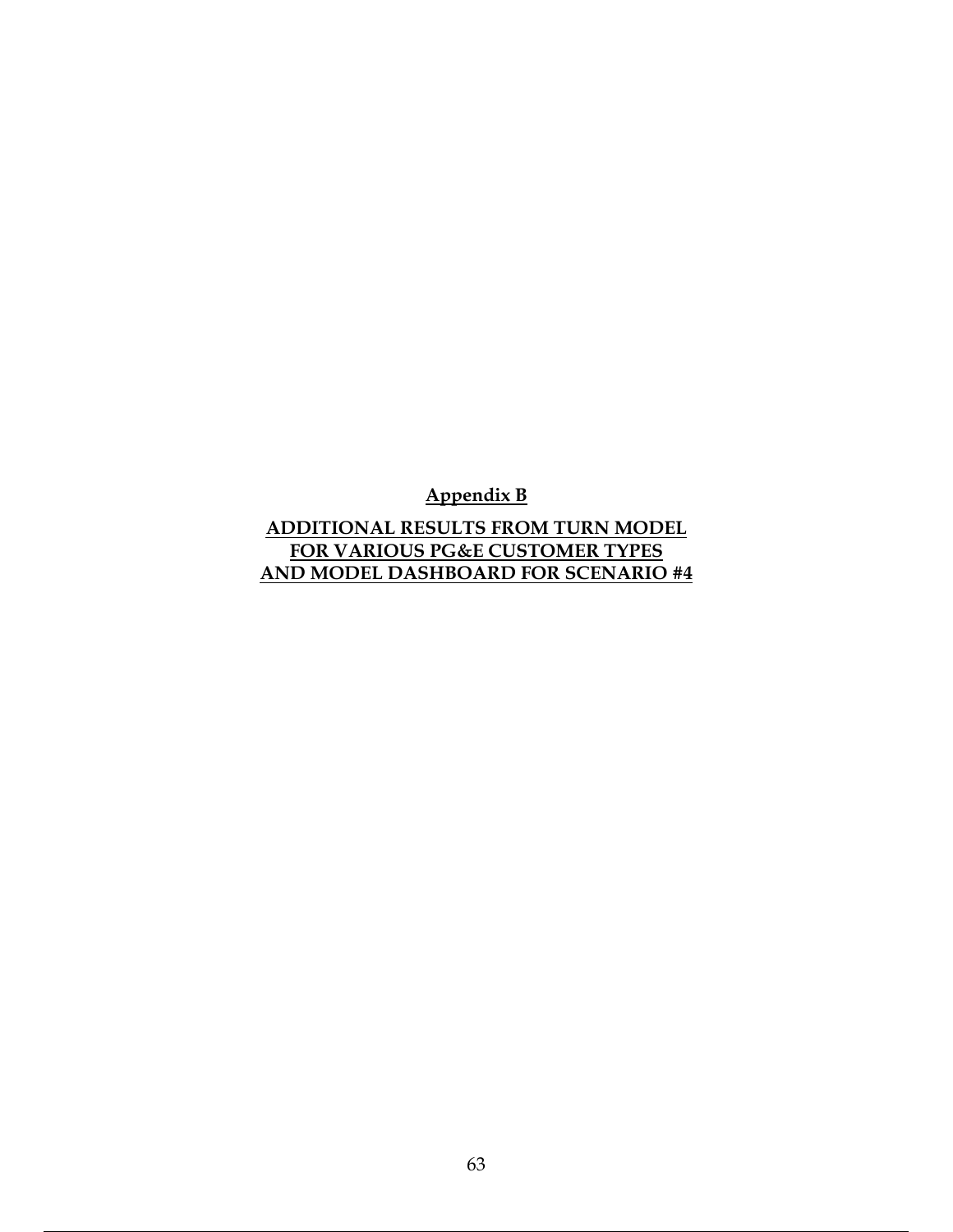# Appendix B

## ADDITIONAL RESULTS FROM TURN MODEL FOR VARIOUS PG&E CUSTOMER TYPES AND MODEL DASHBOARD FOR SCENARIO #4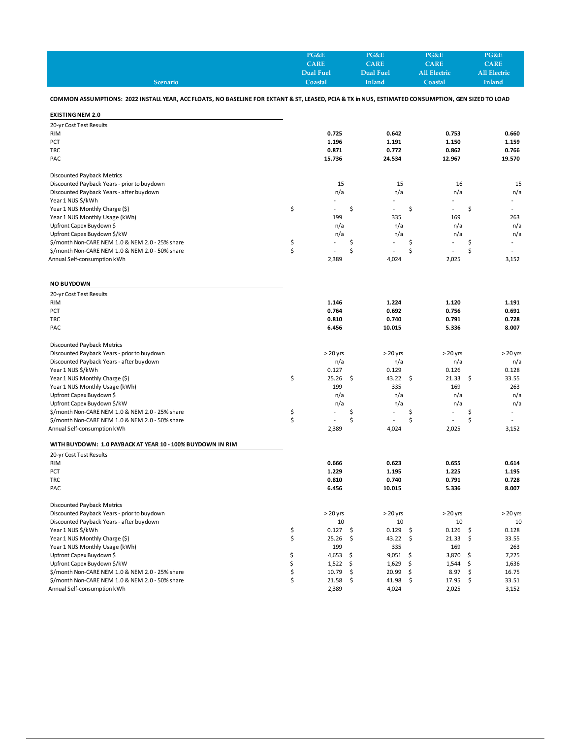| Scenario | PG&E CARE Dual Fuel Coastal | PG&E CARE Dual Fuel Inland | PG&E CARE All Electric Coastal | PG&E CARE All Electric Inland |
|---|---|---|---|---|

**COMMON ASSUMPTIONS: 2022 INSTALL YEAR, ACC FLOATS, NO BASELINE FOR EXTANT & ST, LEASED, PCIA & TX in NUS, ESTIMATED CONSUMPTION, GEN SIZED TO LOAD**

**EXISTING NEM 2.0**

| | PG&E CARE Dual Fuel Coastal | PG&E CARE Dual Fuel Inland | PG&E CARE All Electric Coastal | PG&E CARE All Electric Inland |
|---|---|---|---|---|
| 20-yr Cost Test Results | | | | |
| RIM | **0.725** | **0.642** | **0.753** | **0.660** |
| PCT | **1.196** | **1.191** | **1.150** | **1.159** |
| TRC | **0.871** | **0.772** | **0.862** | **0.766** |
| PAC | **15.736** | **24.534** | **12.967** | **19.570** |
| Discounted Payback Metrics | | | | |
| Discounted Payback Years - prior to buydown | 15 | 15 | 16 | 15 |
| Discounted Payback Years - after buydown | n/a | n/a | n/a | n/a |
| Year 1 NUS $/kWh | - | - | - | - |
| Year 1 NUS Monthly Charge ($) | $ - | $ - | $ - | $ - |
| Year 1 NUS Monthly Usage (kWh) | 199 | 335 | 169 | 263 |
| Upfront Capex Buydown $ | n/a | n/a | n/a | n/a |
| Upfront Capex Buydown $/kW | n/a | n/a | n/a | n/a |
| $/month Non-CARE NEM 1.0 & NEM 2.0 - 25% share | $ - | $ - | $ - | $ - |
| $/month Non-CARE NEM 1.0 & NEM 2.0 - 50% share | $ - | $ - | $ - | $ - |
| Annual Self-consumption kWh | 2,389 | 4,024 | 2,025 | 3,152 |

**NO BUYDOWN**

| | PG&E CARE Dual Fuel Coastal | PG&E CARE Dual Fuel Inland | PG&E CARE All Electric Coastal | PG&E CARE All Electric Inland |
|---|---|---|---|---|
| 20-yr Cost Test Results | | | | |
| RIM | **1.146** | **1.224** | **1.120** | **1.191** |
| PCT | **0.764** | **0.692** | **0.756** | **0.691** |
| TRC | **0.810** | **0.740** | **0.791** | **0.728** |
| PAC | **6.456** | **10.015** | **5.336** | **8.007** |
| Discounted Payback Metrics | | | | |
| Discounted Payback Years - prior to buydown | > 20 yrs | > 20 yrs | > 20 yrs | > 20 yrs |
| Discounted Payback Years - after buydown | n/a | n/a | n/a | n/a |
| Year 1 NUS $/kWh | 0.127 | 0.129 | 0.126 | 0.128 |
| Year 1 NUS Monthly Charge ($) | $ 25.26 | $ 43.22 | $ 21.33 | $ 33.55 |
| Year 1 NUS Monthly Usage (kWh) | 199 | 335 | 169 | 263 |
| Upfront Capex Buydown $ | n/a | n/a | n/a | n/a |
| Upfront Capex Buydown $/kW | n/a | n/a | n/a | n/a |
| $/month Non-CARE NEM 1.0 & NEM 2.0 - 25% share | $ - | $ - | $ - | $ - |
| $/month Non-CARE NEM 1.0 & NEM 2.0 - 50% share | $ - | $ - | $ - | $ - |
| Annual Self-consumption kWh | 2,389 | 4,024 | 2,025 | 3,152 |

**WITH BUYDOWN: 1.0 PAYBACK AT YEAR 10 - 100% BUYDOWN IN RIM**

| | PG&E CARE Dual Fuel Coastal | PG&E CARE Dual Fuel Inland | PG&E CARE All Electric Coastal | PG&E CARE All Electric Inland |
|---|---|---|---|---|
| 20-yr Cost Test Results | | | | |
| RIM | **0.666** | **0.623** | **0.655** | **0.614** |
| PCT | **1.229** | **1.195** | **1.225** | **1.195** |
| TRC | **0.810** | **0.740** | **0.791** | **0.728** |
| PAC | **6.456** | **10.015** | **5.336** | **8.007** |
| Discounted Payback Metrics | | | | |
| Discounted Payback Years - prior to buydown | > 20 yrs | > 20 yrs | > 20 yrs | > 20 yrs |
| Discounted Payback Years - after buydown | 10 | 10 | 10 | 10 |
| Year 1 NUS $/kWh | $ 0.127 | $ 0.129 | $ 0.126 | $ 0.128 |
| Year 1 NUS Monthly Charge ($) | $ 25.26 | $ 43.22 | $ 21.33 | $ 33.55 |
| Year 1 NUS Monthly Usage (kWh) | 199 | 335 | 169 | 263 |
| Upfront Capex Buydown $ | $ 4,653 | $ 9,051 | $ 3,870 | $ 7,225 |
| Upfront Capex Buydown $/kW | $ 1,522 | $ 1,629 | $ 1,544 | $ 1,636 |
| $/month Non-CARE NEM 1.0 & NEM 2.0 - 25% share | $ 10.79 | $ 20.99 | $ 8.97 | $ 16.75 |
| $/month Non-CARE NEM 1.0 & NEM 2.0 - 50% share | $ 21.58 | $ 41.98 | $ 17.95 | $ 33.51 |
| Annual Self-consumption kWh | 2,389 | 4,024 | 2,025 | 3,152 |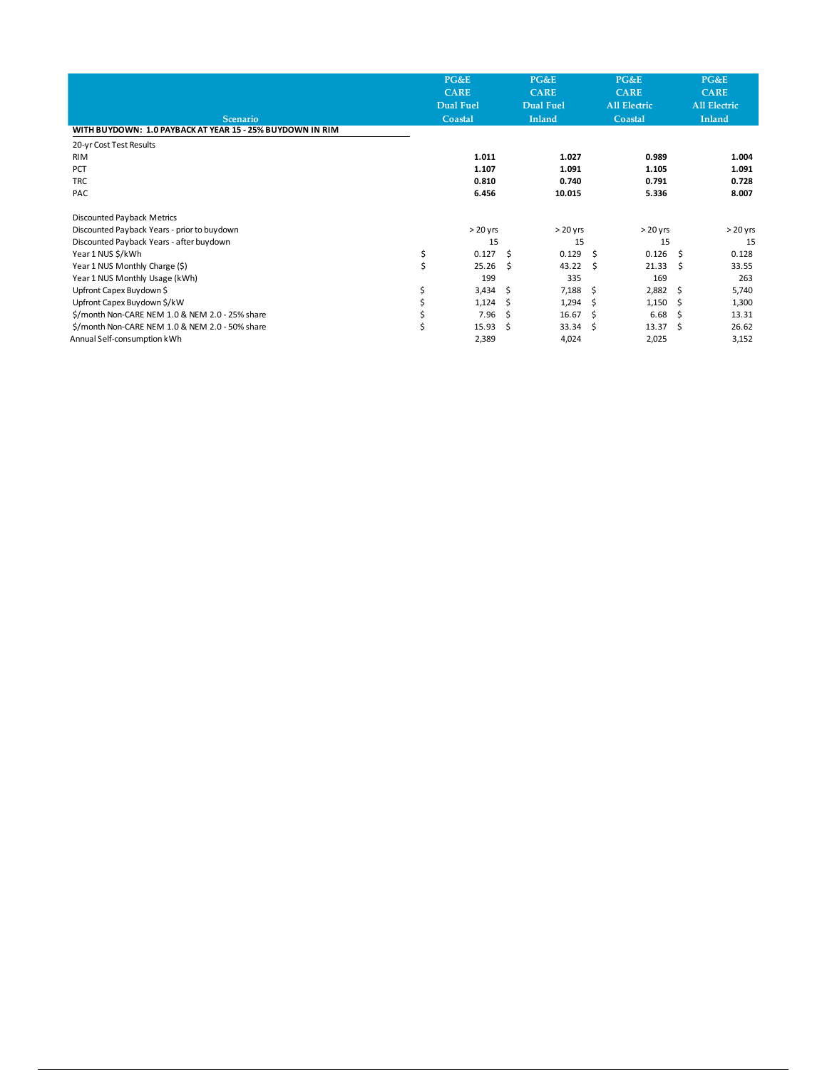| Scenario | PG&E CARE Dual Fuel Coastal | PG&E CARE Dual Fuel Inland | PG&E CARE All Electric Coastal | PG&E CARE All Electric Inland |
|---|---|---|---|---|
| **WITH BUYDOWN: 1.0 PAYBACK AT YEAR 15 - 25% BUYDOWN IN RIM** | | | | |
| 20-yr Cost Test Results | | | | |
| RIM | **1.011** | **1.027** | **0.989** | **1.004** |
| PCT | **1.107** | **1.091** | **1.105** | **1.091** |
| TRC | **0.810** | **0.740** | **0.791** | **0.728** |
| PAC | **6.456** | **10.015** | **5.336** | **8.007** |
| | | | | |
| Discounted Payback Metrics | | | | |
| Discounted Payback Years - prior to buydown | > 20 yrs | > 20 yrs | > 20 yrs | > 20 yrs |
| Discounted Payback Years - after buydown | 15 | 15 | 15 | 15 |
| Year 1 NUS $/kWh | $ 0.127 | $ 0.129 | $ 0.126 | $ 0.128 |
| Year 1 NUS Monthly Charge ($) | $ 25.26 | $ 43.22 | $ 21.33 | $ 33.55 |
| Year 1 NUS Monthly Usage (kWh) | 199 | 335 | 169 | 263 |
| Upfront Capex Buydown $ | $ 3,434 | $ 7,188 | $ 2,882 | $ 5,740 |
| Upfront Capex Buydown $/kW | $ 1,124 | $ 1,294 | $ 1,150 | $ 1,300 |
| $/month Non-CARE NEM 1.0 & NEM 2.0 - 25% share | $ 7.96 | $ 16.67 | $ 6.68 | $ 13.31 |
| $/month Non-CARE NEM 1.0 & NEM 2.0 - 50% share | $ 15.93 | $ 33.34 | $ 13.37 | $ 26.62 |
| Annual Self-consumption kWh | 2,389 | 4,024 | 2,025 | 3,152 |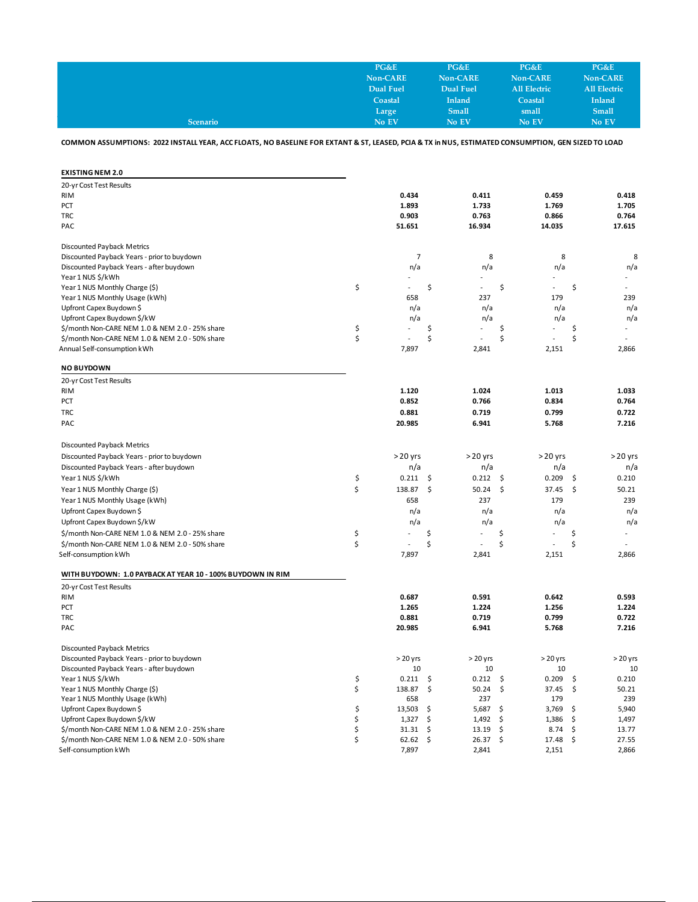| Scenario | PG&E Non-CARE Dual Fuel Coastal Large No EV | PG&E Non-CARE Dual Fuel Inland Small No EV | PG&E Non-CARE All Electric Coastal small No EV | PG&E Non-CARE All Electric Inland Small No EV |
|---|---|---|---|---|

**COMMON ASSUMPTIONS: 2022 INSTALL YEAR, ACC FLOATS, NO BASELINE FOR EXTANT & ST, LEASED, PCIA & TX in NUS, ESTIMATED CONSUMPTION, GEN SIZED TO LOAD**

| **EXISTING NEM 2.0** | | | | |
|---|---|---|---|---|
| 20-yr Cost Test Results | | | | |
| RIM | **0.434** | **0.411** | **0.459** | **0.418** |
| PCT | **1.893** | **1.733** | **1.769** | **1.705** |
| TRC | **0.903** | **0.763** | **0.866** | **0.764** |
| PAC | **51.651** | **16.934** | **14.035** | **17.615** |
| | | | | |
| Discounted Payback Metrics | | | | |
| Discounted Payback Years - prior to buydown | 7 | 8 | 8 | 8 |
| Discounted Payback Years - after buydown | n/a | n/a | n/a | n/a |
| Year 1 NUS $/kWh | - | - | - | - |
| Year 1 NUS Monthly Charge ($) | $ - | $ - | $ - | $ - |
| Year 1 NUS Monthly Usage (kWh) | 658 | 237 | 179 | 239 |
| Upfront Capex Buydown $ | n/a | n/a | n/a | n/a |
| Upfront Capex Buydown $/kW | n/a | n/a | n/a | n/a |
| $/month Non-CARE NEM 1.0 & NEM 2.0 - 25% share | $ - | $ - | $ - | $ - |
| $/month Non-CARE NEM 1.0 & NEM 2.0 - 50% share | $ - | $ - | $ - | $ - |
| Annual Self-consumption kWh | 7,897 | 2,841 | 2,151 | 2,866 |

| **NO BUYDOWN** | | | | |
|---|---|---|---|---|
| 20-yr Cost Test Results | | | | |
| RIM | **1.120** | **1.024** | **1.013** | **1.033** |
| PCT | **0.852** | **0.766** | **0.834** | **0.764** |
| TRC | **0.881** | **0.719** | **0.799** | **0.722** |
| PAC | **20.985** | **6.941** | **5.768** | **7.216** |
| | | | | |
| Discounted Payback Metrics | | | | |
| Discounted Payback Years - prior to buydown | > 20 yrs | > 20 yrs | > 20 yrs | > 20 yrs |
| Discounted Payback Years - after buydown | n/a | n/a | n/a | n/a |
| Year 1 NUS $/kWh | $ 0.211 | $ 0.212 | $ 0.209 | $ 0.210 |
| Year 1 NUS Monthly Charge ($) | $ 138.87 | $ 50.24 | $ 37.45 | $ 50.21 |
| Year 1 NUS Monthly Usage (kWh) | 658 | 237 | 179 | 239 |
| Upfront Capex Buydown $ | n/a | n/a | n/a | n/a |
| Upfront Capex Buydown $/kW | n/a | n/a | n/a | n/a |
| $/month Non-CARE NEM 1.0 & NEM 2.0 - 25% share | $ - | $ - | $ - | $ - |
| $/month Non-CARE NEM 1.0 & NEM 2.0 - 50% share | $ - | $ - | $ - | $ - |
| Self-consumption kWh | 7,897 | 2,841 | 2,151 | 2,866 |

| **WITH BUYDOWN: 1.0 PAYBACK AT YEAR 10 - 100% BUYDOWN IN RIM** | | | | |
|---|---|---|---|---|
| 20-yr Cost Test Results | | | | |
| RIM | **0.687** | **0.591** | **0.642** | **0.593** |
| PCT | **1.265** | **1.224** | **1.256** | **1.224** |
| TRC | **0.881** | **0.719** | **0.799** | **0.722** |
| PAC | **20.985** | **6.941** | **5.768** | **7.216** |
| | | | | |
| Discounted Payback Metrics | | | | |
| Discounted Payback Years - prior to buydown | > 20 yrs | > 20 yrs | > 20 yrs | > 20 yrs |
| Discounted Payback Years - after buydown | 10 | 10 | 10 | 10 |
| Year 1 NUS $/kWh | $ 0.211 | $ 0.212 | $ 0.209 | $ 0.210 |
| Year 1 NUS Monthly Charge ($) | $ 138.87 | $ 50.24 | $ 37.45 | $ 50.21 |
| Year 1 NUS Monthly Usage (kWh) | 658 | 237 | 179 | 239 |
| Upfront Capex Buydown $ | $ 13,503 | $ 5,687 | $ 3,769 | $ 5,940 |
| Upfront Capex Buydown $/kW | $ 1,327 | $ 1,492 | $ 1,386 | $ 1,497 |
| $/month Non-CARE NEM 1.0 & NEM 2.0 - 25% share | $ 31.31 | $ 13.19 | $ 8.74 | $ 13.77 |
| $/month Non-CARE NEM 1.0 & NEM 2.0 - 50% share | $ 62.62 | $ 26.37 | $ 17.48 | $ 27.55 |
| Self-consumption kWh | 7,897 | 2,841 | 2,151 | 2,866 |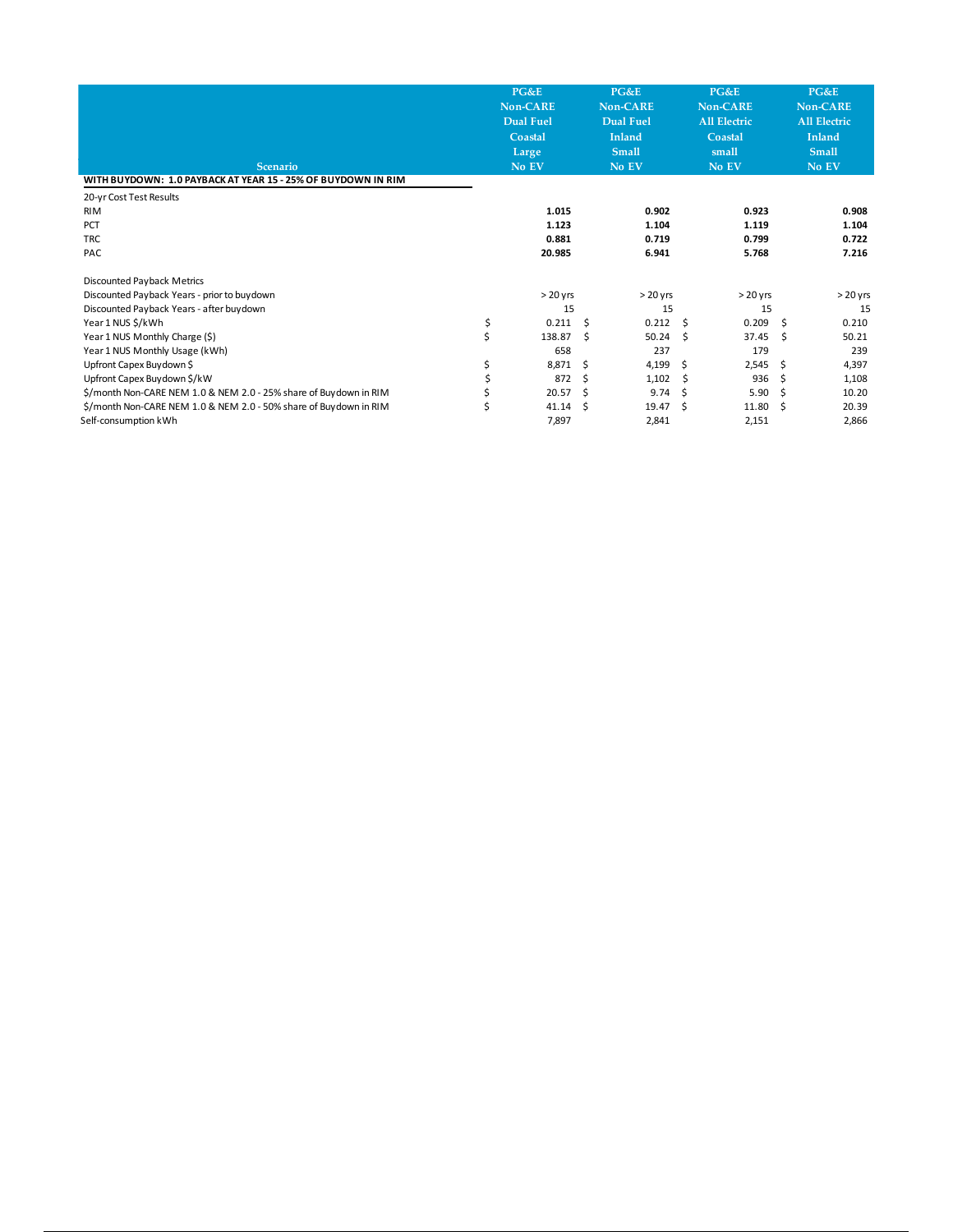| Scenario | PG&E Non-CARE Dual Fuel Coastal Large No EV | PG&E Non-CARE Dual Fuel Inland Small No EV | PG&E Non-CARE All Electric Coastal small No EV | PG&E Non-CARE All Electric Inland Small No EV |
|---|---|---|---|---|
| **WITH BUYDOWN: 1.0 PAYBACK AT YEAR 15 - 25% OF BUYDOWN IN RIM** | | | | |
| 20-yr Cost Test Results | | | | |
| RIM | **1.015** | **0.902** | **0.923** | **0.908** |
| PCT | **1.123** | **1.104** | **1.119** | **1.104** |
| TRC | **0.881** | **0.719** | **0.799** | **0.722** |
| PAC | **20.985** | **6.941** | **5.768** | **7.216** |
| Discounted Payback Metrics | | | | |
| Discounted Payback Years - prior to buydown | > 20 yrs | > 20 yrs | > 20 yrs | > 20 yrs |
| Discounted Payback Years - after buydown | 15 | 15 | 15 | 15 |
| Year 1 NUS $/kWh | $ 0.211 | $ 0.212 | $ 0.209 | $ 0.210 |
| Year 1 NUS Monthly Charge ($) | $ 138.87 | $ 50.24 | $ 37.45 | $ 50.21 |
| Year 1 NUS Monthly Usage (kWh) | 658 | 237 | 179 | 239 |
| Upfront Capex Buydown $ | $ 8,871 | $ 4,199 | $ 2,545 | $ 4,397 |
| Upfront Capex Buydown $/kW | $ 872 | $ 1,102 | $ 936 | $ 1,108 |
| $/month Non-CARE NEM 1.0 & NEM 2.0 - 25% share of Buydown in RIM | $ 20.57 | $ 9.74 | $ 5.90 | $ 10.20 |
| $/month Non-CARE NEM 1.0 & NEM 2.0 - 50% share of Buydown in RIM | $ 41.14 | $ 19.47 | $ 11.80 | $ 20.39 |
| Self-consumption kWh | 7,897 | 2,841 | 2,151 | 2,866 |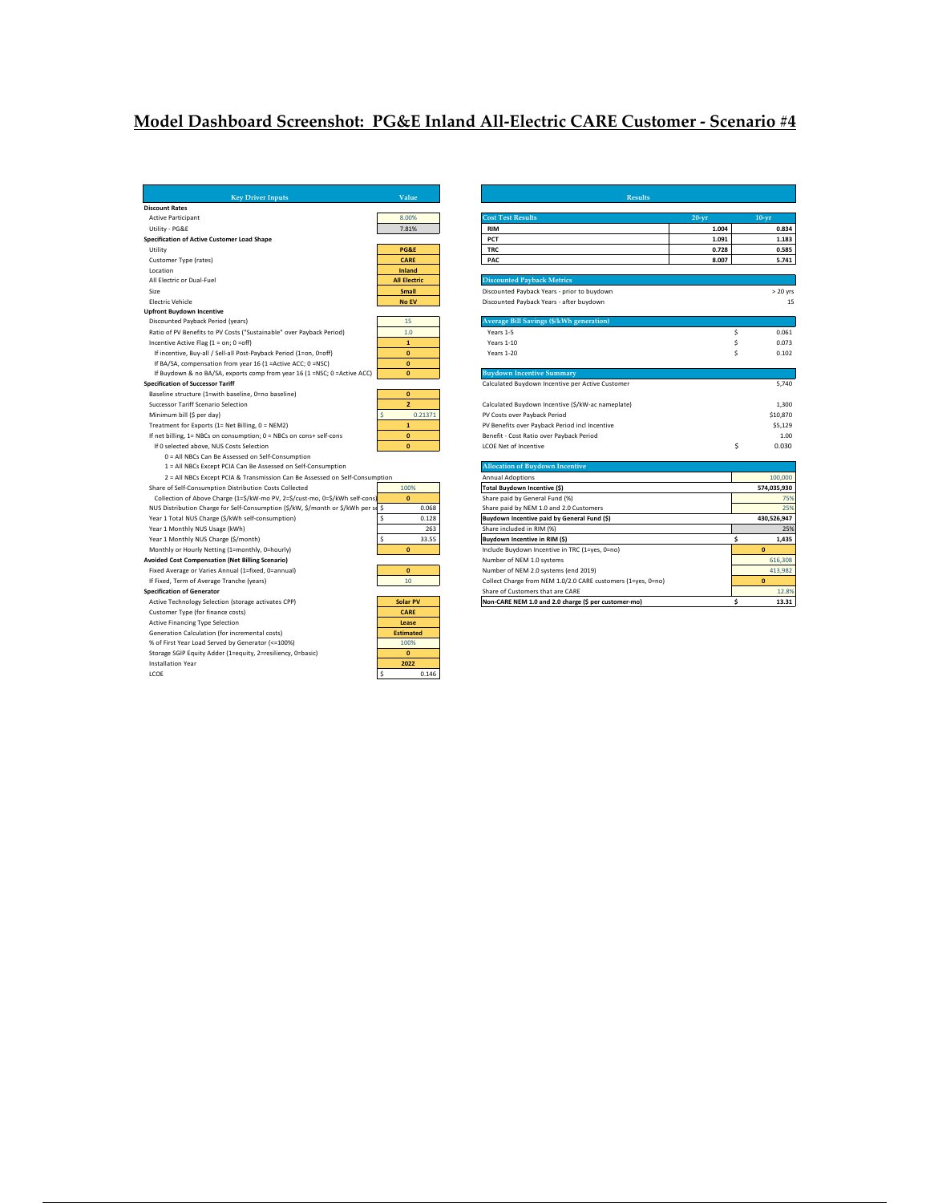# Model Dashboard Screenshot: PG&E Inland All-Electric CARE Customer - Scenario #4

| Key Driver Inputs | Value |
|---|---|
| **Discount Rates** | |
| Active Participant | 8.00% |
| Utility - PG&E | 7.81% |
| **Specification of Active Customer Load Shape** | |
| Utility | PG&E |
| Customer Type (rates) | CARE |
| Location | Inland |
| All Electric or Dual-Fuel | All Electric |
| Size | Small |
| Electric Vehicle | No EV |
| **Upfront Buydown Incentive** | |
| Discounted Payback Period (years) | 15 |
| Ratio of PV Benefits to PV Costs ("Sustainable" over Payback Period) | 1.0 |
| Incentive Active Flag (1 = on; 0 =off) | 1 |
| If incentive, Buy-all / Sell-all Post-Payback Period (1=on, 0=off) | 0 |
| If BA/SA, compensation from year 16 (1 =Active ACC; 0 =NSC) | 0 |
| If Buydown & no BA/SA, exports comp from year 16 (1 =NSC; 0 =Active ACC) | 0 |
| **Specification of Successor Tariff** | |
| Baseline structure (1=with baseline, 0=no baseline) | 0 |
| Successor Tariff Scenario Selection | 2 |
| Minimum bill ($ per day) | $ 0.21371 |
| Treatment for Exports (1= Net Billing, 0 = NEM2) | 1 |
| If net billing, 1= NBCs on consumption; 0 = NBCs on cons+ self-cons | 0 |
| If 0 selected above, NUS Costs Selection | 0 |
| 0 = All NBCs Can Be Assessed on Self-Consumption | |
| 1 = All NBCs Except PCIA Can Be Assessed on Self-Consumption | |
| 2 = All NBCs Except PCIA & Transmission Can Be Assessed on Self-Consumption | |
| Share of Self-Consumption Distribution Costs Collected | 100% |
| Collection of Above Charge (1=$/kW-mo PV, 2=$/cust-mo, 0=$/kWh self-cons) | 0 |
| NUS Distribution Charge for Self-Consumption ($/kW, $/month or $/kWh per se | $ 0.068 |
| Year 1 Total NUS Charge ($/kWh self-consumption) | $ 0.128 |
| Year 1 Monthly NUS Usage (kWh) | 263 |
| Year 1 Monthly NUS Charge ($/month) | $ 33.55 |
| Monthly or Hourly Netting (1=monthly, 0=hourly) | 0 |
| **Avoided Cost Compensation (Net Billing Scenario)** | |
| Fixed Average or Varies Annual (1=fixed, 0=annual) | 0 |
| If Fixed, Term of Average Tranche (years) | 10 |
| **Specification of Generator** | |
| Active Technology Selection (storage activates CPP) | Solar PV |
| Customer Type (for finance costs) | CARE |
| Active Financing Type Selection | Lease |
| Generation Calculation (for incremental costs) | Estimated |
| % of First Year Load Served by Generator (<=100%) | 100% |
| Storage SGIP Equity Adder (1=equity, 2=resiliency, 0=basic) | 0 |
| Installation Year | 2022 |
| LCOE | $ 0.146 |

**Results**

| Cost Test Results | 20-yr | 10-yr |
|---|---|---|
| RIM | 1.004 | 0.834 |
| PCT | 1.091 | 1.183 |
| TRC | 0.728 | 0.585 |
| PAC | 8.007 | 5.741 |

| Discounted Payback Metrics | |
|---|---|
| Discounted Payback Years - prior to buydown | > 20 yrs |
| Discounted Payback Years - after buydown | 15 |

| Average Bill Savings ($/kWh generation) | |
|---|---|
| Years 1-5 | $ 0.061 |
| Years 1-10 | $ 0.073 |
| Years 1-20 | $ 0.102 |

| Buydown Incentive Summary | |
|---|---|
| Calculated Buydown Incentive per Active Customer | 5,740 |
| Calculated Buydown Incentive ($/kW-ac nameplate) | 1,300 |
| PV Costs over Payback Period | $10,870 |
| PV Benefits over Payback Period incl Incentive | $5,129 |
| Benefit - Cost Ratio over Payback Period | 1.00 |
| LCOE Net of Incentive | $ 0.030 |

| Allocation of Buydown Incentive | |
|---|---|
| Annual Adoptions | 100,000 |
| **Total Buydown Incentive ($)** | **574,035,930** |
| Share paid by General Fund (%) | 75% |
| Share paid by NEM 1.0 and 2.0 Customers | 25% |
| **Buydown Incentive paid by General Fund ($)** | **430,526,947** |
| Share included in RIM (%) | 25% |
| **Buydown Incentive in RIM ($)** | **$ 1,435** |
| Include Buydown Incentive in TRC (1=yes, 0=no) | 0 |
| Number of NEM 1.0 systems | 616,308 |
| Number of NEM 2.0 systems (end 2019) | 413,982 |
| Collect Charge from NEM 1.0/2.0 CARE customers (1=yes, 0=no) | 0 |
| Share of Customers that are CARE | 12.8% |
| **Non-CARE NEM 1.0 and 2.0 charge ($ per customer-mo)** | **$ 13.31** |